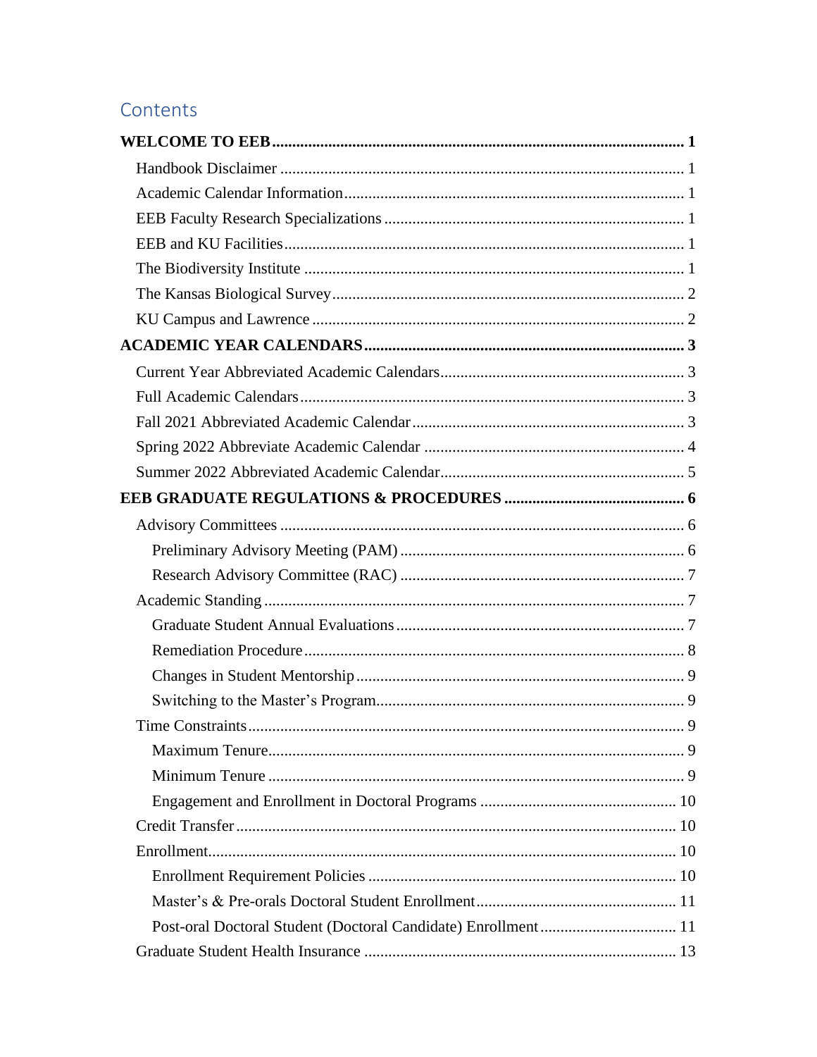# Contents

**WELCOME TO EEB** .......... **1**

- Handbook Disclaimer .......... 1
- Academic Calendar Information .......... 1
- EEB Faculty Research Specializations .......... 1
- EEB and KU Facilities .......... 1
- The Biodiversity Institute .......... 1
- The Kansas Biological Survey .......... 2
- KU Campus and Lawrence .......... 2

**ACADEMIC YEAR CALENDARS** .......... **3**

- Current Year Abbreviated Academic Calendars .......... 3
- Full Academic Calendars .......... 3
- Fall 2021 Abbreviated Academic Calendar .......... 3
- Spring 2022 Abbreviate Academic Calendar .......... 4
- Summer 2022 Abbreviated Academic Calendar .......... 5

**EEB GRADUATE REGULATIONS & PROCEDURES** .......... **6**

- Advisory Committees .......... 6
  - Preliminary Advisory Meeting (PAM) .......... 6
  - Research Advisory Committee (RAC) .......... 7
- Academic Standing .......... 7
  - Graduate Student Annual Evaluations .......... 7
  - Remediation Procedure .......... 8
  - Changes in Student Mentorship .......... 9
  - Switching to the Master's Program .......... 9
- Time Constraints .......... 9
  - Maximum Tenure .......... 9
  - Minimum Tenure .......... 9
  - Engagement and Enrollment in Doctoral Programs .......... 10
- Credit Transfer .......... 10
- Enrollment .......... 10
  - Enrollment Requirement Policies .......... 10
  - Master's & Pre-orals Doctoral Student Enrollment .......... 11
  - Post-oral Doctoral Student (Doctoral Candidate) Enrollment .......... 11
- Graduate Student Health Insurance .......... 13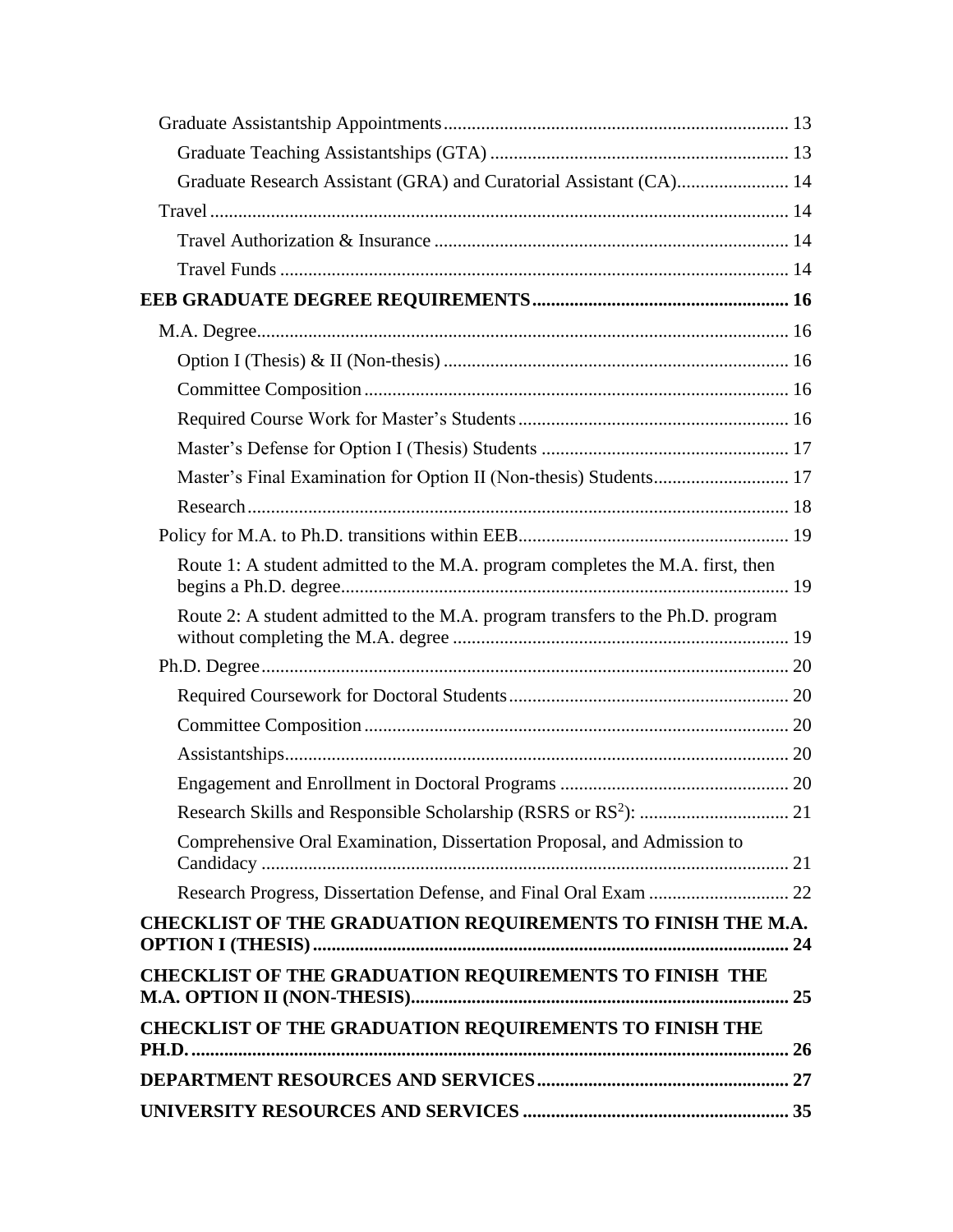Graduate Assistantship Appointments ........ 13

- Graduate Teaching Assistantships (GTA) ........ 13
- Graduate Research Assistant (GRA) and Curatorial Assistant (CA) ........ 14

Travel ........ 14

- Travel Authorization & Insurance ........ 14
- Travel Funds ........ 14

**EEB GRADUATE DEGREE REQUIREMENTS ........ 16**

M.A. Degree ........ 16

- Option I (Thesis) & II (Non-thesis) ........ 16
- Committee Composition ........ 16
- Required Course Work for Master's Students ........ 16
- Master's Defense for Option I (Thesis) Students ........ 17
- Master's Final Examination for Option II (Non-thesis) Students ........ 17
- Research ........ 18

Policy for M.A. to Ph.D. transitions within EEB ........ 19

- Route 1: A student admitted to the M.A. program completes the M.A. first, then begins a Ph.D. degree ........ 19
- Route 2: A student admitted to the M.A. program transfers to the Ph.D. program without completing the M.A. degree ........ 19

Ph.D. Degree ........ 20

- Required Coursework for Doctoral Students ........ 20
- Committee Composition ........ 20
- Assistantships ........ 20
- Engagement and Enrollment in Doctoral Programs ........ 20
- Research Skills and Responsible Scholarship (RSRS or $RS^2$): ........ 21
- Comprehensive Oral Examination, Dissertation Proposal, and Admission to Candidacy ........ 21
- Research Progress, Dissertation Defense, and Final Oral Exam ........ 22

**CHECKLIST OF THE GRADUATION REQUIREMENTS TO FINISH THE M.A. OPTION I (THESIS) ........ 24**

**CHECKLIST OF THE GRADUATION REQUIREMENTS TO FINISH THE M.A. OPTION II (NON-THESIS) ........ 25**

**CHECKLIST OF THE GRADUATION REQUIREMENTS TO FINISH THE PH.D. ........ 26**

**DEPARTMENT RESOURCES AND SERVICES ........ 27**

**UNIVERSITY RESOURCES AND SERVICES ........ 35**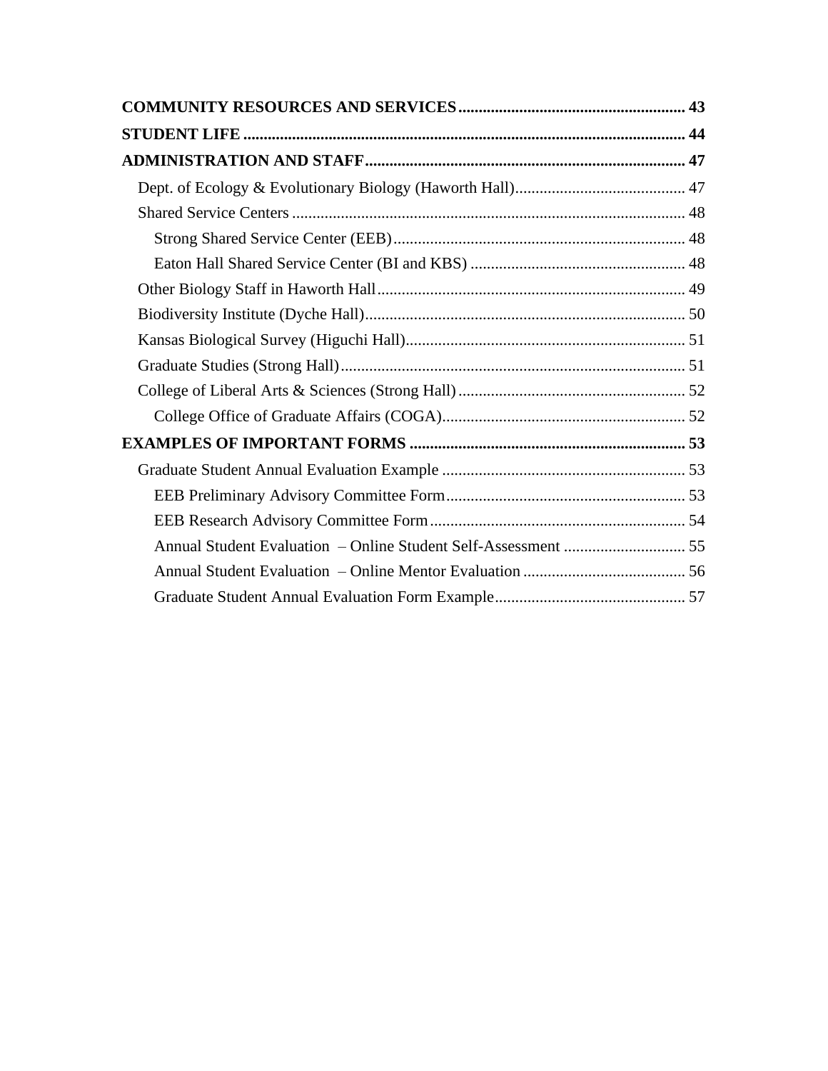**COMMUNITY RESOURCES AND SERVICES** ........................................................ **43**

**STUDENT LIFE** ............................................................................................................ **44**

**ADMINISTRATION AND STAFF** .............................................................................. **47**

- Dept. of Ecology & Evolutionary Biology (Haworth Hall) .......................................... 47
- Shared Service Centers ................................................................................................ 48
  - Strong Shared Service Center (EEB) ........................................................................ 48
  - Eaton Hall Shared Service Center (BI and KBS) ..................................................... 48
- Other Biology Staff in Haworth Hall ............................................................................ 49
- Biodiversity Institute (Dyche Hall) ............................................................................... 50
- Kansas Biological Survey (Higuchi Hall) ..................................................................... 51
- Graduate Studies (Strong Hall) ..................................................................................... 51
- College of Liberal Arts & Sciences (Strong Hall) ........................................................ 52
  - College Office of Graduate Affairs (COGA) ............................................................ 52

**EXAMPLES OF IMPORTANT FORMS** .................................................................... **53**

- Graduate Student Annual Evaluation Example ............................................................ 53
  - EEB Preliminary Advisory Committee Form ............................................................ 53
  - EEB Research Advisory Committee Form ............................................................... 54
  - Annual Student Evaluation – Online Student Self-Assessment .............................. 55
  - Annual Student Evaluation – Online Mentor Evaluation ........................................ 56
  - Graduate Student Annual Evaluation Form Example ............................................... 57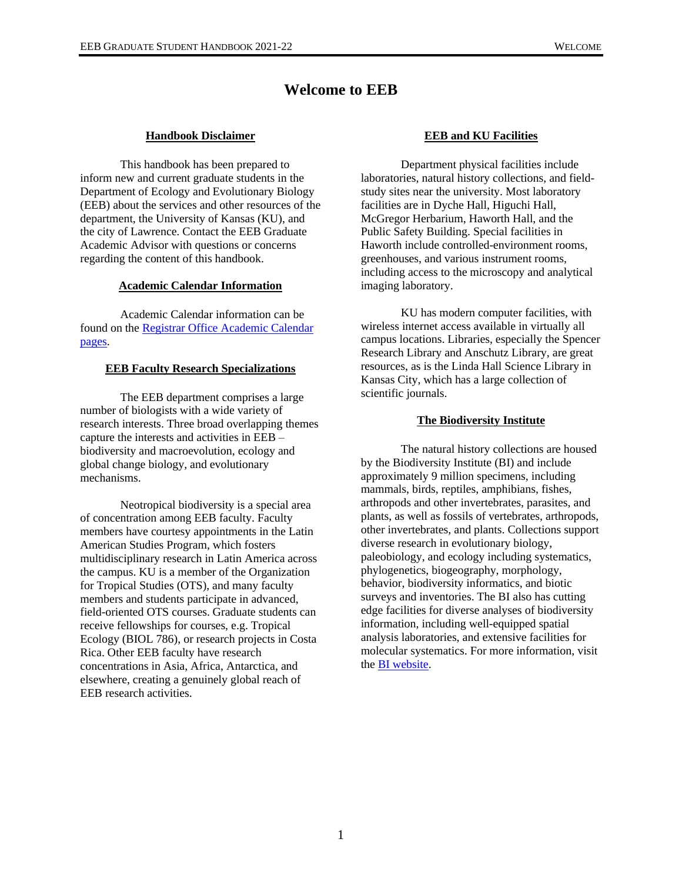# Welcome to EEB

## Handbook Disclaimer

This handbook has been prepared to inform new and current graduate students in the Department of Ecology and Evolutionary Biology (EEB) about the services and other resources of the department, the University of Kansas (KU), and the city of Lawrence. Contact the EEB Graduate Academic Advisor with questions or concerns regarding the content of this handbook.

## Academic Calendar Information

Academic Calendar information can be found on the Registrar Office Academic Calendar pages.

## EEB Faculty Research Specializations

The EEB department comprises a large number of biologists with a wide variety of research interests. Three broad overlapping themes capture the interests and activities in EEB – biodiversity and macroevolution, ecology and global change biology, and evolutionary mechanisms.

Neotropical biodiversity is a special area of concentration among EEB faculty. Faculty members have courtesy appointments in the Latin American Studies Program, which fosters multidisciplinary research in Latin America across the campus. KU is a member of the Organization for Tropical Studies (OTS), and many faculty members and students participate in advanced, field-oriented OTS courses. Graduate students can receive fellowships for courses, e.g. Tropical Ecology (BIOL 786), or research projects in Costa Rica. Other EEB faculty have research concentrations in Asia, Africa, Antarctica, and elsewhere, creating a genuinely global reach of EEB research activities.

## EEB and KU Facilities

Department physical facilities include laboratories, natural history collections, and field-study sites near the university. Most laboratory facilities are in Dyche Hall, Higuchi Hall, McGregor Herbarium, Haworth Hall, and the Public Safety Building. Special facilities in Haworth include controlled-environment rooms, greenhouses, and various instrument rooms, including access to the microscopy and analytical imaging laboratory.

KU has modern computer facilities, with wireless internet access available in virtually all campus locations. Libraries, especially the Spencer Research Library and Anschutz Library, are great resources, as is the Linda Hall Science Library in Kansas City, which has a large collection of scientific journals.

## The Biodiversity Institute

The natural history collections are housed by the Biodiversity Institute (BI) and include approximately 9 million specimens, including mammals, birds, reptiles, amphibians, fishes, arthropods and other invertebrates, parasites, and plants, as well as fossils of vertebrates, arthropods, other invertebrates, and plants. Collections support diverse research in evolutionary biology, paleobiology, and ecology including systematics, phylogenetics, biogeography, morphology, behavior, biodiversity informatics, and biotic surveys and inventories. The BI also has cutting edge facilities for diverse analyses of biodiversity information, including well-equipped spatial analysis laboratories, and extensive facilities for molecular systematics. For more information, visit the BI website.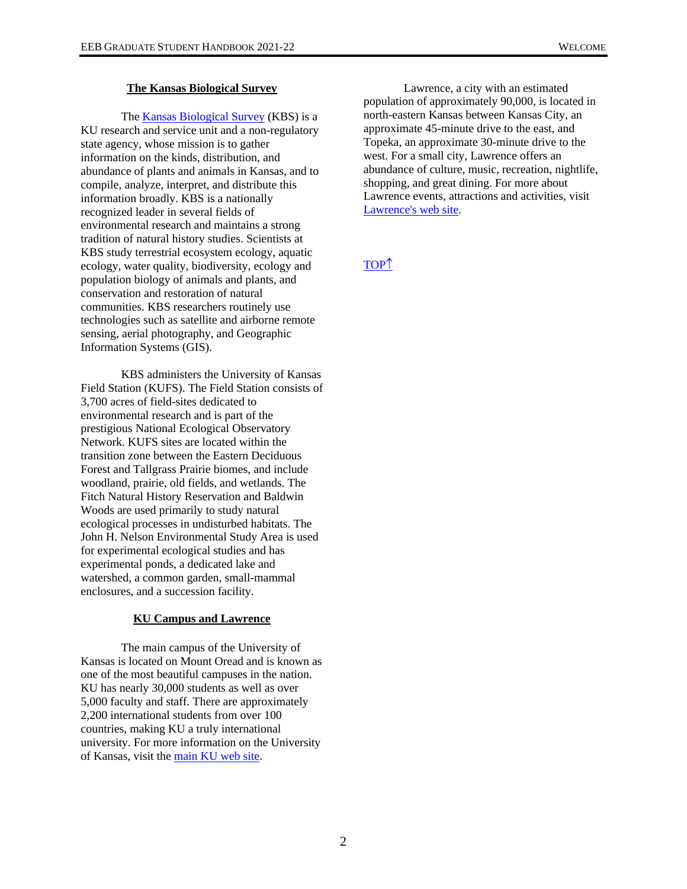## The Kansas Biological Survey

The Kansas Biological Survey (KBS) is a KU research and service unit and a non-regulatory state agency, whose mission is to gather information on the kinds, distribution, and abundance of plants and animals in Kansas, and to compile, analyze, interpret, and distribute this information broadly. KBS is a nationally recognized leader in several fields of environmental research and maintains a strong tradition of natural history studies. Scientists at KBS study terrestrial ecosystem ecology, aquatic ecology, water quality, biodiversity, ecology and population biology of animals and plants, and conservation and restoration of natural communities. KBS researchers routinely use technologies such as satellite and airborne remote sensing, aerial photography, and Geographic Information Systems (GIS).

KBS administers the University of Kansas Field Station (KUFS). The Field Station consists of 3,700 acres of field-sites dedicated to environmental research and is part of the prestigious National Ecological Observatory Network. KUFS sites are located within the transition zone between the Eastern Deciduous Forest and Tallgrass Prairie biomes, and include woodland, prairie, old fields, and wetlands. The Fitch Natural History Reservation and Baldwin Woods are used primarily to study natural ecological processes in undisturbed habitats. The John H. Nelson Environmental Study Area is used for experimental ecological studies and has experimental ponds, a dedicated lake and watershed, a common garden, small-mammal enclosures, and a succession facility.

## KU Campus and Lawrence

The main campus of the University of Kansas is located on Mount Oread and is known as one of the most beautiful campuses in the nation. KU has nearly 30,000 students as well as over 5,000 faculty and staff. There are approximately 2,200 international students from over 100 countries, making KU a truly international university. For more information on the University of Kansas, visit the main KU web site.

Lawrence, a city with an estimated population of approximately 90,000, is located in north-eastern Kansas between Kansas City, an approximate 45-minute drive to the east, and Topeka, an approximate 30-minute drive to the west. For a small city, Lawrence offers an abundance of culture, music, recreation, nightlife, shopping, and great dining. For more about Lawrence events, attractions and activities, visit Lawrence's web site.

TOP↑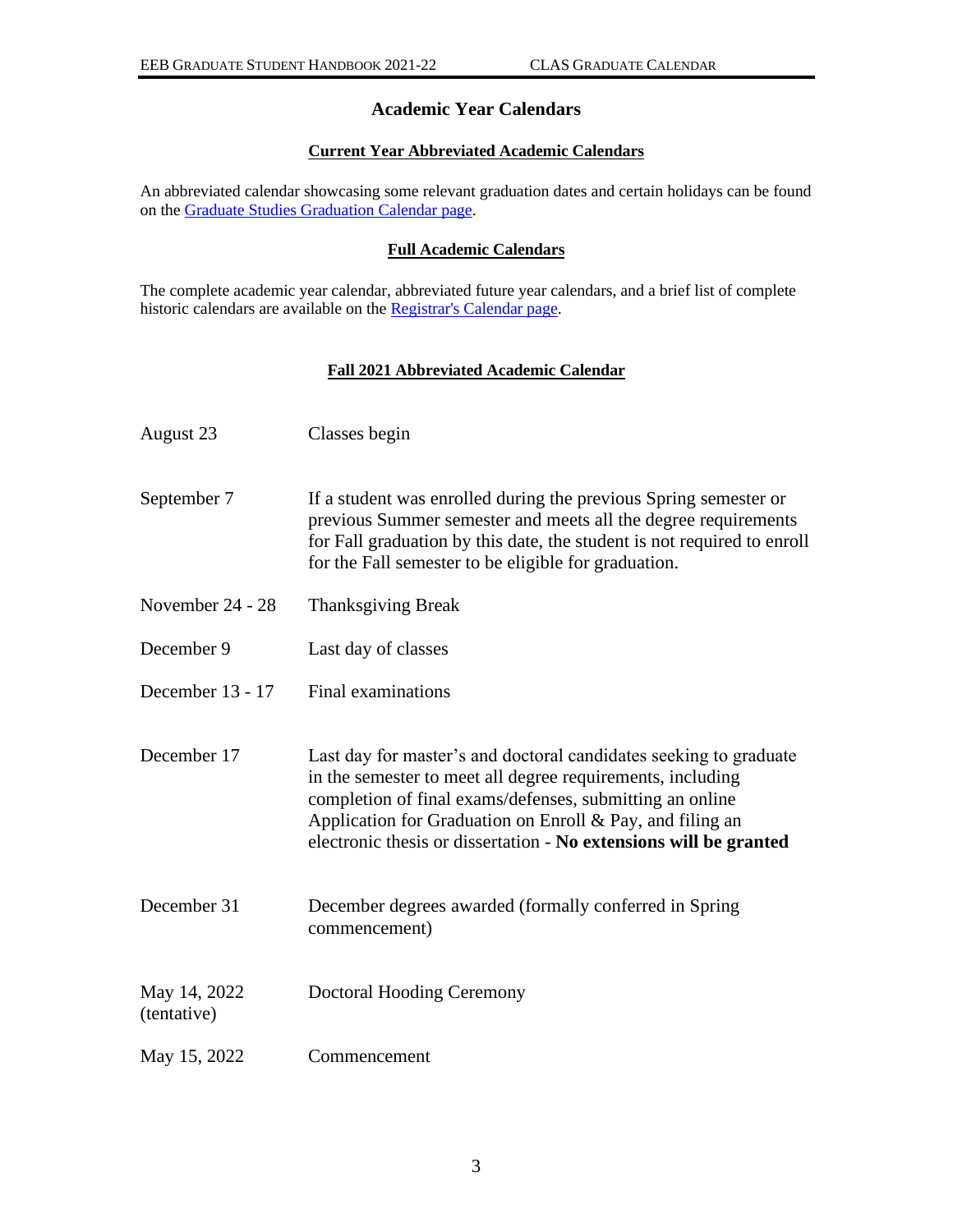# Academic Year Calendars

## Current Year Abbreviated Academic Calendars

An abbreviated calendar showcasing some relevant graduation dates and certain holidays can be found on the [Graduate Studies Graduation Calendar page](#).

## Full Academic Calendars

The complete academic year calendar, abbreviated future year calendars, and a brief list of complete historic calendars are available on the [Registrar's Calendar page](#).

## Fall 2021 Abbreviated Academic Calendar

| | |
|---|---|
| August 23 | Classes begin |
| September 7 | If a student was enrolled during the previous Spring semester or previous Summer semester and meets all the degree requirements for Fall graduation by this date, the student is not required to enroll for the Fall semester to be eligible for graduation. |
| November 24 - 28 | Thanksgiving Break |
| December 9 | Last day of classes |
| December 13 - 17 | Final examinations |
| December 17 | Last day for master's and doctoral candidates seeking to graduate in the semester to meet all degree requirements, including completion of final exams/defenses, submitting an online Application for Graduation on Enroll & Pay, and filing an electronic thesis or dissertation - **No extensions will be granted** |
| December 31 | December degrees awarded (formally conferred in Spring commencement) |
| May 14, 2022 (tentative) | Doctoral Hooding Ceremony |
| May 15, 2022 | Commencement |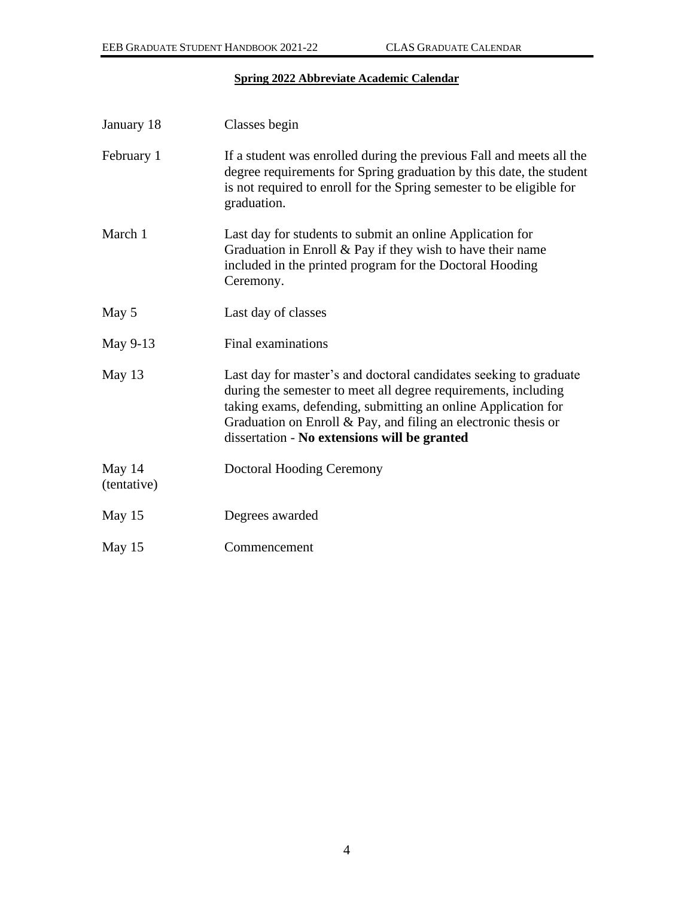## Spring 2022 Abbreviate Academic Calendar

| | |
|---|---|
| January 18 | Classes begin |
| February 1 | If a student was enrolled during the previous Fall and meets all the degree requirements for Spring graduation by this date, the student is not required to enroll for the Spring semester to be eligible for graduation. |
| March 1 | Last day for students to submit an online Application for Graduation in Enroll & Pay if they wish to have their name included in the printed program for the Doctoral Hooding Ceremony. |
| May 5 | Last day of classes |
| May 9-13 | Final examinations |
| May 13 | Last day for master's and doctoral candidates seeking to graduate during the semester to meet all degree requirements, including taking exams, defending, submitting an online Application for Graduation on Enroll & Pay, and filing an electronic thesis or dissertation - **No extensions will be granted** |
| May 14 (tentative) | Doctoral Hooding Ceremony |
| May 15 | Degrees awarded |
| May 15 | Commencement |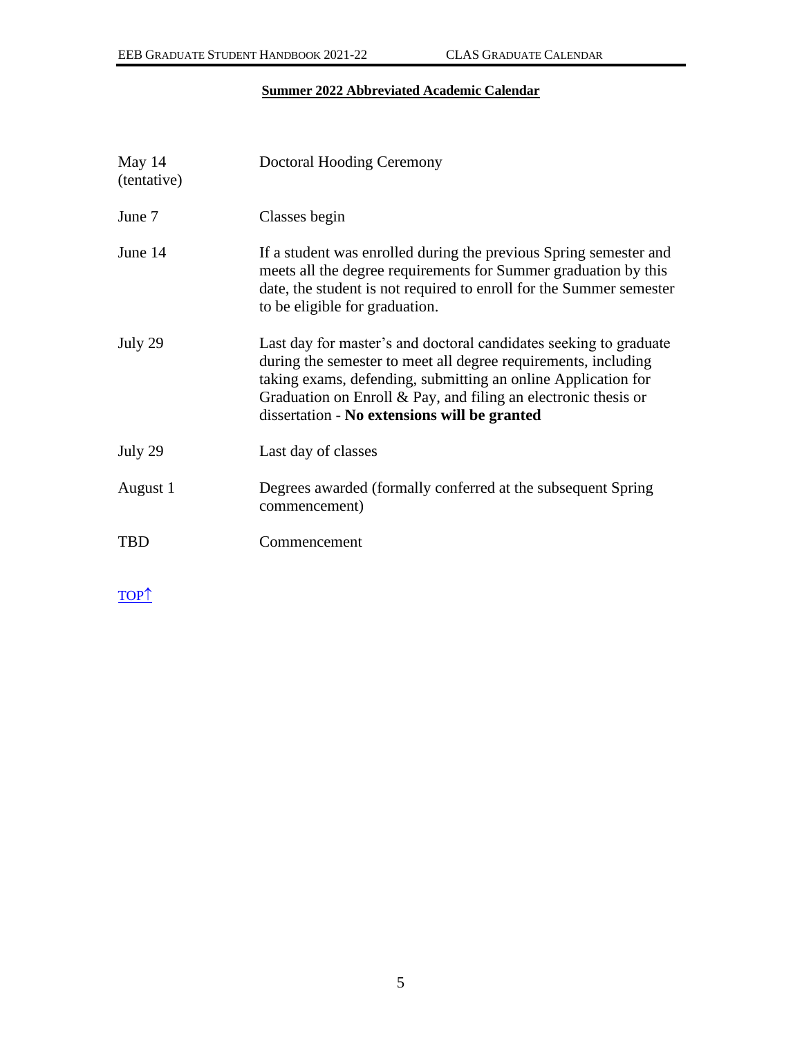## Summer 2022 Abbreviated Academic Calendar

| | |
|---|---|
| May 14 (tentative) | Doctoral Hooding Ceremony |
| June 7 | Classes begin |
| June 14 | If a student was enrolled during the previous Spring semester and meets all the degree requirements for Summer graduation by this date, the student is not required to enroll for the Summer semester to be eligible for graduation. |
| July 29 | Last day for master's and doctoral candidates seeking to graduate during the semester to meet all degree requirements, including taking exams, defending, submitting an online Application for Graduation on Enroll & Pay, and filing an electronic thesis or dissertation - **No extensions will be granted** |
| July 29 | Last day of classes |
| August 1 | Degrees awarded (formally conferred at the subsequent Spring commencement) |
| TBD | Commencement |

TOP↑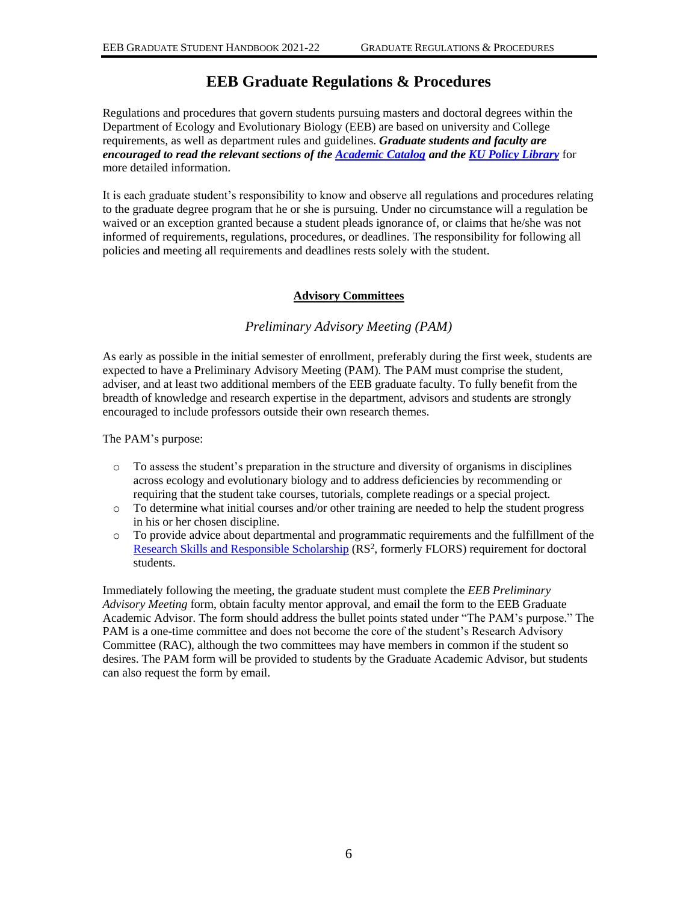# EEB Graduate Regulations & Procedures

Regulations and procedures that govern students pursuing masters and doctoral degrees within the Department of Ecology and Evolutionary Biology (EEB) are based on university and College requirements, as well as department rules and guidelines. ***Graduate students and faculty are encouraged to read the relevant sections of the Academic Catalog and the KU Policy Library*** for more detailed information.

It is each graduate student's responsibility to know and observe all regulations and procedures relating to the graduate degree program that he or she is pursuing. Under no circumstance will a regulation be waived or an exception granted because a student pleads ignorance of, or claims that he/she was not informed of requirements, regulations, procedures, or deadlines. The responsibility for following all policies and meeting all requirements and deadlines rests solely with the student.

## Advisory Committees

### *Preliminary Advisory Meeting (PAM)*

As early as possible in the initial semester of enrollment, preferably during the first week, students are expected to have a Preliminary Advisory Meeting (PAM). The PAM must comprise the student, adviser, and at least two additional members of the EEB graduate faculty. To fully benefit from the breadth of knowledge and research expertise in the department, advisors and students are strongly encouraged to include professors outside their own research themes.

The PAM's purpose:

- To assess the student's preparation in the structure and diversity of organisms in disciplines across ecology and evolutionary biology and to address deficiencies by recommending or requiring that the student take courses, tutorials, complete readings or a special project.
- To determine what initial courses and/or other training are needed to help the student progress in his or her chosen discipline.
- To provide advice about departmental and programmatic requirements and the fulfillment of the Research Skills and Responsible Scholarship ($RS^2$, formerly FLORS) requirement for doctoral students.

Immediately following the meeting, the graduate student must complete the *EEB Preliminary Advisory Meeting* form, obtain faculty mentor approval, and email the form to the EEB Graduate Academic Advisor. The form should address the bullet points stated under "The PAM's purpose." The PAM is a one-time committee and does not become the core of the student's Research Advisory Committee (RAC), although the two committees may have members in common if the student so desires. The PAM form will be provided to students by the Graduate Academic Advisor, but students can also request the form by email.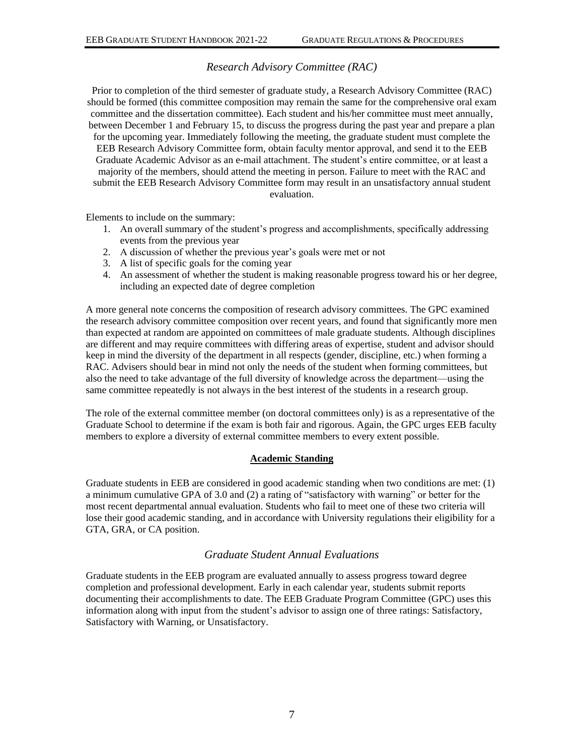### *Research Advisory Committee (RAC)*

Prior to completion of the third semester of graduate study, a Research Advisory Committee (RAC) should be formed (this committee composition may remain the same for the comprehensive oral exam committee and the dissertation committee). Each student and his/her committee must meet annually, between December 1 and February 15, to discuss the progress during the past year and prepare a plan for the upcoming year. Immediately following the meeting, the graduate student must complete the EEB Research Advisory Committee form, obtain faculty mentor approval, and send it to the EEB Graduate Academic Advisor as an e-mail attachment. The student's entire committee, or at least a majority of the members, should attend the meeting in person. Failure to meet with the RAC and submit the EEB Research Advisory Committee form may result in an unsatisfactory annual student evaluation.

Elements to include on the summary:

1. An overall summary of the student's progress and accomplishments, specifically addressing events from the previous year
2. A discussion of whether the previous year's goals were met or not
3. A list of specific goals for the coming year
4. An assessment of whether the student is making reasonable progress toward his or her degree, including an expected date of degree completion

A more general note concerns the composition of research advisory committees. The GPC examined the research advisory committee composition over recent years, and found that significantly more men than expected at random are appointed on committees of male graduate students. Although disciplines are different and may require committees with differing areas of expertise, student and advisor should keep in mind the diversity of the department in all respects (gender, discipline, etc.) when forming a RAC. Advisers should bear in mind not only the needs of the student when forming committees, but also the need to take advantage of the full diversity of knowledge across the department—using the same committee repeatedly is not always in the best interest of the students in a research group.

The role of the external committee member (on doctoral committees only) is as a representative of the Graduate School to determine if the exam is both fair and rigorous. Again, the GPC urges EEB faculty members to explore a diversity of external committee members to every extent possible.

## Academic Standing

Graduate students in EEB are considered in good academic standing when two conditions are met: (1) a minimum cumulative GPA of 3.0 and (2) a rating of "satisfactory with warning" or better for the most recent departmental annual evaluation. Students who fail to meet one of these two criteria will lose their good academic standing, and in accordance with University regulations their eligibility for a GTA, GRA, or CA position.

### *Graduate Student Annual Evaluations*

Graduate students in the EEB program are evaluated annually to assess progress toward degree completion and professional development. Early in each calendar year, students submit reports documenting their accomplishments to date. The EEB Graduate Program Committee (GPC) uses this information along with input from the student's advisor to assign one of three ratings: Satisfactory, Satisfactory with Warning, or Unsatisfactory.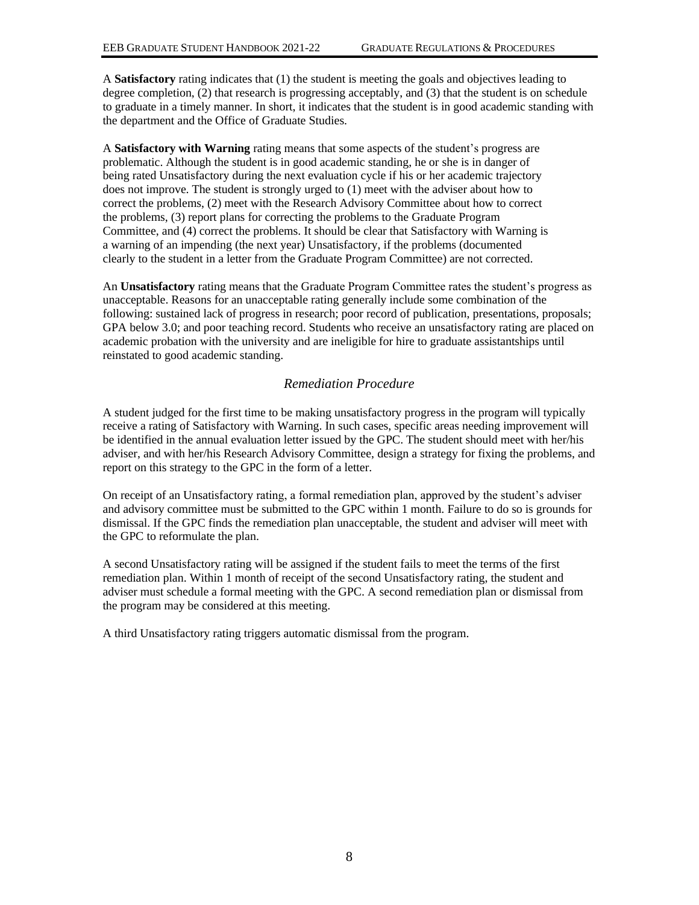A **Satisfactory** rating indicates that (1) the student is meeting the goals and objectives leading to degree completion, (2) that research is progressing acceptably, and (3) that the student is on schedule to graduate in a timely manner. In short, it indicates that the student is in good academic standing with the department and the Office of Graduate Studies.

A **Satisfactory with Warning** rating means that some aspects of the student's progress are problematic. Although the student is in good academic standing, he or she is in danger of being rated Unsatisfactory during the next evaluation cycle if his or her academic trajectory does not improve. The student is strongly urged to (1) meet with the adviser about how to correct the problems, (2) meet with the Research Advisory Committee about how to correct the problems, (3) report plans for correcting the problems to the Graduate Program Committee, and (4) correct the problems. It should be clear that Satisfactory with Warning is a warning of an impending (the next year) Unsatisfactory, if the problems (documented clearly to the student in a letter from the Graduate Program Committee) are not corrected.

An **Unsatisfactory** rating means that the Graduate Program Committee rates the student's progress as unacceptable. Reasons for an unacceptable rating generally include some combination of the following: sustained lack of progress in research; poor record of publication, presentations, proposals; GPA below 3.0; and poor teaching record. Students who receive an unsatisfactory rating are placed on academic probation with the university and are ineligible for hire to graduate assistantships until reinstated to good academic standing.

### *Remediation Procedure*

A student judged for the first time to be making unsatisfactory progress in the program will typically receive a rating of Satisfactory with Warning. In such cases, specific areas needing improvement will be identified in the annual evaluation letter issued by the GPC. The student should meet with her/his adviser, and with her/his Research Advisory Committee, design a strategy for fixing the problems, and report on this strategy to the GPC in the form of a letter.

On receipt of an Unsatisfactory rating, a formal remediation plan, approved by the student's adviser and advisory committee must be submitted to the GPC within 1 month. Failure to do so is grounds for dismissal. If the GPC finds the remediation plan unacceptable, the student and adviser will meet with the GPC to reformulate the plan.

A second Unsatisfactory rating will be assigned if the student fails to meet the terms of the first remediation plan. Within 1 month of receipt of the second Unsatisfactory rating, the student and adviser must schedule a formal meeting with the GPC. A second remediation plan or dismissal from the program may be considered at this meeting.

A third Unsatisfactory rating triggers automatic dismissal from the program.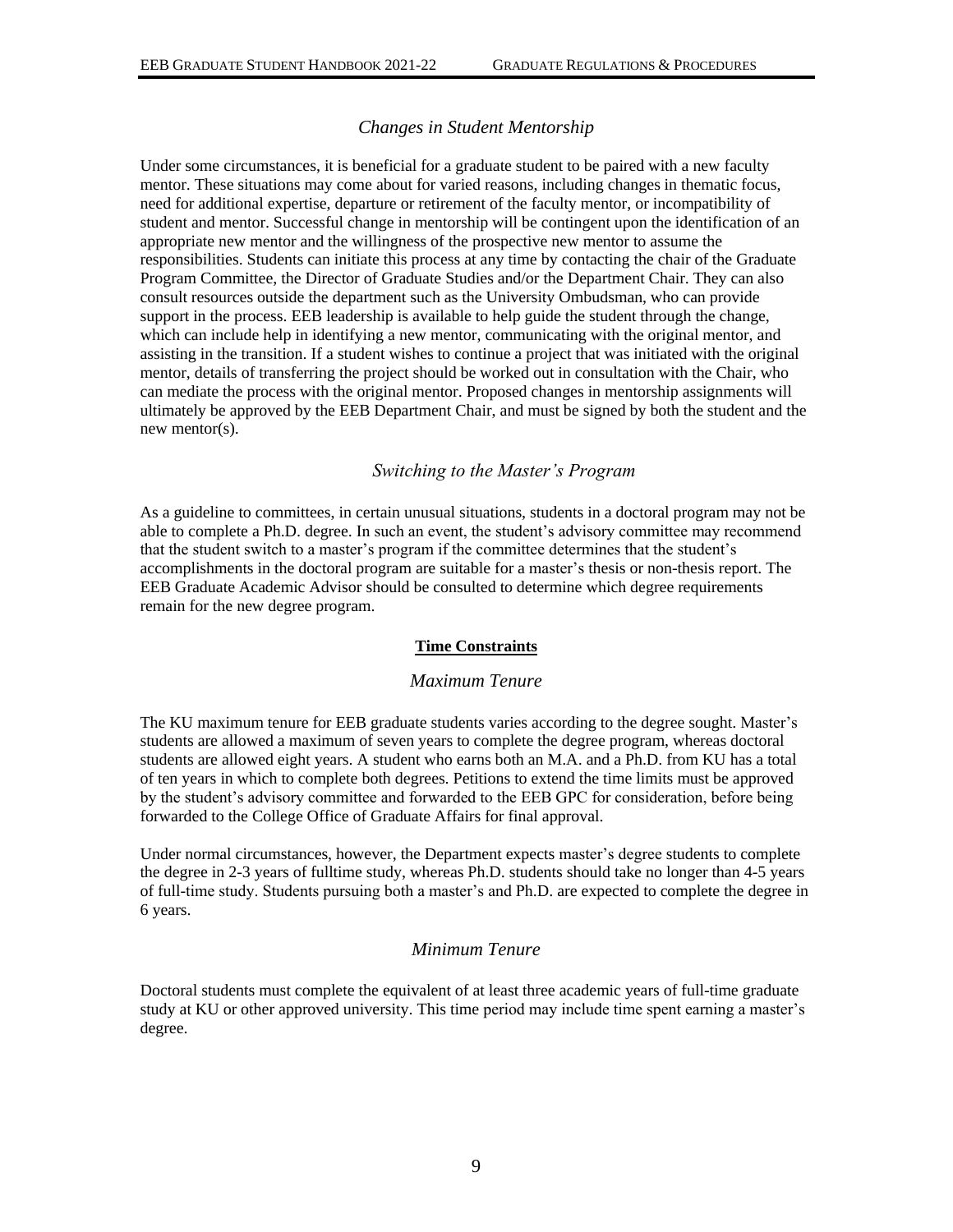### *Changes in Student Mentorship*

Under some circumstances, it is beneficial for a graduate student to be paired with a new faculty mentor. These situations may come about for varied reasons, including changes in thematic focus, need for additional expertise, departure or retirement of the faculty mentor, or incompatibility of student and mentor. Successful change in mentorship will be contingent upon the identification of an appropriate new mentor and the willingness of the prospective new mentor to assume the responsibilities. Students can initiate this process at any time by contacting the chair of the Graduate Program Committee, the Director of Graduate Studies and/or the Department Chair. They can also consult resources outside the department such as the University Ombudsman, who can provide support in the process. EEB leadership is available to help guide the student through the change, which can include help in identifying a new mentor, communicating with the original mentor, and assisting in the transition. If a student wishes to continue a project that was initiated with the original mentor, details of transferring the project should be worked out in consultation with the Chair, who can mediate the process with the original mentor. Proposed changes in mentorship assignments will ultimately be approved by the EEB Department Chair, and must be signed by both the student and the new mentor(s).

### *Switching to the Master's Program*

As a guideline to committees, in certain unusual situations, students in a doctoral program may not be able to complete a Ph.D. degree. In such an event, the student's advisory committee may recommend that the student switch to a master's program if the committee determines that the student's accomplishments in the doctoral program are suitable for a master's thesis or non-thesis report. The EEB Graduate Academic Advisor should be consulted to determine which degree requirements remain for the new degree program.

## **Time Constraints**

### *Maximum Tenure*

The KU maximum tenure for EEB graduate students varies according to the degree sought. Master's students are allowed a maximum of seven years to complete the degree program, whereas doctoral students are allowed eight years. A student who earns both an M.A. and a Ph.D. from KU has a total of ten years in which to complete both degrees. Petitions to extend the time limits must be approved by the student's advisory committee and forwarded to the EEB GPC for consideration, before being forwarded to the College Office of Graduate Affairs for final approval.

Under normal circumstances, however, the Department expects master's degree students to complete the degree in 2-3 years of fulltime study, whereas Ph.D. students should take no longer than 4-5 years of full-time study. Students pursuing both a master's and Ph.D. are expected to complete the degree in 6 years.

### *Minimum Tenure*

Doctoral students must complete the equivalent of at least three academic years of full-time graduate study at KU or other approved university. This time period may include time spent earning a master's degree.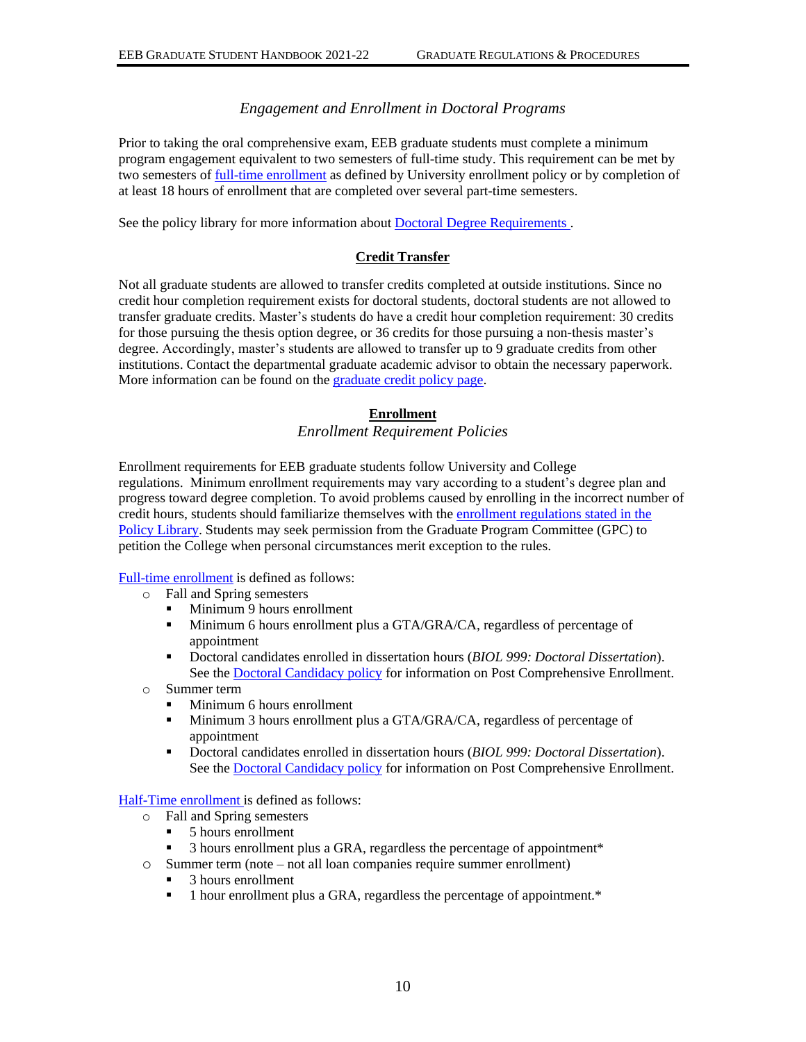### *Engagement and Enrollment in Doctoral Programs*

Prior to taking the oral comprehensive exam, EEB graduate students must complete a minimum program engagement equivalent to two semesters of full-time study. This requirement can be met by two semesters of full-time enrollment as defined by University enrollment policy or by completion of at least 18 hours of enrollment that are completed over several part-time semesters.

See the policy library for more information about Doctoral Degree Requirements .

## **Credit Transfer**

Not all graduate students are allowed to transfer credits completed at outside institutions. Since no credit hour completion requirement exists for doctoral students, doctoral students are not allowed to transfer graduate credits. Master's students do have a credit hour completion requirement: 30 credits for those pursuing the thesis option degree, or 36 credits for those pursuing a non-thesis master's degree. Accordingly, master's students are allowed to transfer up to 9 graduate credits from other institutions. Contact the departmental graduate academic advisor to obtain the necessary paperwork. More information can be found on the graduate credit policy page.

## **Enrollment**

### *Enrollment Requirement Policies*

Enrollment requirements for EEB graduate students follow University and College regulations. Minimum enrollment requirements may vary according to a student's degree plan and progress toward degree completion. To avoid problems caused by enrolling in the incorrect number of credit hours, students should familiarize themselves with the enrollment regulations stated in the Policy Library. Students may seek permission from the Graduate Program Committee (GPC) to petition the College when personal circumstances merit exception to the rules.

Full-time enrollment is defined as follows:

- Fall and Spring semesters
  - Minimum 9 hours enrollment
  - Minimum 6 hours enrollment plus a GTA/GRA/CA, regardless of percentage of appointment
  - Doctoral candidates enrolled in dissertation hours (*BIOL 999: Doctoral Dissertation*). See the Doctoral Candidacy policy for information on Post Comprehensive Enrollment.
- Summer term
  - Minimum 6 hours enrollment
  - Minimum 3 hours enrollment plus a GTA/GRA/CA, regardless of percentage of appointment
  - Doctoral candidates enrolled in dissertation hours (*BIOL 999: Doctoral Dissertation*). See the Doctoral Candidacy policy for information on Post Comprehensive Enrollment.

Half-Time enrollment is defined as follows:

- Fall and Spring semesters
  - 5 hours enrollment
  - 3 hours enrollment plus a GRA, regardless the percentage of appointment*
- Summer term (note – not all loan companies require summer enrollment)
  - 3 hours enrollment
  - 1 hour enrollment plus a GRA, regardless the percentage of appointment.*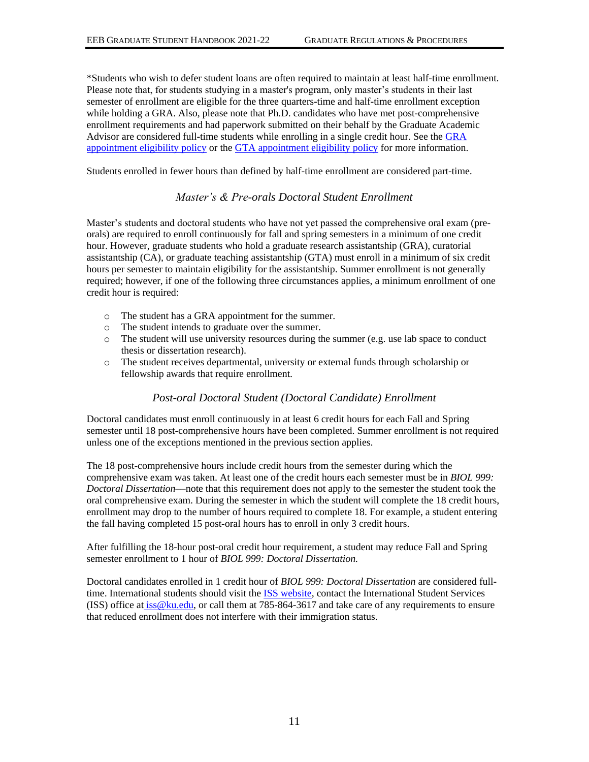*Students who wish to defer student loans are often required to maintain at least half-time enrollment. Please note that, for students studying in a master's program, only master's students in their last semester of enrollment are eligible for the three quarters-time and half-time enrollment exception while holding a GRA. Also, please note that Ph.D. candidates who have met post-comprehensive enrollment requirements and had paperwork submitted on their behalf by the Graduate Academic Advisor are considered full-time students while enrolling in a single credit hour. See the [GRA appointment eligibility policy]() or the [GTA appointment eligibility policy]() for more information.

Students enrolled in fewer hours than defined by half-time enrollment are considered part-time.

### *Master's & Pre-orals Doctoral Student Enrollment*

Master's students and doctoral students who have not yet passed the comprehensive oral exam (pre-orals) are required to enroll continuously for fall and spring semesters in a minimum of one credit hour. However, graduate students who hold a graduate research assistantship (GRA), curatorial assistantship (CA), or graduate teaching assistantship (GTA) must enroll in a minimum of six credit hours per semester to maintain eligibility for the assistantship. Summer enrollment is not generally required; however, if one of the following three circumstances applies, a minimum enrollment of one credit hour is required:

- The student has a GRA appointment for the summer.
- The student intends to graduate over the summer.
- The student will use university resources during the summer (e.g. use lab space to conduct thesis or dissertation research).
- The student receives departmental, university or external funds through scholarship or fellowship awards that require enrollment.

### *Post-oral Doctoral Student (Doctoral Candidate) Enrollment*

Doctoral candidates must enroll continuously in at least 6 credit hours for each Fall and Spring semester until 18 post-comprehensive hours have been completed. Summer enrollment is not required unless one of the exceptions mentioned in the previous section applies.

The 18 post-comprehensive hours include credit hours from the semester during which the comprehensive exam was taken. At least one of the credit hours each semester must be in *BIOL 999: Doctoral Dissertation*—note that this requirement does not apply to the semester the student took the oral comprehensive exam. During the semester in which the student will complete the 18 credit hours, enrollment may drop to the number of hours required to complete 18. For example, a student entering the fall having completed 15 post-oral hours has to enroll in only 3 credit hours.

After fulfilling the 18-hour post-oral credit hour requirement, a student may reduce Fall and Spring semester enrollment to 1 hour of *BIOL 999: Doctoral Dissertation.*

Doctoral candidates enrolled in 1 credit hour of *BIOL 999: Doctoral Dissertation* are considered full-time. International students should visit the [ISS website](), contact the International Student Services (ISS) office at [iss@ku.edu](mailto:iss@ku.edu), or call them at 785-864-3617 and take care of any requirements to ensure that reduced enrollment does not interfere with their immigration status.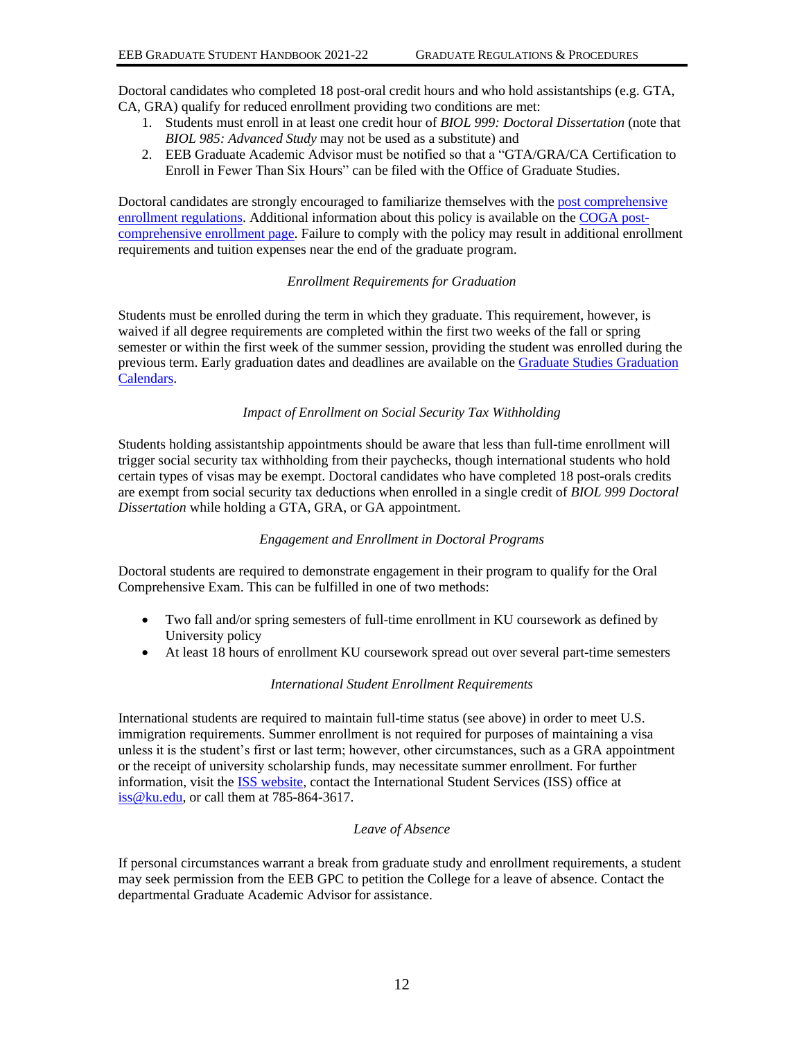Doctoral candidates who completed 18 post-oral credit hours and who hold assistantships (e.g. GTA, CA, GRA) qualify for reduced enrollment providing two conditions are met:

1. Students must enroll in at least one credit hour of *BIOL 999: Doctoral Dissertation* (note that *BIOL 985: Advanced Study* may not be used as a substitute) and
2. EEB Graduate Academic Advisor must be notified so that a "GTA/GRA/CA Certification to Enroll in Fewer Than Six Hours" can be filed with the Office of Graduate Studies.

Doctoral candidates are strongly encouraged to familiarize themselves with the post comprehensive enrollment regulations. Additional information about this policy is available on the COGA post-comprehensive enrollment page. Failure to comply with the policy may result in additional enrollment requirements and tuition expenses near the end of the graduate program.

### *Enrollment Requirements for Graduation*

Students must be enrolled during the term in which they graduate. This requirement, however, is waived if all degree requirements are completed within the first two weeks of the fall or spring semester or within the first week of the summer session, providing the student was enrolled during the previous term. Early graduation dates and deadlines are available on the Graduate Studies Graduation Calendars.

### *Impact of Enrollment on Social Security Tax Withholding*

Students holding assistantship appointments should be aware that less than full-time enrollment will trigger social security tax withholding from their paychecks, though international students who hold certain types of visas may be exempt. Doctoral candidates who have completed 18 post-orals credits are exempt from social security tax deductions when enrolled in a single credit of *BIOL 999 Doctoral Dissertation* while holding a GTA, GRA, or GA appointment.

### *Engagement and Enrollment in Doctoral Programs*

Doctoral students are required to demonstrate engagement in their program to qualify for the Oral Comprehensive Exam. This can be fulfilled in one of two methods:

- Two fall and/or spring semesters of full-time enrollment in KU coursework as defined by University policy
- At least 18 hours of enrollment KU coursework spread out over several part-time semesters

### *International Student Enrollment Requirements*

International students are required to maintain full-time status (see above) in order to meet U.S. immigration requirements. Summer enrollment is not required for purposes of maintaining a visa unless it is the student's first or last term; however, other circumstances, such as a GRA appointment or the receipt of university scholarship funds, may necessitate summer enrollment. For further information, visit the ISS website, contact the International Student Services (ISS) office at iss@ku.edu, or call them at 785-864-3617.

### *Leave of Absence*

If personal circumstances warrant a break from graduate study and enrollment requirements, a student may seek permission from the EEB GPC to petition the College for a leave of absence. Contact the departmental Graduate Academic Advisor for assistance.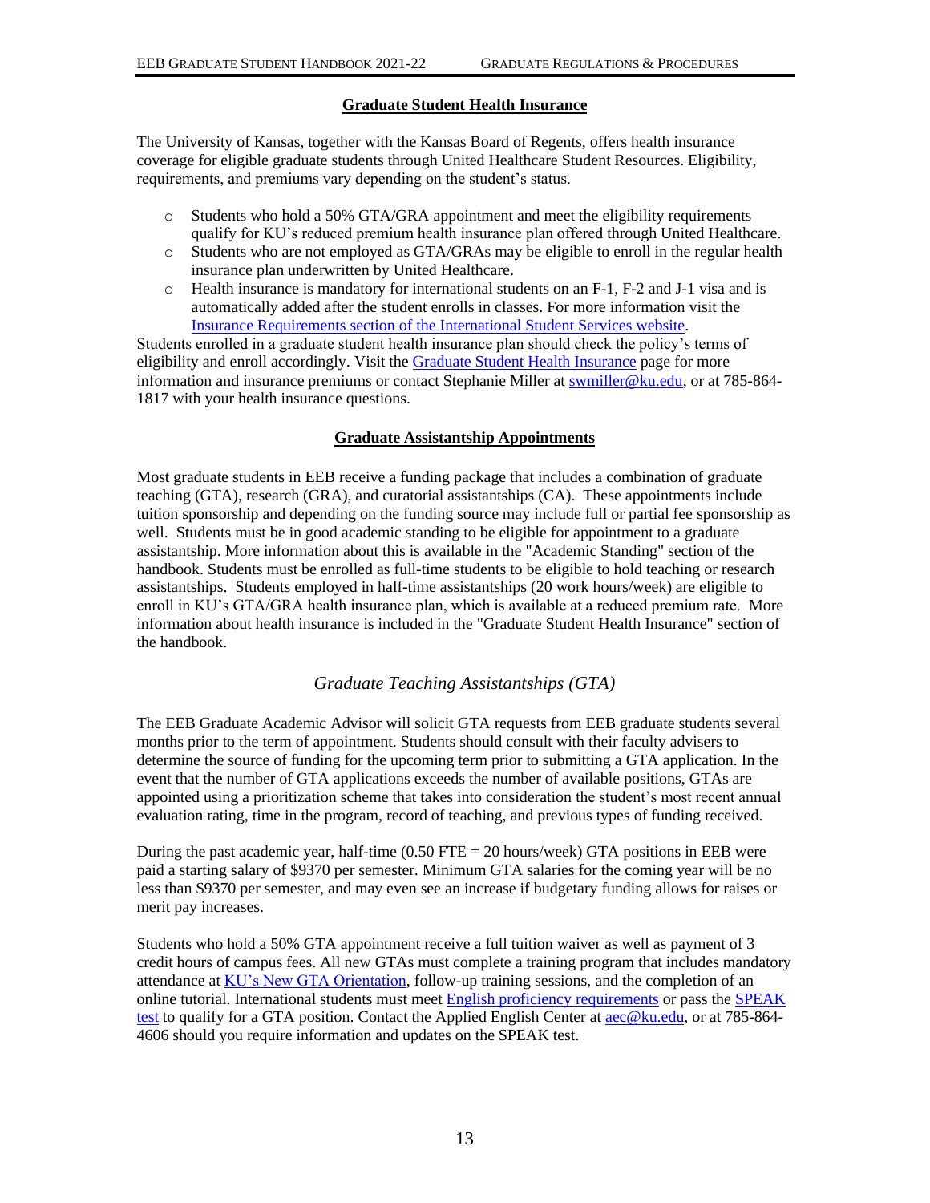## Graduate Student Health Insurance

The University of Kansas, together with the Kansas Board of Regents, offers health insurance coverage for eligible graduate students through United Healthcare Student Resources. Eligibility, requirements, and premiums vary depending on the student's status.

- Students who hold a 50% GTA/GRA appointment and meet the eligibility requirements qualify for KU's reduced premium health insurance plan offered through United Healthcare.
- Students who are not employed as GTA/GRAs may be eligible to enroll in the regular health insurance plan underwritten by United Healthcare.
- Health insurance is mandatory for international students on an F-1, F-2 and J-1 visa and is automatically added after the student enrolls in classes. For more information visit the Insurance Requirements section of the International Student Services website.

Students enrolled in a graduate student health insurance plan should check the policy's terms of eligibility and enroll accordingly. Visit the Graduate Student Health Insurance page for more information and insurance premiums or contact Stephanie Miller at swmiller@ku.edu, or at 785-864-1817 with your health insurance questions.

## Graduate Assistantship Appointments

Most graduate students in EEB receive a funding package that includes a combination of graduate teaching (GTA), research (GRA), and curatorial assistantships (CA). These appointments include tuition sponsorship and depending on the funding source may include full or partial fee sponsorship as well. Students must be in good academic standing to be eligible for appointment to a graduate assistantship. More information about this is available in the "Academic Standing" section of the handbook. Students must be enrolled as full-time students to be eligible to hold teaching or research assistantships. Students employed in half-time assistantships (20 work hours/week) are eligible to enroll in KU's GTA/GRA health insurance plan, which is available at a reduced premium rate. More information about health insurance is included in the "Graduate Student Health Insurance" section of the handbook.

### *Graduate Teaching Assistantships (GTA)*

The EEB Graduate Academic Advisor will solicit GTA requests from EEB graduate students several months prior to the term of appointment. Students should consult with their faculty advisers to determine the source of funding for the upcoming term prior to submitting a GTA application. In the event that the number of GTA applications exceeds the number of available positions, GTAs are appointed using a prioritization scheme that takes into consideration the student's most recent annual evaluation rating, time in the program, record of teaching, and previous types of funding received.

During the past academic year, half-time (0.50 FTE = 20 hours/week) GTA positions in EEB were paid a starting salary of $9370 per semester. Minimum GTA salaries for the coming year will be no less than $9370 per semester, and may even see an increase if budgetary funding allows for raises or merit pay increases.

Students who hold a 50% GTA appointment receive a full tuition waiver as well as payment of 3 credit hours of campus fees. All new GTAs must complete a training program that includes mandatory attendance at KU's New GTA Orientation, follow-up training sessions, and the completion of an online tutorial. International students must meet English proficiency requirements or pass the SPEAK test to qualify for a GTA position. Contact the Applied English Center at aec@ku.edu, or at 785-864-4606 should you require information and updates on the SPEAK test.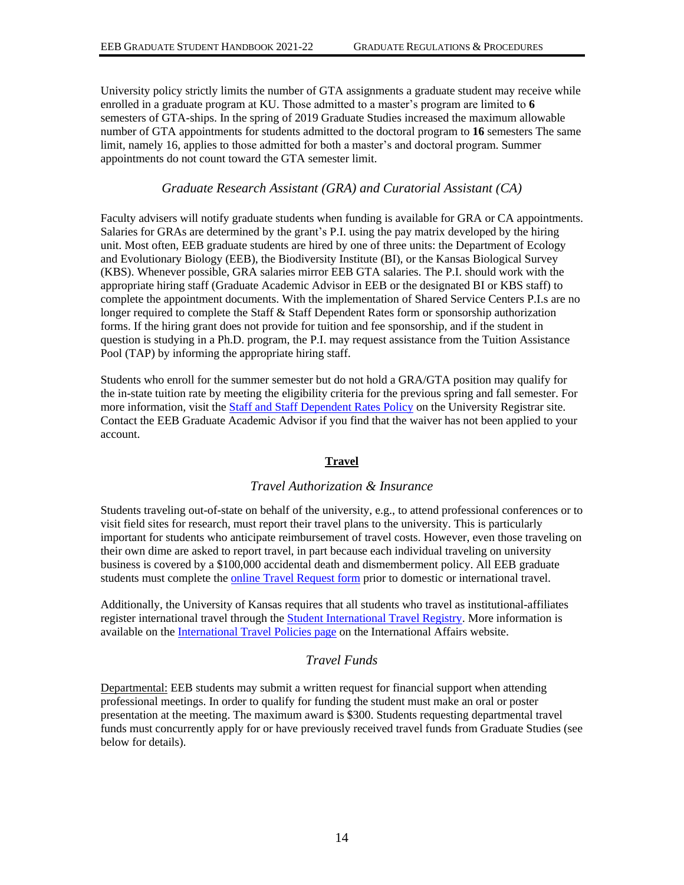University policy strictly limits the number of GTA assignments a graduate student may receive while enrolled in a graduate program at KU. Those admitted to a master's program are limited to **6** semesters of GTA-ships. In the spring of 2019 Graduate Studies increased the maximum allowable number of GTA appointments for students admitted to the doctoral program to **16** semesters The same limit, namely 16, applies to those admitted for both a master's and doctoral program. Summer appointments do not count toward the GTA semester limit.

### *Graduate Research Assistant (GRA) and Curatorial Assistant (CA)*

Faculty advisers will notify graduate students when funding is available for GRA or CA appointments. Salaries for GRAs are determined by the grant's P.I. using the pay matrix developed by the hiring unit. Most often, EEB graduate students are hired by one of three units: the Department of Ecology and Evolutionary Biology (EEB), the Biodiversity Institute (BI), or the Kansas Biological Survey (KBS). Whenever possible, GRA salaries mirror EEB GTA salaries. The P.I. should work with the appropriate hiring staff (Graduate Academic Advisor in EEB or the designated BI or KBS staff) to complete the appointment documents. With the implementation of Shared Service Centers P.I.s are no longer required to complete the Staff & Staff Dependent Rates form or sponsorship authorization forms. If the hiring grant does not provide for tuition and fee sponsorship, and if the student in question is studying in a Ph.D. program, the P.I. may request assistance from the Tuition Assistance Pool (TAP) by informing the appropriate hiring staff.

Students who enroll for the summer semester but do not hold a GRA/GTA position may qualify for the in-state tuition rate by meeting the eligibility criteria for the previous spring and fall semester. For more information, visit the Staff and Staff Dependent Rates Policy on the University Registrar site. Contact the EEB Graduate Academic Advisor if you find that the waiver has not been applied to your account.

## Travel

### *Travel Authorization & Insurance*

Students traveling out-of-state on behalf of the university, e.g., to attend professional conferences or to visit field sites for research, must report their travel plans to the university. This is particularly important for students who anticipate reimbursement of travel costs. However, even those traveling on their own dime are asked to report travel, in part because each individual traveling on university business is covered by a $100,000 accidental death and dismemberment policy. All EEB graduate students must complete the online Travel Request form prior to domestic or international travel.

Additionally, the University of Kansas requires that all students who travel as institutional-affiliates register international travel through the Student International Travel Registry. More information is available on the International Travel Policies page on the International Affairs website.

### *Travel Funds*

Departmental: EEB students may submit a written request for financial support when attending professional meetings. In order to qualify for funding the student must make an oral or poster presentation at the meeting. The maximum award is $300. Students requesting departmental travel funds must concurrently apply for or have previously received travel funds from Graduate Studies (see below for details).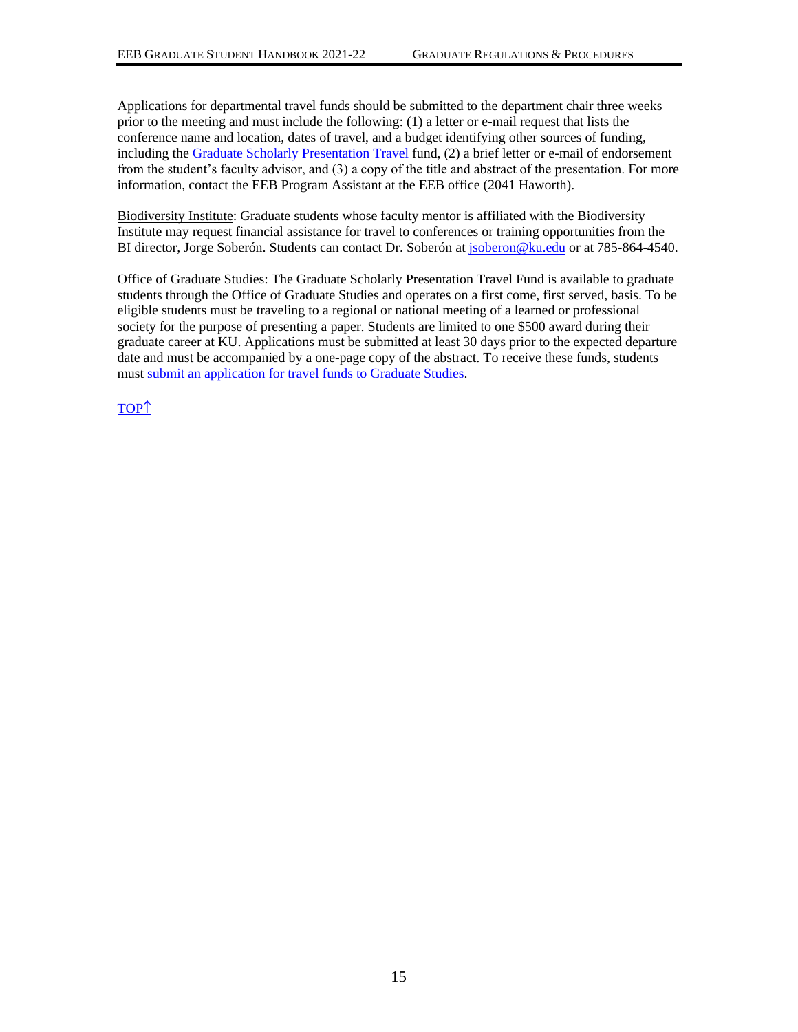Applications for departmental travel funds should be submitted to the department chair three weeks prior to the meeting and must include the following: (1) a letter or e-mail request that lists the conference name and location, dates of travel, and a budget identifying other sources of funding, including the Graduate Scholarly Presentation Travel fund, (2) a brief letter or e-mail of endorsement from the student's faculty advisor, and (3) a copy of the title and abstract of the presentation. For more information, contact the EEB Program Assistant at the EEB office (2041 Haworth).

Biodiversity Institute: Graduate students whose faculty mentor is affiliated with the Biodiversity Institute may request financial assistance for travel to conferences or training opportunities from the BI director, Jorge Soberón. Students can contact Dr. Soberón at jsoberon@ku.edu or at 785-864-4540.

Office of Graduate Studies: The Graduate Scholarly Presentation Travel Fund is available to graduate students through the Office of Graduate Studies and operates on a first come, first served, basis. To be eligible students must be traveling to a regional or national meeting of a learned or professional society for the purpose of presenting a paper. Students are limited to one $500 award during their graduate career at KU. Applications must be submitted at least 30 days prior to the expected departure date and must be accompanied by a one-page copy of the abstract. To receive these funds, students must submit an application for travel funds to Graduate Studies.

TOP↑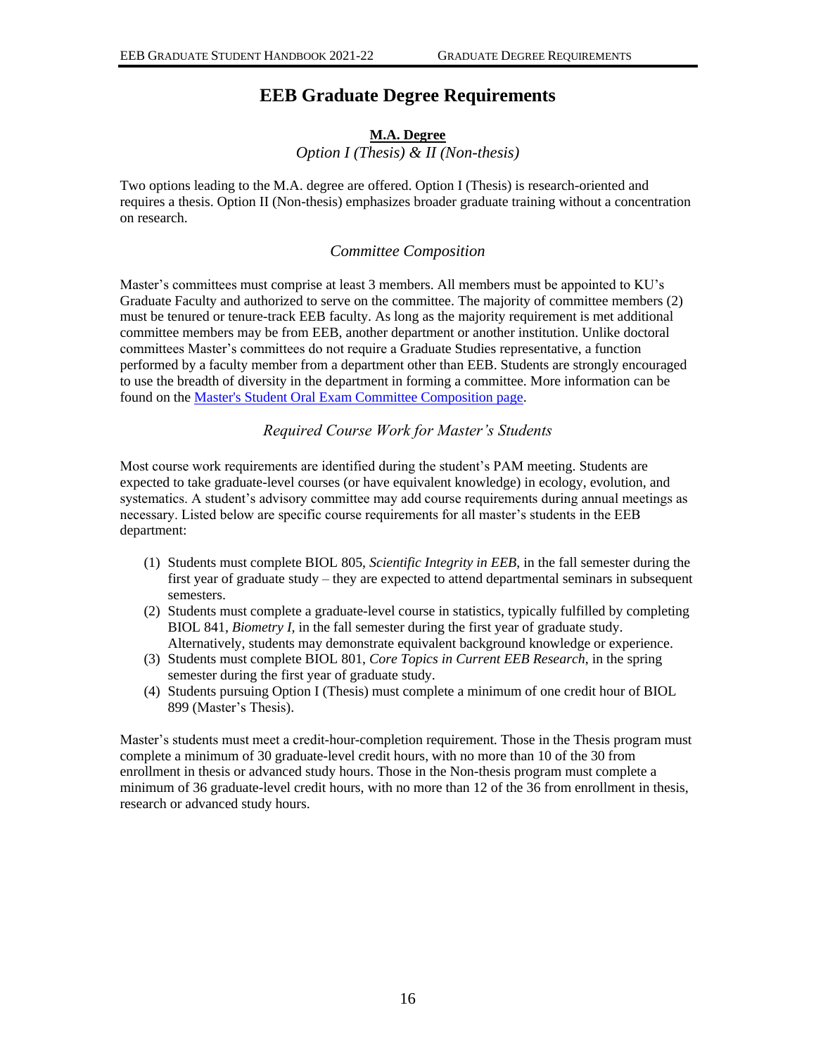# EEB Graduate Degree Requirements

## M.A. Degree

*Option I (Thesis) & II (Non-thesis)*

Two options leading to the M.A. degree are offered. Option I (Thesis) is research-oriented and requires a thesis. Option II (Non-thesis) emphasizes broader graduate training without a concentration on research.

### *Committee Composition*

Master's committees must comprise at least 3 members. All members must be appointed to KU's Graduate Faculty and authorized to serve on the committee. The majority of committee members (2) must be tenured or tenure-track EEB faculty. As long as the majority requirement is met additional committee members may be from EEB, another department or another institution. Unlike doctoral committees Master's committees do not require a Graduate Studies representative, a function performed by a faculty member from a department other than EEB. Students are strongly encouraged to use the breadth of diversity in the department in forming a committee. More information can be found on the Master's Student Oral Exam Committee Composition page.

### *Required Course Work for Master's Students*

Most course work requirements are identified during the student's PAM meeting. Students are expected to take graduate-level courses (or have equivalent knowledge) in ecology, evolution, and systematics. A student's advisory committee may add course requirements during annual meetings as necessary. Listed below are specific course requirements for all master's students in the EEB department:

(1) Students must complete BIOL 805, *Scientific Integrity in EEB*, in the fall semester during the first year of graduate study – they are expected to attend departmental seminars in subsequent semesters.
(2) Students must complete a graduate-level course in statistics, typically fulfilled by completing BIOL 841, *Biometry I*, in the fall semester during the first year of graduate study. Alternatively, students may demonstrate equivalent background knowledge or experience.
(3) Students must complete BIOL 801, *Core Topics in Current EEB Research*, in the spring semester during the first year of graduate study.
(4) Students pursuing Option I (Thesis) must complete a minimum of one credit hour of BIOL 899 (Master's Thesis).

Master's students must meet a credit-hour-completion requirement. Those in the Thesis program must complete a minimum of 30 graduate-level credit hours, with no more than 10 of the 30 from enrollment in thesis or advanced study hours. Those in the Non-thesis program must complete a minimum of 36 graduate-level credit hours, with no more than 12 of the 36 from enrollment in thesis, research or advanced study hours.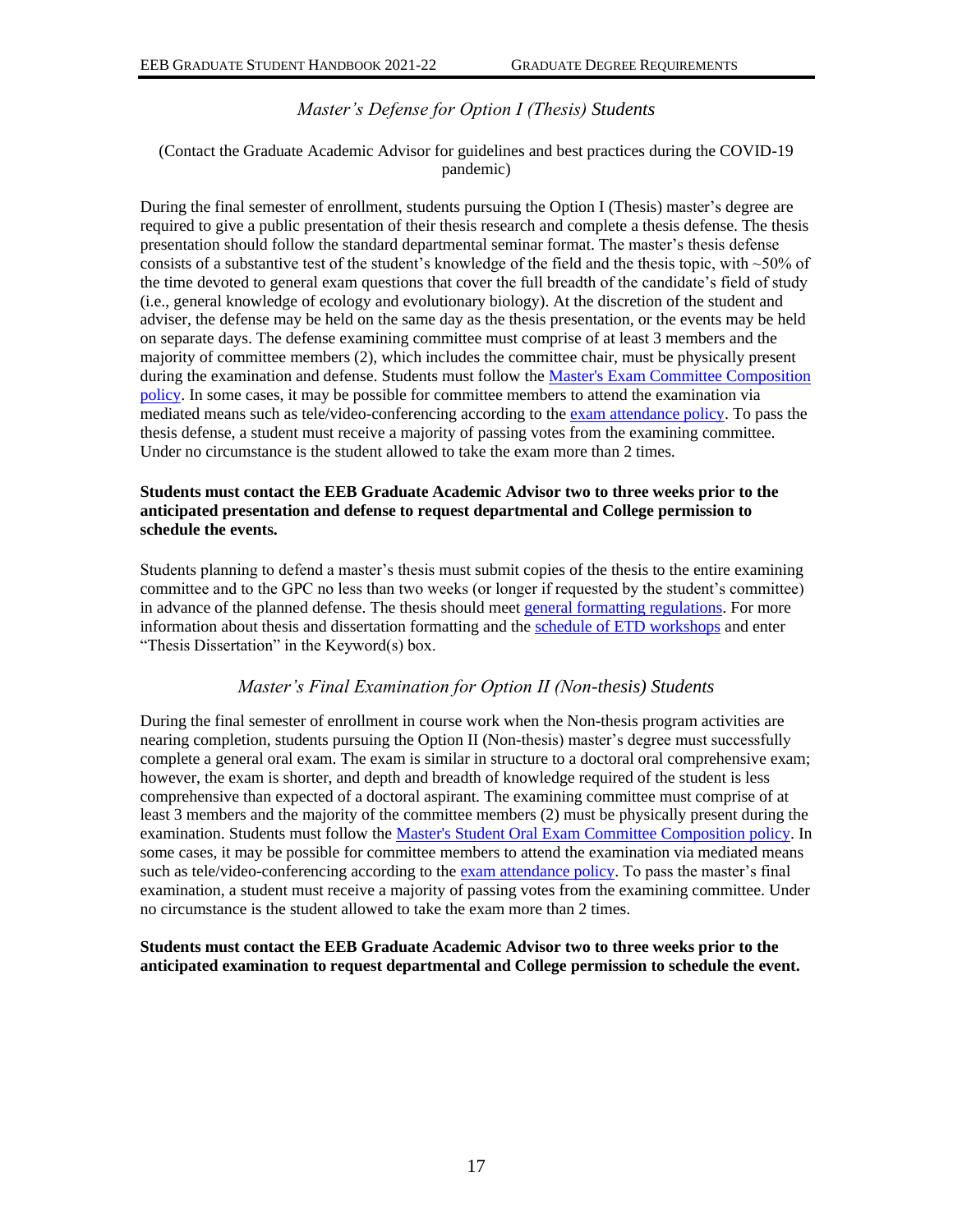### *Master's Defense for Option I (Thesis) Students*

(Contact the Graduate Academic Advisor for guidelines and best practices during the COVID-19 pandemic)

During the final semester of enrollment, students pursuing the Option I (Thesis) master's degree are required to give a public presentation of their thesis research and complete a thesis defense. The thesis presentation should follow the standard departmental seminar format. The master's thesis defense consists of a substantive test of the student's knowledge of the field and the thesis topic, with ~50% of the time devoted to general exam questions that cover the full breadth of the candidate's field of study (i.e., general knowledge of ecology and evolutionary biology). At the discretion of the student and adviser, the defense may be held on the same day as the thesis presentation, or the events may be held on separate days. The defense examining committee must comprise of at least 3 members and the majority of committee members (2), which includes the committee chair, must be physically present during the examination and defense. Students must follow the Master's Exam Committee Composition policy. In some cases, it may be possible for committee members to attend the examination via mediated means such as tele/video-conferencing according to the exam attendance policy. To pass the thesis defense, a student must receive a majority of passing votes from the examining committee. Under no circumstance is the student allowed to take the exam more than 2 times.

**Students must contact the EEB Graduate Academic Advisor two to three weeks prior to the anticipated presentation and defense to request departmental and College permission to schedule the events.**

Students planning to defend a master's thesis must submit copies of the thesis to the entire examining committee and to the GPC no less than two weeks (or longer if requested by the student's committee) in advance of the planned defense. The thesis should meet general formatting regulations. For more information about thesis and dissertation formatting and the schedule of ETD workshops and enter "Thesis Dissertation" in the Keyword(s) box.

### *Master's Final Examination for Option II (Non-thesis) Students*

During the final semester of enrollment in course work when the Non-thesis program activities are nearing completion, students pursuing the Option II (Non-thesis) master's degree must successfully complete a general oral exam. The exam is similar in structure to a doctoral oral comprehensive exam; however, the exam is shorter, and depth and breadth of knowledge required of the student is less comprehensive than expected of a doctoral aspirant. The examining committee must comprise of at least 3 members and the majority of the committee members (2) must be physically present during the examination. Students must follow the Master's Student Oral Exam Committee Composition policy. In some cases, it may be possible for committee members to attend the examination via mediated means such as tele/video-conferencing according to the exam attendance policy. To pass the master's final examination, a student must receive a majority of passing votes from the examining committee. Under no circumstance is the student allowed to take the exam more than 2 times.

**Students must contact the EEB Graduate Academic Advisor two to three weeks prior to the anticipated examination to request departmental and College permission to schedule the event.**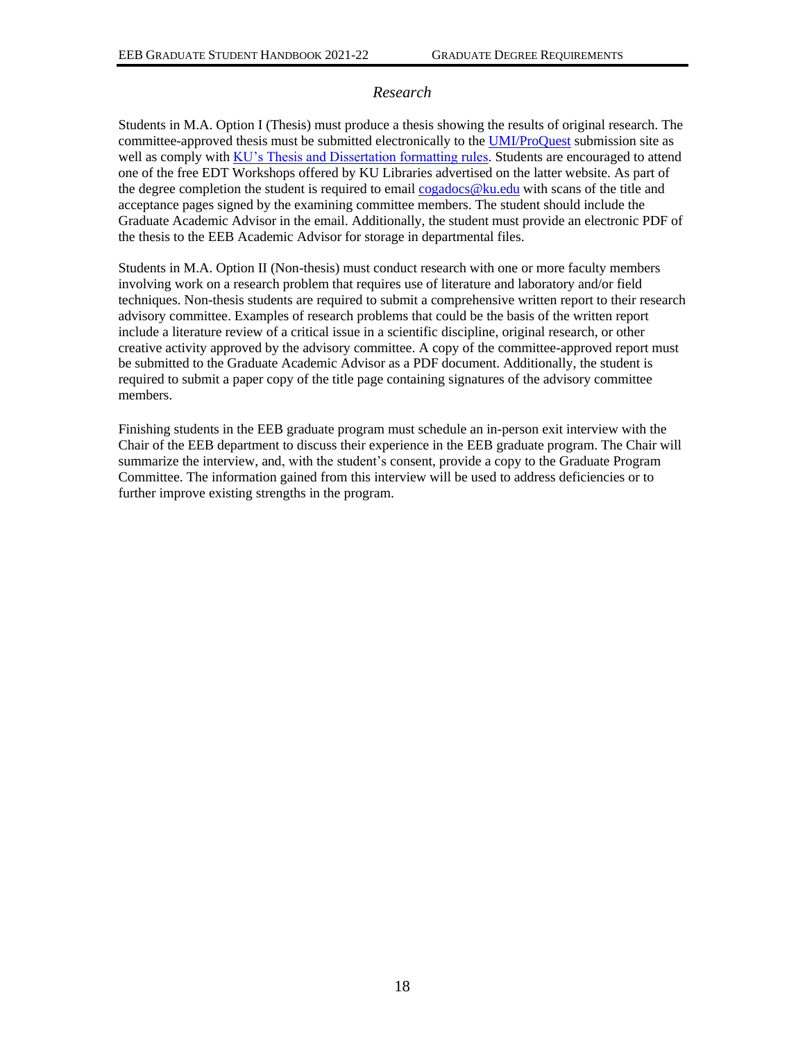### *Research*

Students in M.A. Option I (Thesis) must produce a thesis showing the results of original research. The committee-approved thesis must be submitted electronically to the UMI/ProQuest submission site as well as comply with KU's Thesis and Dissertation formatting rules. Students are encouraged to attend one of the free EDT Workshops offered by KU Libraries advertised on the latter website. As part of the degree completion the student is required to email cogadocs@ku.edu with scans of the title and acceptance pages signed by the examining committee members. The student should include the Graduate Academic Advisor in the email. Additionally, the student must provide an electronic PDF of the thesis to the EEB Academic Advisor for storage in departmental files.

Students in M.A. Option II (Non-thesis) must conduct research with one or more faculty members involving work on a research problem that requires use of literature and laboratory and/or field techniques. Non-thesis students are required to submit a comprehensive written report to their research advisory committee. Examples of research problems that could be the basis of the written report include a literature review of a critical issue in a scientific discipline, original research, or other creative activity approved by the advisory committee. A copy of the committee-approved report must be submitted to the Graduate Academic Advisor as a PDF document. Additionally, the student is required to submit a paper copy of the title page containing signatures of the advisory committee members.

Finishing students in the EEB graduate program must schedule an in-person exit interview with the Chair of the EEB department to discuss their experience in the EEB graduate program. The Chair will summarize the interview, and, with the student's consent, provide a copy to the Graduate Program Committee. The information gained from this interview will be used to address deficiencies or to further improve existing strengths in the program.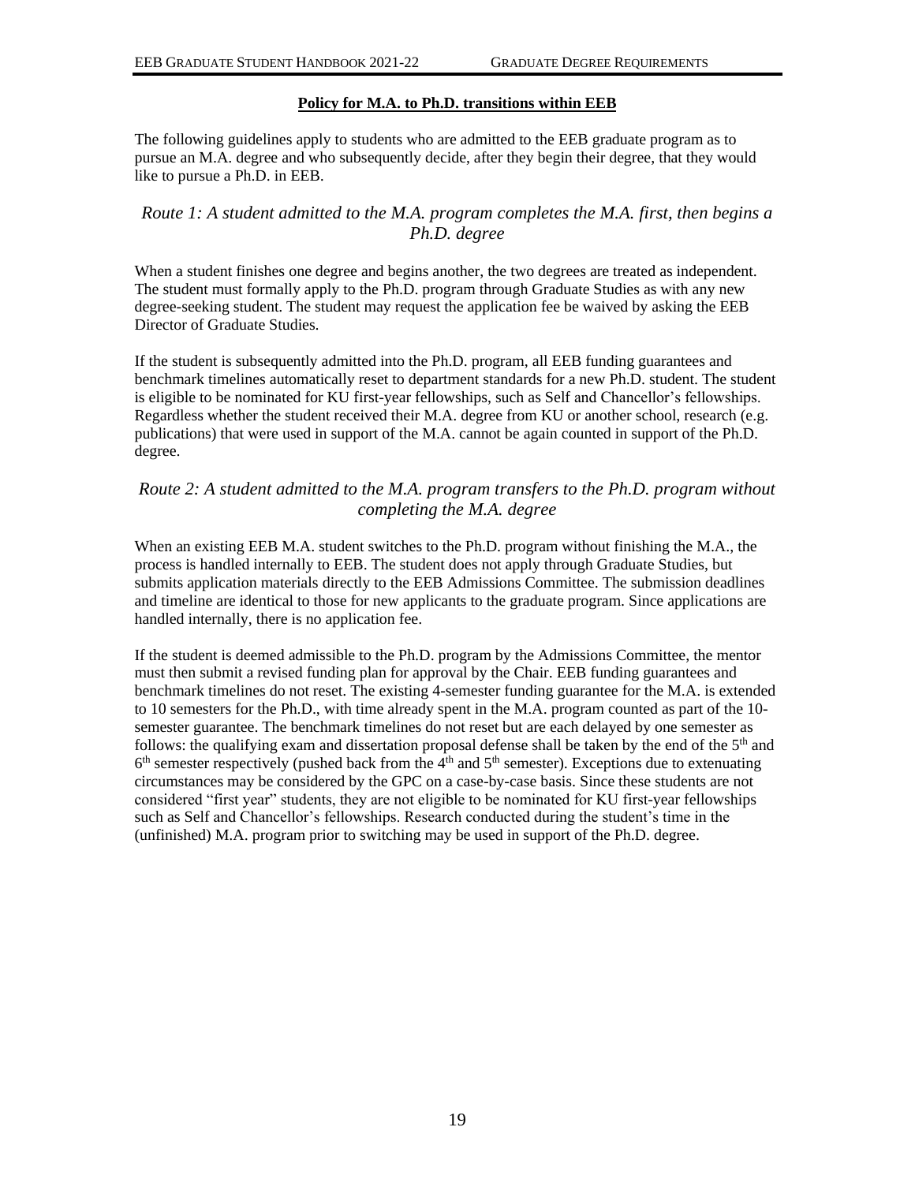## **Policy for M.A. to Ph.D. transitions within EEB**

The following guidelines apply to students who are admitted to the EEB graduate program as to pursue an M.A. degree and who subsequently decide, after they begin their degree, that they would like to pursue a Ph.D. in EEB.

### *Route 1: A student admitted to the M.A. program completes the M.A. first, then begins a Ph.D. degree*

When a student finishes one degree and begins another, the two degrees are treated as independent. The student must formally apply to the Ph.D. program through Graduate Studies as with any new degree-seeking student. The student may request the application fee be waived by asking the EEB Director of Graduate Studies.

If the student is subsequently admitted into the Ph.D. program, all EEB funding guarantees and benchmark timelines automatically reset to department standards for a new Ph.D. student. The student is eligible to be nominated for KU first-year fellowships, such as Self and Chancellor's fellowships. Regardless whether the student received their M.A. degree from KU or another school, research (e.g. publications) that were used in support of the M.A. cannot be again counted in support of the Ph.D. degree.

### *Route 2: A student admitted to the M.A. program transfers to the Ph.D. program without completing the M.A. degree*

When an existing EEB M.A. student switches to the Ph.D. program without finishing the M.A., the process is handled internally to EEB. The student does not apply through Graduate Studies, but submits application materials directly to the EEB Admissions Committee. The submission deadlines and timeline are identical to those for new applicants to the graduate program. Since applications are handled internally, there is no application fee.

If the student is deemed admissible to the Ph.D. program by the Admissions Committee, the mentor must then submit a revised funding plan for approval by the Chair. EEB funding guarantees and benchmark timelines do not reset. The existing 4-semester funding guarantee for the M.A. is extended to 10 semesters for the Ph.D., with time already spent in the M.A. program counted as part of the 10-semester guarantee. The benchmark timelines do not reset but are each delayed by one semester as follows: the qualifying exam and dissertation proposal defense shall be taken by the end of the 5th and 6th semester respectively (pushed back from the 4th and 5th semester). Exceptions due to extenuating circumstances may be considered by the GPC on a case-by-case basis. Since these students are not considered "first year" students, they are not eligible to be nominated for KU first-year fellowships such as Self and Chancellor's fellowships. Research conducted during the student's time in the (unfinished) M.A. program prior to switching may be used in support of the Ph.D. degree.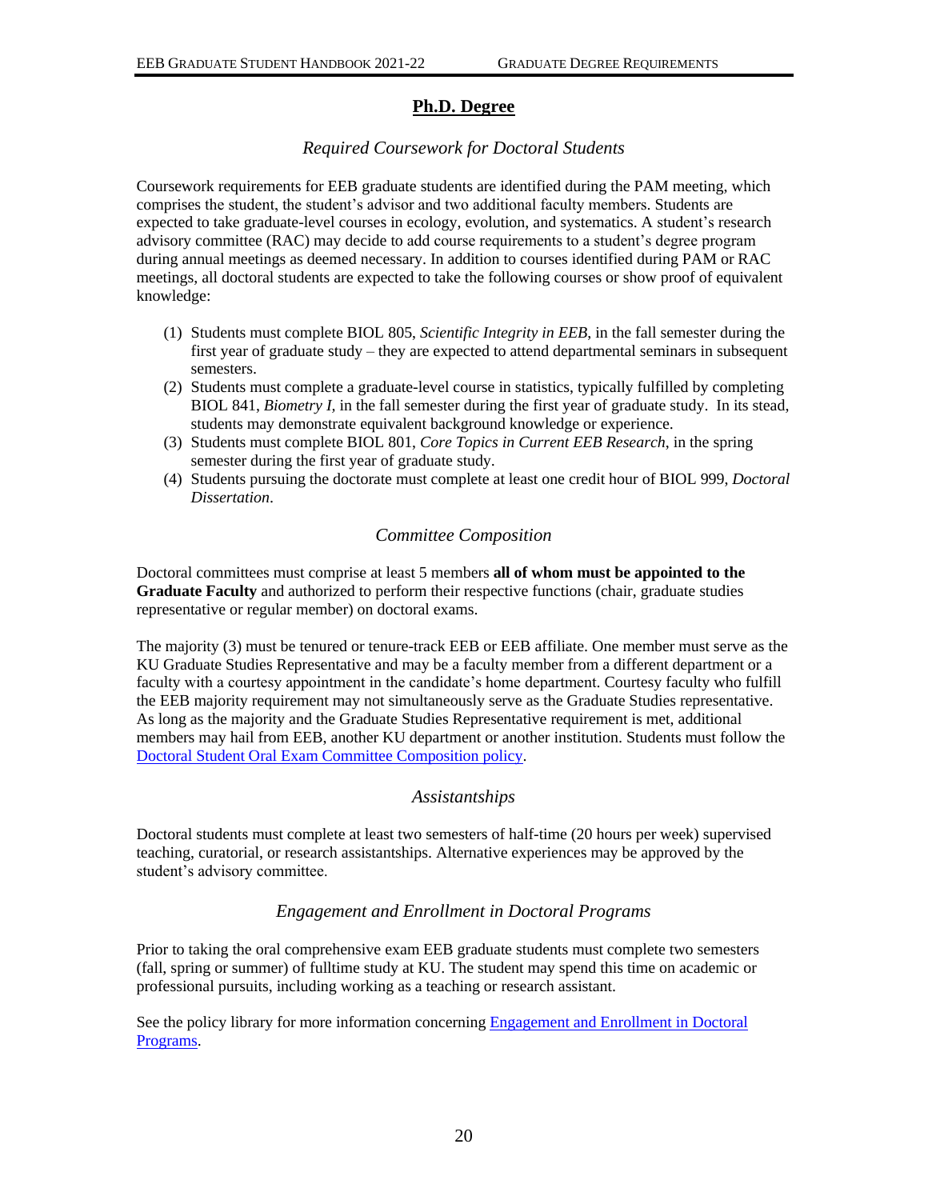## Ph.D. Degree

### *Required Coursework for Doctoral Students*

Coursework requirements for EEB graduate students are identified during the PAM meeting, which comprises the student, the student's advisor and two additional faculty members. Students are expected to take graduate-level courses in ecology, evolution, and systematics. A student's research advisory committee (RAC) may decide to add course requirements to a student's degree program during annual meetings as deemed necessary. In addition to courses identified during PAM or RAC meetings, all doctoral students are expected to take the following courses or show proof of equivalent knowledge:

(1) Students must complete BIOL 805, *Scientific Integrity in EEB*, in the fall semester during the first year of graduate study – they are expected to attend departmental seminars in subsequent semesters.
(2) Students must complete a graduate-level course in statistics, typically fulfilled by completing BIOL 841, *Biometry I*, in the fall semester during the first year of graduate study. In its stead, students may demonstrate equivalent background knowledge or experience.
(3) Students must complete BIOL 801, *Core Topics in Current EEB Research*, in the spring semester during the first year of graduate study.
(4) Students pursuing the doctorate must complete at least one credit hour of BIOL 999, *Doctoral Dissertation*.

### *Committee Composition*

Doctoral committees must comprise at least 5 members **all of whom must be appointed to the Graduate Faculty** and authorized to perform their respective functions (chair, graduate studies representative or regular member) on doctoral exams.

The majority (3) must be tenured or tenure-track EEB or EEB affiliate. One member must serve as the KU Graduate Studies Representative and may be a faculty member from a different department or a faculty with a courtesy appointment in the candidate's home department. Courtesy faculty who fulfill the EEB majority requirement may not simultaneously serve as the Graduate Studies representative. As long as the majority and the Graduate Studies Representative requirement is met, additional members may hail from EEB, another KU department or another institution. Students must follow the Doctoral Student Oral Exam Committee Composition policy.

### *Assistantships*

Doctoral students must complete at least two semesters of half-time (20 hours per week) supervised teaching, curatorial, or research assistantships. Alternative experiences may be approved by the student's advisory committee.

### *Engagement and Enrollment in Doctoral Programs*

Prior to taking the oral comprehensive exam EEB graduate students must complete two semesters (fall, spring or summer) of fulltime study at KU. The student may spend this time on academic or professional pursuits, including working as a teaching or research assistant.

See the policy library for more information concerning Engagement and Enrollment in Doctoral Programs.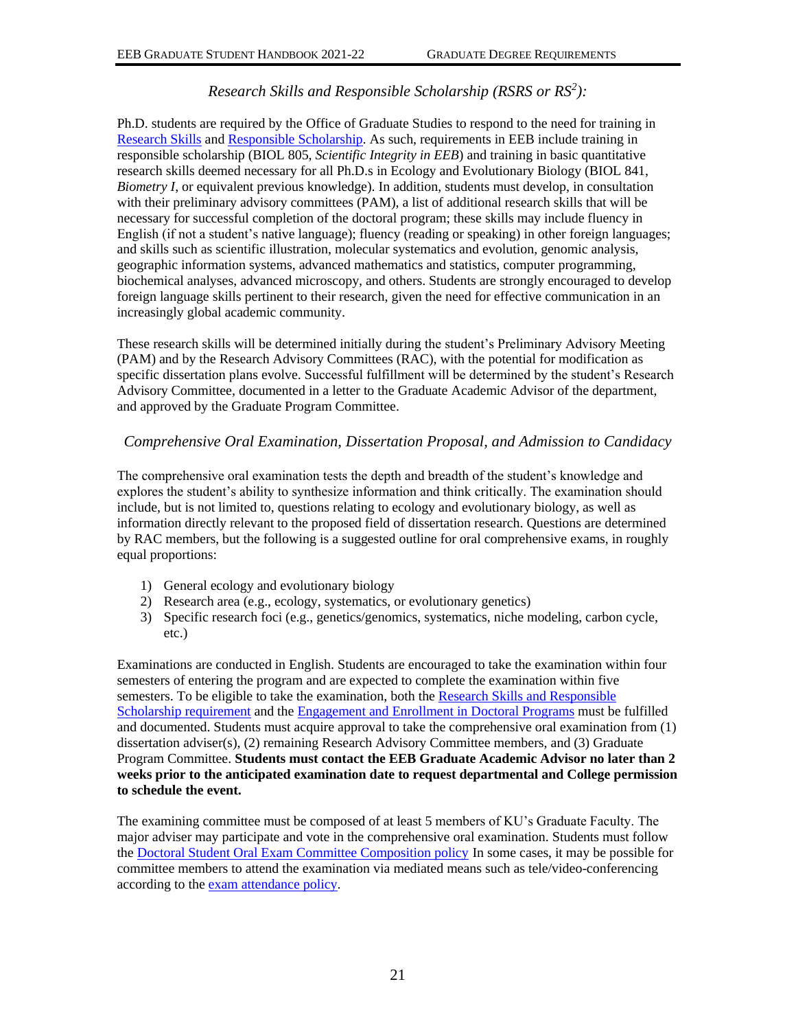### *Research Skills and Responsible Scholarship (RSRS or RS²):*

Ph.D. students are required by the Office of Graduate Studies to respond to the need for training in Research Skills and Responsible Scholarship. As such, requirements in EEB include training in responsible scholarship (BIOL 805, *Scientific Integrity in EEB*) and training in basic quantitative research skills deemed necessary for all Ph.D.s in Ecology and Evolutionary Biology (BIOL 841, *Biometry I*, or equivalent previous knowledge). In addition, students must develop, in consultation with their preliminary advisory committees (PAM), a list of additional research skills that will be necessary for successful completion of the doctoral program; these skills may include fluency in English (if not a student's native language); fluency (reading or speaking) in other foreign languages; and skills such as scientific illustration, molecular systematics and evolution, genomic analysis, geographic information systems, advanced mathematics and statistics, computer programming, biochemical analyses, advanced microscopy, and others. Students are strongly encouraged to develop foreign language skills pertinent to their research, given the need for effective communication in an increasingly global academic community.

These research skills will be determined initially during the student's Preliminary Advisory Meeting (PAM) and by the Research Advisory Committees (RAC), with the potential for modification as specific dissertation plans evolve. Successful fulfillment will be determined by the student's Research Advisory Committee, documented in a letter to the Graduate Academic Advisor of the department, and approved by the Graduate Program Committee.

### *Comprehensive Oral Examination, Dissertation Proposal, and Admission to Candidacy*

The comprehensive oral examination tests the depth and breadth of the student's knowledge and explores the student's ability to synthesize information and think critically. The examination should include, but is not limited to, questions relating to ecology and evolutionary biology, as well as information directly relevant to the proposed field of dissertation research. Questions are determined by RAC members, but the following is a suggested outline for oral comprehensive exams, in roughly equal proportions:

1) General ecology and evolutionary biology
2) Research area (e.g., ecology, systematics, or evolutionary genetics)
3) Specific research foci (e.g., genetics/genomics, systematics, niche modeling, carbon cycle, etc.)

Examinations are conducted in English. Students are encouraged to take the examination within four semesters of entering the program and are expected to complete the examination within five semesters. To be eligible to take the examination, both the Research Skills and Responsible Scholarship requirement and the Engagement and Enrollment in Doctoral Programs must be fulfilled and documented. Students must acquire approval to take the comprehensive oral examination from (1) dissertation adviser(s), (2) remaining Research Advisory Committee members, and (3) Graduate Program Committee. **Students must contact the EEB Graduate Academic Advisor no later than 2 weeks prior to the anticipated examination date to request departmental and College permission to schedule the event.**

The examining committee must be composed of at least 5 members of KU's Graduate Faculty. The major adviser may participate and vote in the comprehensive oral examination. Students must follow the Doctoral Student Oral Exam Committee Composition policy In some cases, it may be possible for committee members to attend the examination via mediated means such as tele/video-conferencing according to the exam attendance policy.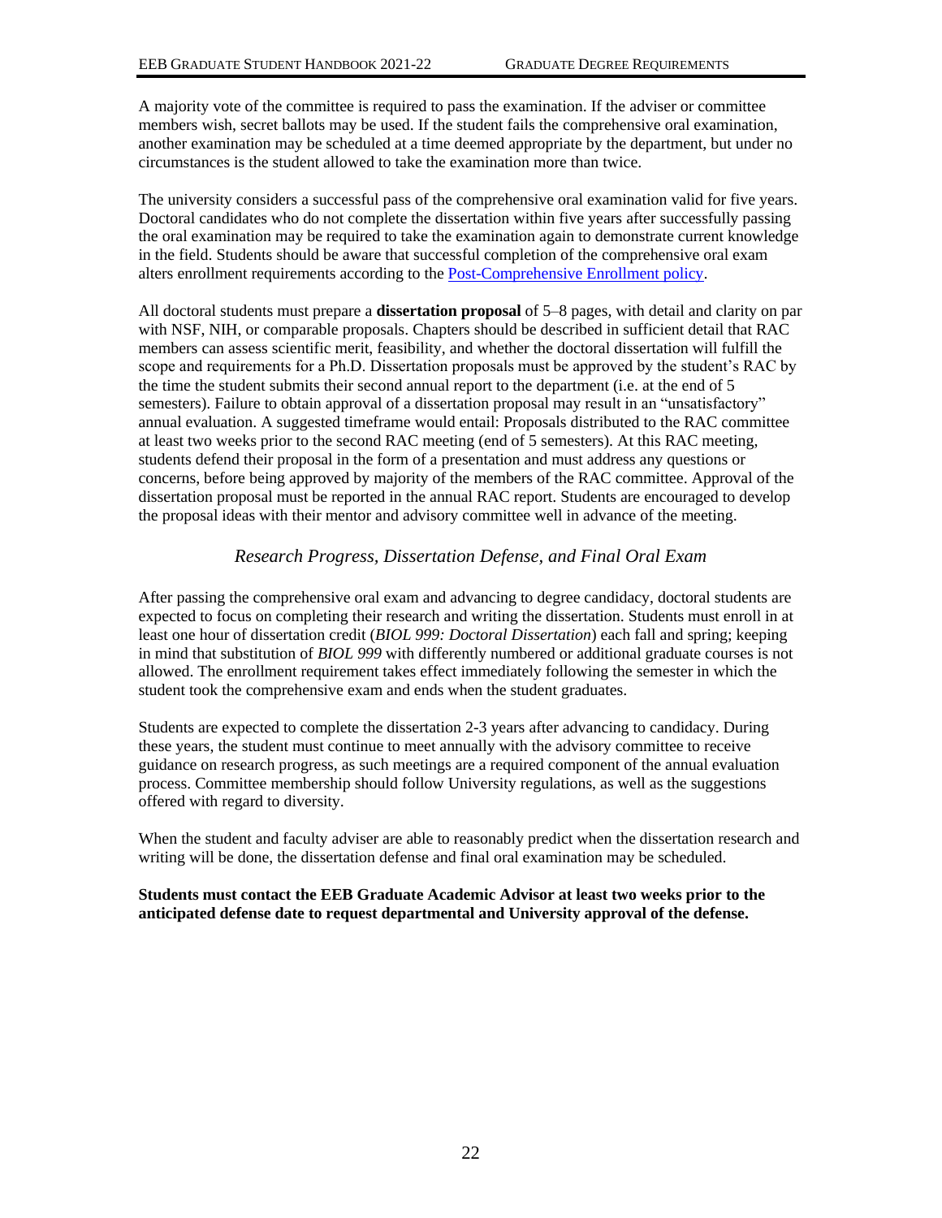A majority vote of the committee is required to pass the examination. If the adviser or committee members wish, secret ballots may be used. If the student fails the comprehensive oral examination, another examination may be scheduled at a time deemed appropriate by the department, but under no circumstances is the student allowed to take the examination more than twice.

The university considers a successful pass of the comprehensive oral examination valid for five years. Doctoral candidates who do not complete the dissertation within five years after successfully passing the oral examination may be required to take the examination again to demonstrate current knowledge in the field. Students should be aware that successful completion of the comprehensive oral exam alters enrollment requirements according to the Post-Comprehensive Enrollment policy.

All doctoral students must prepare a **dissertation proposal** of 5–8 pages, with detail and clarity on par with NSF, NIH, or comparable proposals. Chapters should be described in sufficient detail that RAC members can assess scientific merit, feasibility, and whether the doctoral dissertation will fulfill the scope and requirements for a Ph.D. Dissertation proposals must be approved by the student's RAC by the time the student submits their second annual report to the department (i.e. at the end of 5 semesters). Failure to obtain approval of a dissertation proposal may result in an "unsatisfactory" annual evaluation. A suggested timeframe would entail: Proposals distributed to the RAC committee at least two weeks prior to the second RAC meeting (end of 5 semesters). At this RAC meeting, students defend their proposal in the form of a presentation and must address any questions or concerns, before being approved by majority of the members of the RAC committee. Approval of the dissertation proposal must be reported in the annual RAC report. Students are encouraged to develop the proposal ideas with their mentor and advisory committee well in advance of the meeting.

### *Research Progress, Dissertation Defense, and Final Oral Exam*

After passing the comprehensive oral exam and advancing to degree candidacy, doctoral students are expected to focus on completing their research and writing the dissertation. Students must enroll in at least one hour of dissertation credit (*BIOL 999: Doctoral Dissertation*) each fall and spring; keeping in mind that substitution of *BIOL 999* with differently numbered or additional graduate courses is not allowed. The enrollment requirement takes effect immediately following the semester in which the student took the comprehensive exam and ends when the student graduates.

Students are expected to complete the dissertation 2-3 years after advancing to candidacy. During these years, the student must continue to meet annually with the advisory committee to receive guidance on research progress, as such meetings are a required component of the annual evaluation process. Committee membership should follow University regulations, as well as the suggestions offered with regard to diversity.

When the student and faculty adviser are able to reasonably predict when the dissertation research and writing will be done, the dissertation defense and final oral examination may be scheduled.

**Students must contact the EEB Graduate Academic Advisor at least two weeks prior to the anticipated defense date to request departmental and University approval of the defense.**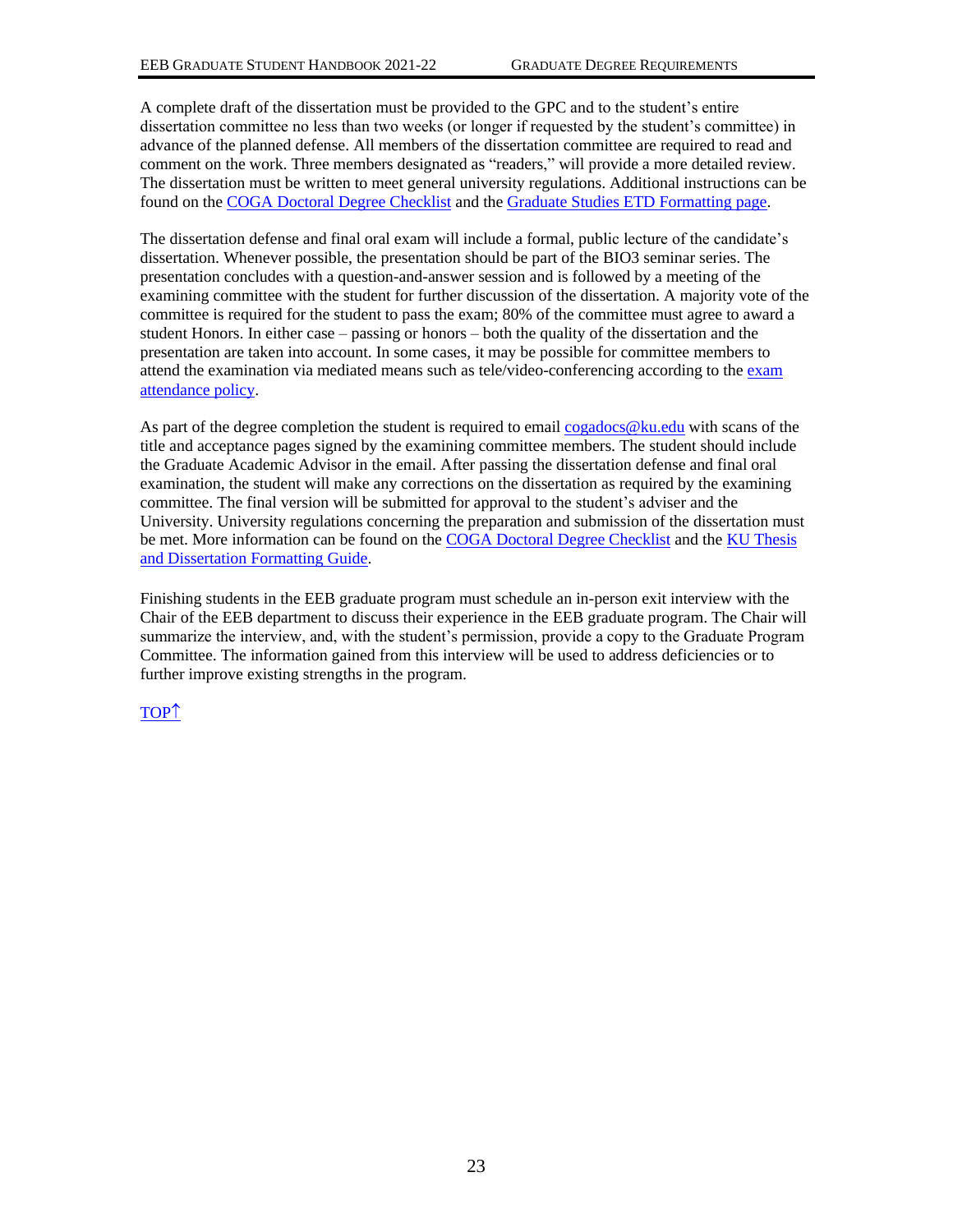A complete draft of the dissertation must be provided to the GPC and to the student's entire dissertation committee no less than two weeks (or longer if requested by the student's committee) in advance of the planned defense. All members of the dissertation committee are required to read and comment on the work. Three members designated as "readers," will provide a more detailed review. The dissertation must be written to meet general university regulations. Additional instructions can be found on the COGA Doctoral Degree Checklist and the Graduate Studies ETD Formatting page.

The dissertation defense and final oral exam will include a formal, public lecture of the candidate's dissertation. Whenever possible, the presentation should be part of the BIO3 seminar series. The presentation concludes with a question-and-answer session and is followed by a meeting of the examining committee with the student for further discussion of the dissertation. A majority vote of the committee is required for the student to pass the exam; 80% of the committee must agree to award a student Honors. In either case – passing or honors – both the quality of the dissertation and the presentation are taken into account. In some cases, it may be possible for committee members to attend the examination via mediated means such as tele/video-conferencing according to the exam attendance policy.

As part of the degree completion the student is required to email cogadocs@ku.edu with scans of the title and acceptance pages signed by the examining committee members. The student should include the Graduate Academic Advisor in the email. After passing the dissertation defense and final oral examination, the student will make any corrections on the dissertation as required by the examining committee. The final version will be submitted for approval to the student's adviser and the University. University regulations concerning the preparation and submission of the dissertation must be met. More information can be found on the COGA Doctoral Degree Checklist and the KU Thesis and Dissertation Formatting Guide.

Finishing students in the EEB graduate program must schedule an in-person exit interview with the Chair of the EEB department to discuss their experience in the EEB graduate program. The Chair will summarize the interview, and, with the student's permission, provide a copy to the Graduate Program Committee. The information gained from this interview will be used to address deficiencies or to further improve existing strengths in the program.

TOP↑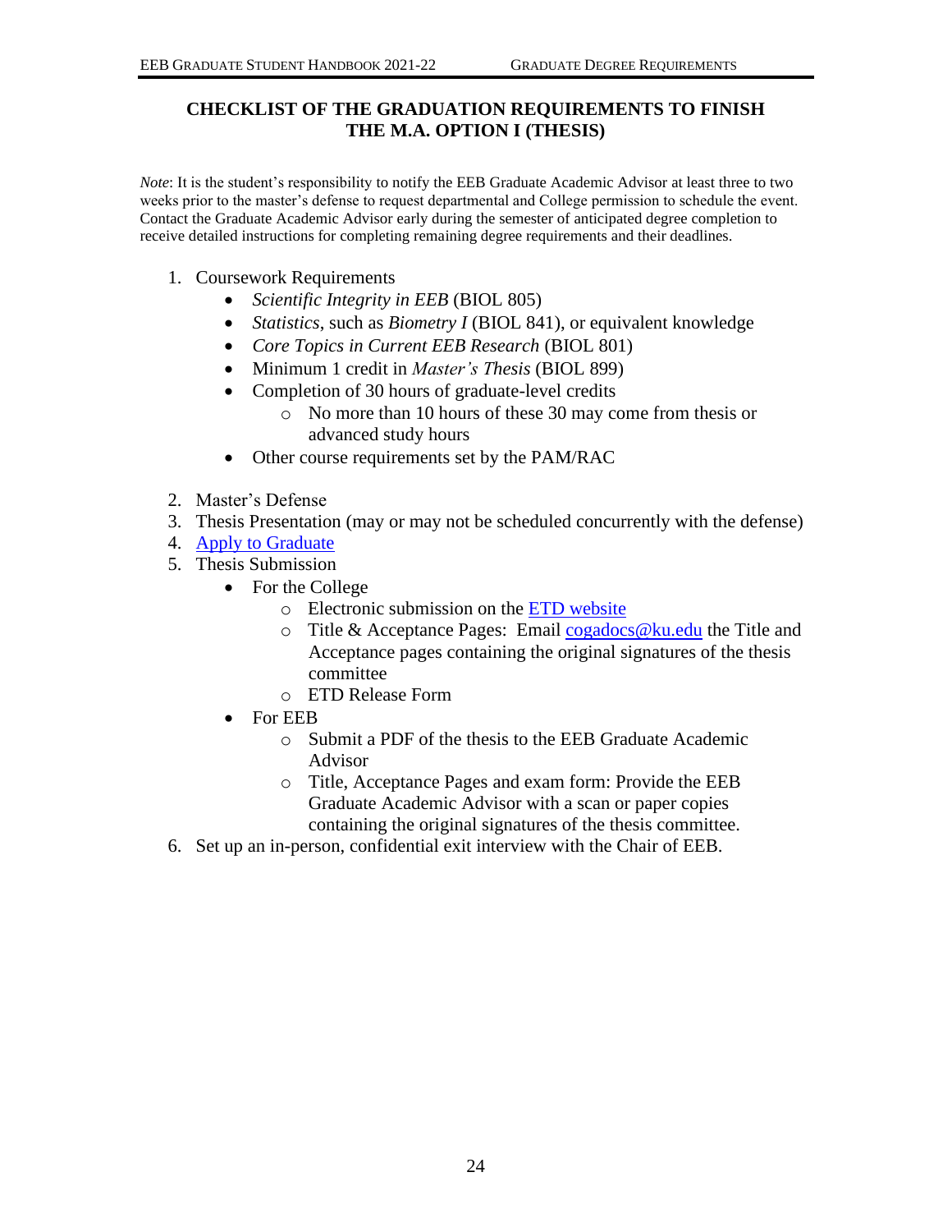## CHECKLIST OF THE GRADUATION REQUIREMENTS TO FINISH THE M.A. OPTION I (THESIS)

*Note*: It is the student's responsibility to notify the EEB Graduate Academic Advisor at least three to two weeks prior to the master's defense to request departmental and College permission to schedule the event. Contact the Graduate Academic Advisor early during the semester of anticipated degree completion to receive detailed instructions for completing remaining degree requirements and their deadlines.

1. Coursework Requirements
   - *Scientific Integrity in EEB* (BIOL 805)
   - *Statistics*, such as *Biometry I* (BIOL 841), or equivalent knowledge
   - *Core Topics in Current EEB Research* (BIOL 801)
   - Minimum 1 credit in *Master's Thesis* (BIOL 899)
   - Completion of 30 hours of graduate-level credits
     - No more than 10 hours of these 30 may come from thesis or advanced study hours
   - Other course requirements set by the PAM/RAC
2. Master's Defense
3. Thesis Presentation (may or may not be scheduled concurrently with the defense)
4. Apply to Graduate
5. Thesis Submission
   - For the College
     - Electronic submission on the ETD website
     - Title & Acceptance Pages: Email cogadocs@ku.edu the Title and Acceptance pages containing the original signatures of the thesis committee
     - ETD Release Form
   - For EEB
     - Submit a PDF of the thesis to the EEB Graduate Academic Advisor
     - Title, Acceptance Pages and exam form: Provide the EEB Graduate Academic Advisor with a scan or paper copies containing the original signatures of the thesis committee.
6. Set up an in-person, confidential exit interview with the Chair of EEB.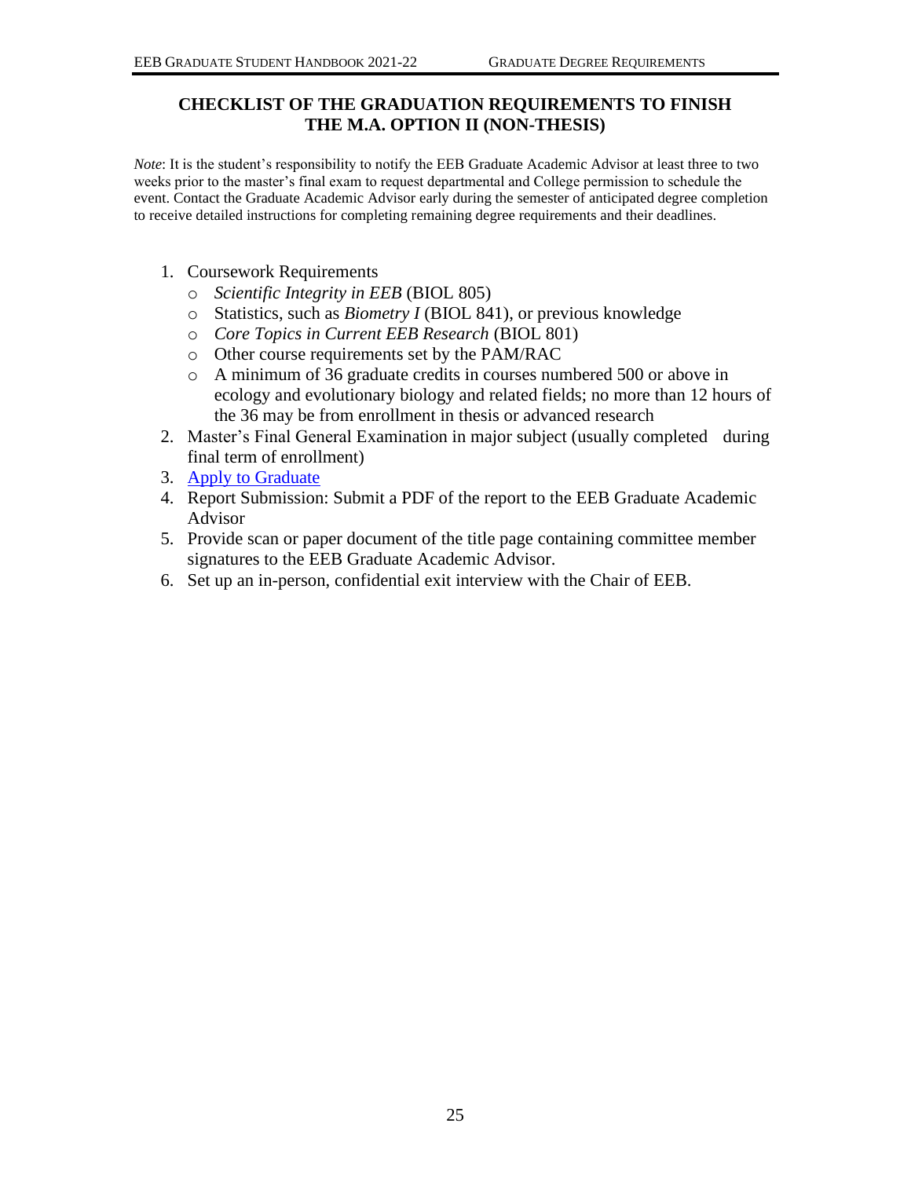## CHECKLIST OF THE GRADUATION REQUIREMENTS TO FINISH THE M.A. OPTION II (NON-THESIS)

*Note*: It is the student's responsibility to notify the EEB Graduate Academic Advisor at least three to two weeks prior to the master's final exam to request departmental and College permission to schedule the event. Contact the Graduate Academic Advisor early during the semester of anticipated degree completion to receive detailed instructions for completing remaining degree requirements and their deadlines.

1. Coursework Requirements
   - *Scientific Integrity in EEB* (BIOL 805)
   - Statistics, such as *Biometry I* (BIOL 841), or previous knowledge
   - *Core Topics in Current EEB Research* (BIOL 801)
   - Other course requirements set by the PAM/RAC
   - A minimum of 36 graduate credits in courses numbered 500 or above in ecology and evolutionary biology and related fields; no more than 12 hours of the 36 may be from enrollment in thesis or advanced research
2. Master's Final General Examination in major subject (usually completed during final term of enrollment)
3. Apply to Graduate
4. Report Submission: Submit a PDF of the report to the EEB Graduate Academic Advisor
5. Provide scan or paper document of the title page containing committee member signatures to the EEB Graduate Academic Advisor.
6. Set up an in-person, confidential exit interview with the Chair of EEB.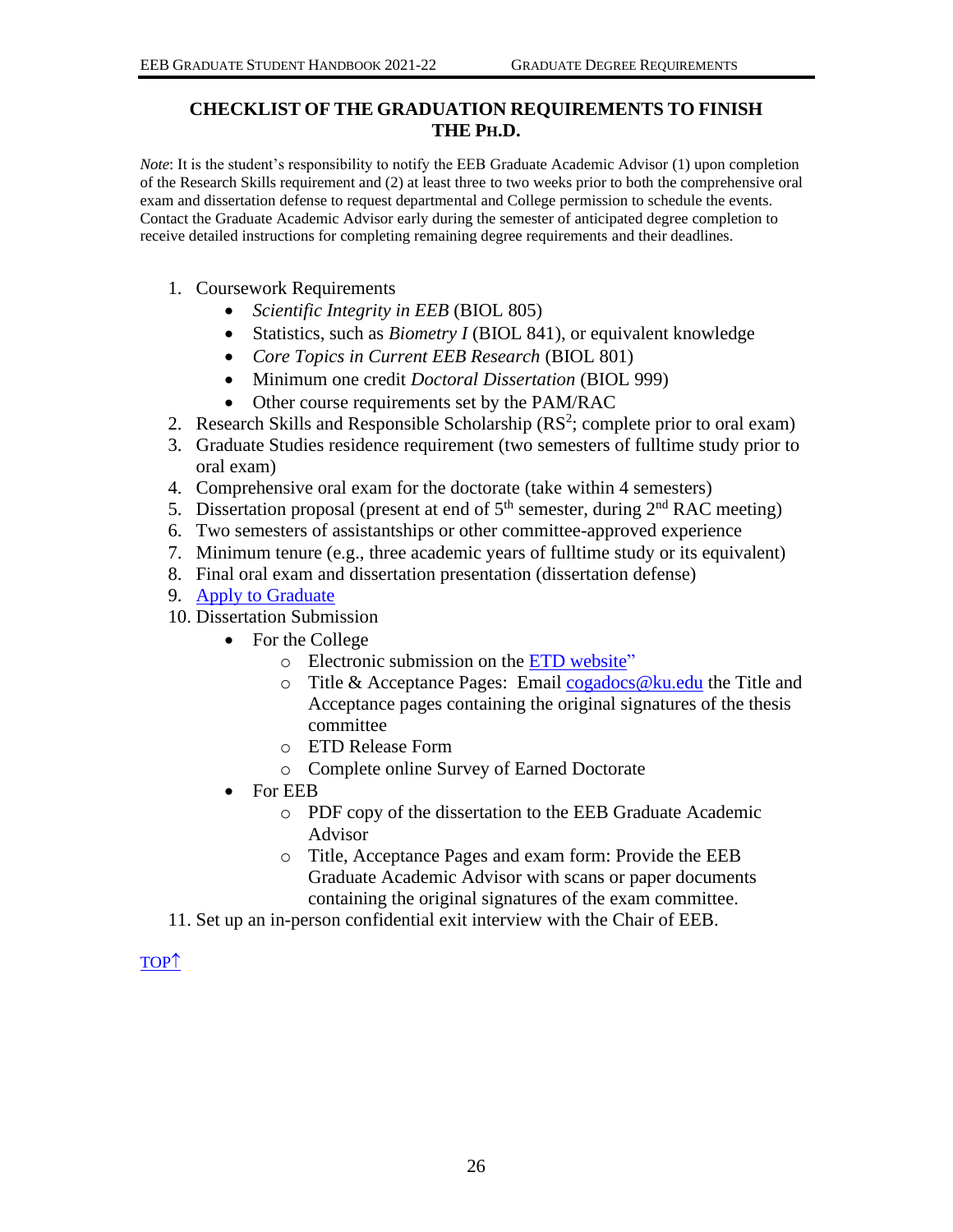## CHECKLIST OF THE GRADUATION REQUIREMENTS TO FINISH THE PH.D.

*Note*: It is the student's responsibility to notify the EEB Graduate Academic Advisor (1) upon completion of the Research Skills requirement and (2) at least three to two weeks prior to both the comprehensive oral exam and dissertation defense to request departmental and College permission to schedule the events. Contact the Graduate Academic Advisor early during the semester of anticipated degree completion to receive detailed instructions for completing remaining degree requirements and their deadlines.

1. Coursework Requirements
   - *Scientific Integrity in EEB* (BIOL 805)
   - Statistics, such as *Biometry I* (BIOL 841), or equivalent knowledge
   - *Core Topics in Current EEB Research* (BIOL 801)
   - Minimum one credit *Doctoral Dissertation* (BIOL 999)
   - Other course requirements set by the PAM/RAC
2. Research Skills and Responsible Scholarship ($RS^2$; complete prior to oral exam)
3. Graduate Studies residence requirement (two semesters of fulltime study prior to oral exam)
4. Comprehensive oral exam for the doctorate (take within 4 semesters)
5. Dissertation proposal (present at end of 5th semester, during 2nd RAC meeting)
6. Two semesters of assistantships or other committee-approved experience
7. Minimum tenure (e.g., three academic years of fulltime study or its equivalent)
8. Final oral exam and dissertation presentation (dissertation defense)
9. Apply to Graduate
10. Dissertation Submission
    - For the College
      - Electronic submission on the ETD website"
      - Title & Acceptance Pages: Email cogadocs@ku.edu the Title and Acceptance pages containing the original signatures of the thesis committee
      - ETD Release Form
      - Complete online Survey of Earned Doctorate
    - For EEB
      - PDF copy of the dissertation to the EEB Graduate Academic Advisor
      - Title, Acceptance Pages and exam form: Provide the EEB Graduate Academic Advisor with scans or paper documents containing the original signatures of the exam committee.
11. Set up an in-person confidential exit interview with the Chair of EEB.

TOP↑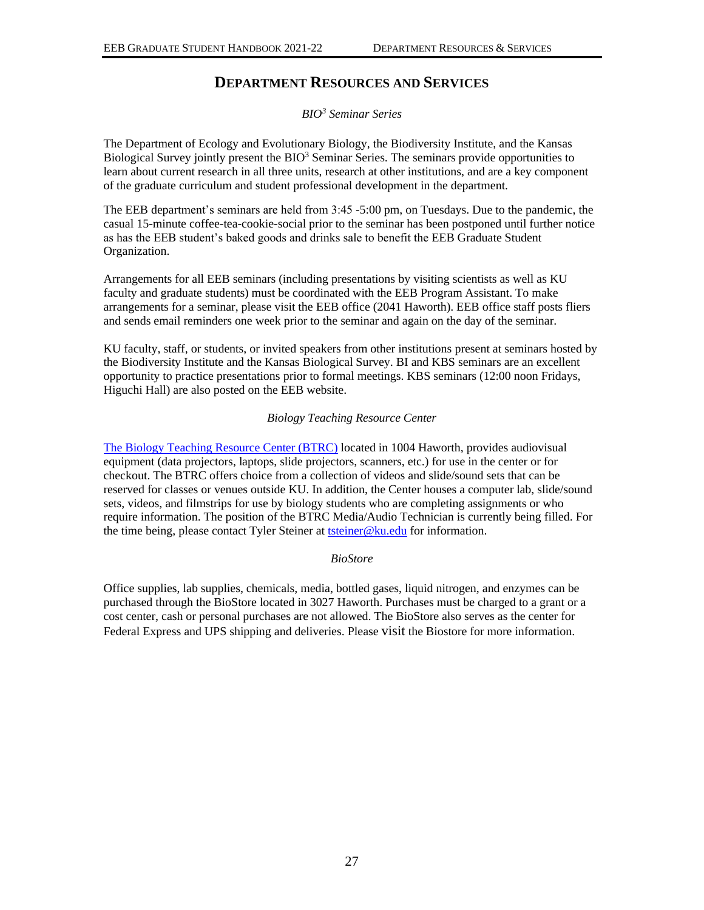# Department Resources and Services

*BIO[3] Seminar Series*

The Department of Ecology and Evolutionary Biology, the Biodiversity Institute, and the Kansas Biological Survey jointly present the BIO[3] Seminar Series. The seminars provide opportunities to learn about current research in all three units, research at other institutions, and are a key component of the graduate curriculum and student professional development in the department.

The EEB department's seminars are held from 3:45 -5:00 pm, on Tuesdays. Due to the pandemic, the casual 15-minute coffee-tea-cookie-social prior to the seminar has been postponed until further notice as has the EEB student's baked goods and drinks sale to benefit the EEB Graduate Student Organization.

Arrangements for all EEB seminars (including presentations by visiting scientists as well as KU faculty and graduate students) must be coordinated with the EEB Program Assistant. To make arrangements for a seminar, please visit the EEB office (2041 Haworth). EEB office staff posts fliers and sends email reminders one week prior to the seminar and again on the day of the seminar.

KU faculty, staff, or students, or invited speakers from other institutions present at seminars hosted by the Biodiversity Institute and the Kansas Biological Survey. BI and KBS seminars are an excellent opportunity to practice presentations prior to formal meetings. KBS seminars (12:00 noon Fridays, Higuchi Hall) are also posted on the EEB website.

*Biology Teaching Resource Center*

The Biology Teaching Resource Center (BTRC) located in 1004 Haworth, provides audiovisual equipment (data projectors, laptops, slide projectors, scanners, etc.) for use in the center or for checkout. The BTRC offers choice from a collection of videos and slide/sound sets that can be reserved for classes or venues outside KU. In addition, the Center houses a computer lab, slide/sound sets, videos, and filmstrips for use by biology students who are completing assignments or who require information. The position of the BTRC Media/Audio Technician is currently being filled. For the time being, please contact Tyler Steiner at tsteiner@ku.edu for information.

*BioStore*

Office supplies, lab supplies, chemicals, media, bottled gases, liquid nitrogen, and enzymes can be purchased through the BioStore located in 3027 Haworth. Purchases must be charged to a grant or a cost center, cash or personal purchases are not allowed. The BioStore also serves as the center for Federal Express and UPS shipping and deliveries. Please visit the Biostore for more information.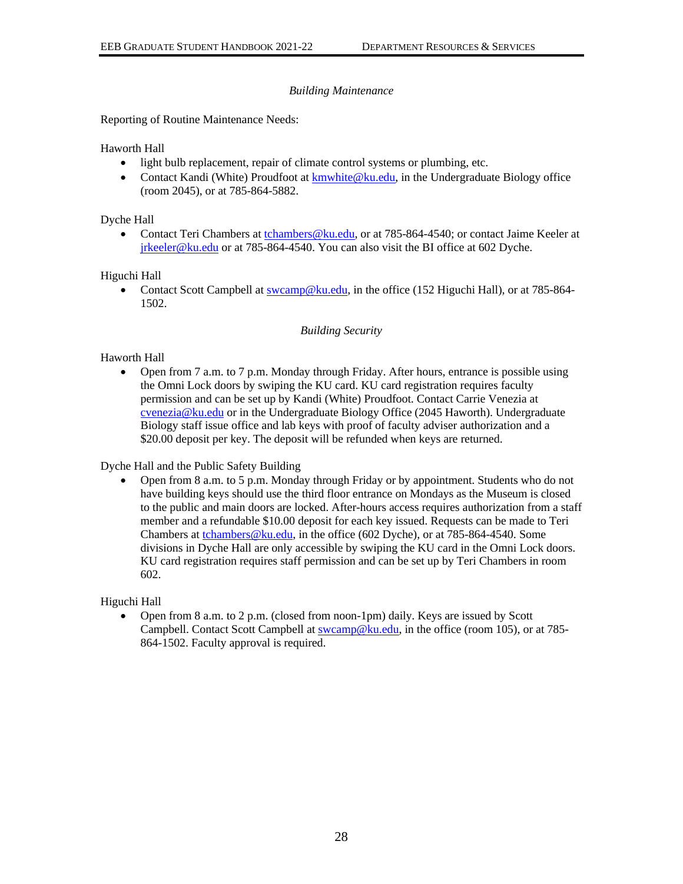### *Building Maintenance*

Reporting of Routine Maintenance Needs:

Haworth Hall

- light bulb replacement, repair of climate control systems or plumbing, etc.
- Contact Kandi (White) Proudfoot at kmwhite@ku.edu, in the Undergraduate Biology office (room 2045), or at 785-864-5882.

Dyche Hall

- Contact Teri Chambers at tchambers@ku.edu, or at 785-864-4540; or contact Jaime Keeler at jrkeeler@ku.edu or at 785-864-4540. You can also visit the BI office at 602 Dyche.

Higuchi Hall

- Contact Scott Campbell at swcamp@ku.edu, in the office (152 Higuchi Hall), or at 785-864-1502.

### *Building Security*

Haworth Hall

- Open from 7 a.m. to 7 p.m. Monday through Friday. After hours, entrance is possible using the Omni Lock doors by swiping the KU card. KU card registration requires faculty permission and can be set up by Kandi (White) Proudfoot. Contact Carrie Venezia at cvenezia@ku.edu or in the Undergraduate Biology Office (2045 Haworth). Undergraduate Biology staff issue office and lab keys with proof of faculty adviser authorization and a $20.00 deposit per key. The deposit will be refunded when keys are returned.

Dyche Hall and the Public Safety Building

- Open from 8 a.m. to 5 p.m. Monday through Friday or by appointment. Students who do not have building keys should use the third floor entrance on Mondays as the Museum is closed to the public and main doors are locked. After-hours access requires authorization from a staff member and a refundable $10.00 deposit for each key issued. Requests can be made to Teri Chambers at tchambers@ku.edu, in the office (602 Dyche), or at 785-864-4540. Some divisions in Dyche Hall are only accessible by swiping the KU card in the Omni Lock doors. KU card registration requires staff permission and can be set up by Teri Chambers in room 602.

Higuchi Hall

- Open from 8 a.m. to 2 p.m. (closed from noon-1pm) daily. Keys are issued by Scott Campbell. Contact Scott Campbell at swcamp@ku.edu, in the office (room 105), or at 785-864-1502. Faculty approval is required.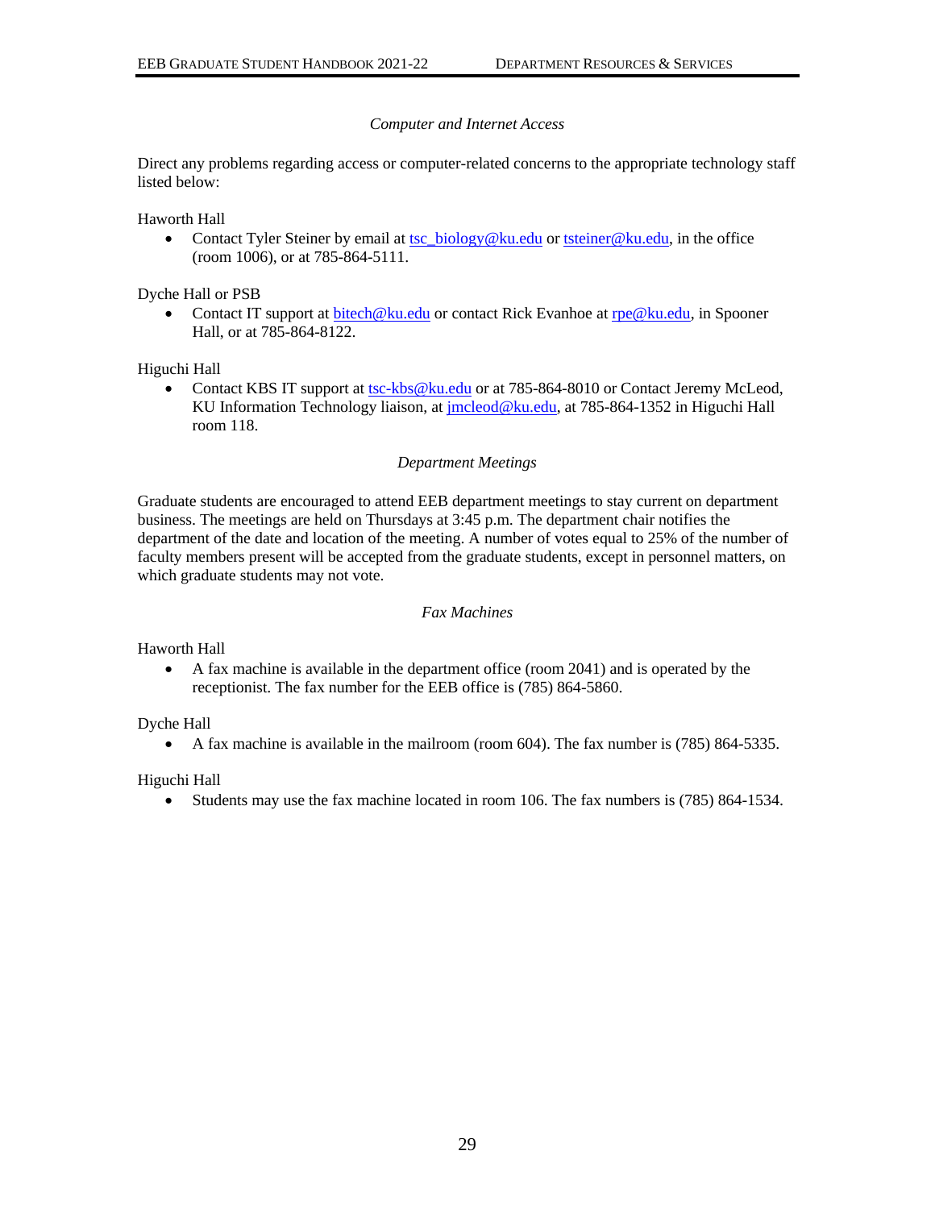*Computer and Internet Access*

Direct any problems regarding access or computer-related concerns to the appropriate technology staff listed below:

Haworth Hall

- Contact Tyler Steiner by email at tsc_biology@ku.edu or tsteiner@ku.edu, in the office (room 1006), or at 785-864-5111.

Dyche Hall or PSB

- Contact IT support at bitech@ku.edu or contact Rick Evanhoe at rpe@ku.edu, in Spooner Hall, or at 785-864-8122.

Higuchi Hall

- Contact KBS IT support at tsc-kbs@ku.edu or at 785-864-8010 or Contact Jeremy McLeod, KU Information Technology liaison, at jmcleod@ku.edu, at 785-864-1352 in Higuchi Hall room 118.

*Department Meetings*

Graduate students are encouraged to attend EEB department meetings to stay current on department business. The meetings are held on Thursdays at 3:45 p.m. The department chair notifies the department of the date and location of the meeting. A number of votes equal to 25% of the number of faculty members present will be accepted from the graduate students, except in personnel matters, on which graduate students may not vote.

*Fax Machines*

Haworth Hall

- A fax machine is available in the department office (room 2041) and is operated by the receptionist. The fax number for the EEB office is (785) 864-5860.

Dyche Hall

- A fax machine is available in the mailroom (room 604). The fax number is (785) 864-5335.

Higuchi Hall

- Students may use the fax machine located in room 106. The fax numbers is (785) 864-1534.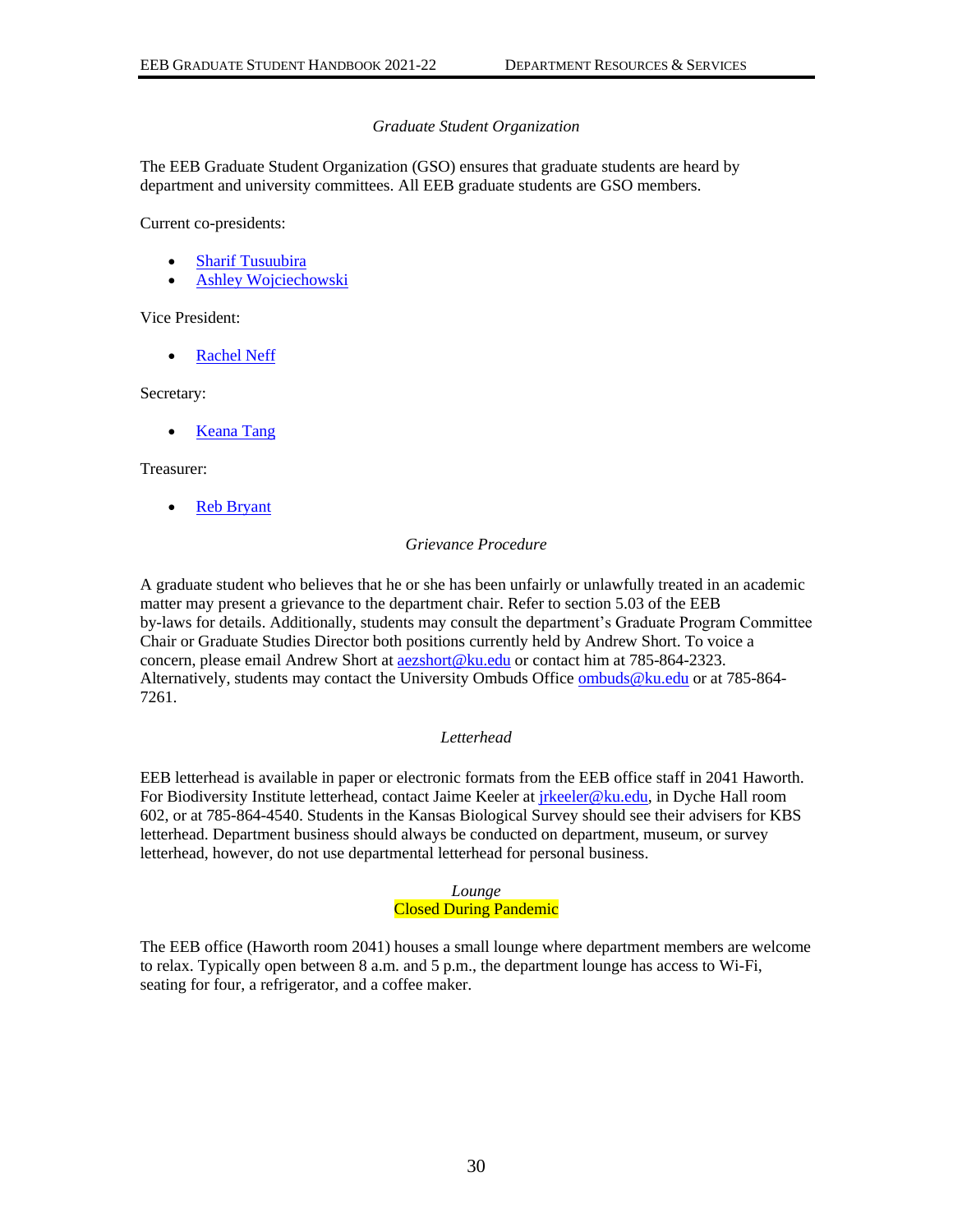### *Graduate Student Organization*

The EEB Graduate Student Organization (GSO) ensures that graduate students are heard by department and university committees. All EEB graduate students are GSO members.

Current co-presidents:

- Sharif Tusuubira
- Ashley Wojciechowski

Vice President:

- Rachel Neff

Secretary:

- Keana Tang

Treasurer:

- Reb Bryant

### *Grievance Procedure*

A graduate student who believes that he or she has been unfairly or unlawfully treated in an academic matter may present a grievance to the department chair. Refer to section 5.03 of the EEB by-laws for details. Additionally, students may consult the department's Graduate Program Committee Chair or Graduate Studies Director both positions currently held by Andrew Short. To voice a concern, please email Andrew Short at aezshort@ku.edu or contact him at 785-864-2323. Alternatively, students may contact the University Ombuds Office ombuds@ku.edu or at 785-864-7261.

### *Letterhead*

EEB letterhead is available in paper or electronic formats from the EEB office staff in 2041 Haworth. For Biodiversity Institute letterhead, contact Jaime Keeler at jrkeeler@ku.edu, in Dyche Hall room 602, or at 785-864-4540. Students in the Kansas Biological Survey should see their advisers for KBS letterhead. Department business should always be conducted on department, museum, or survey letterhead, however, do not use departmental letterhead for personal business.

### *Lounge*

Closed During Pandemic

The EEB office (Haworth room 2041) houses a small lounge where department members are welcome to relax. Typically open between 8 a.m. and 5 p.m., the department lounge has access to Wi-Fi, seating for four, a refrigerator, and a coffee maker.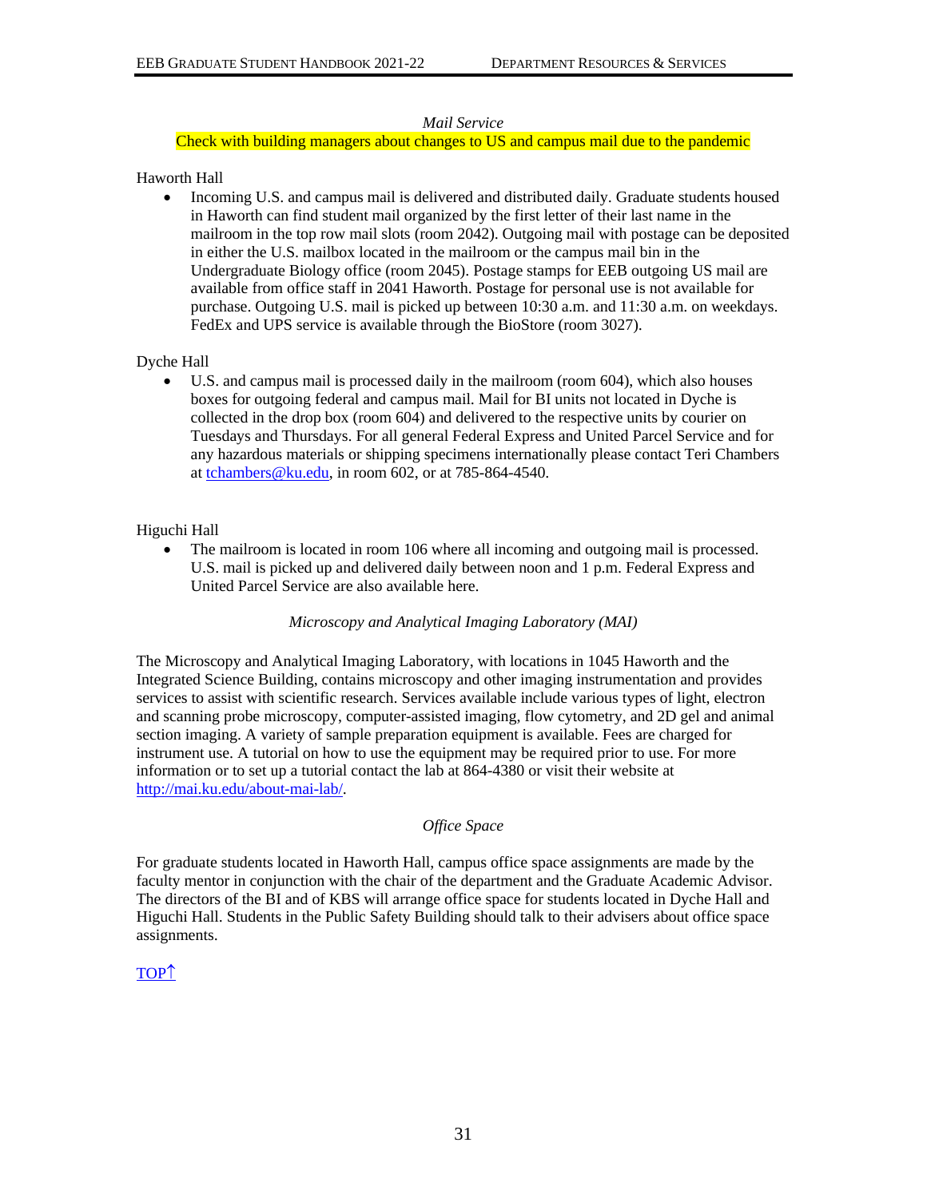### *Mail Service*

Check with building managers about changes to US and campus mail due to the pandemic

Haworth Hall

- Incoming U.S. and campus mail is delivered and distributed daily. Graduate students housed in Haworth can find student mail organized by the first letter of their last name in the mailroom in the top row mail slots (room 2042). Outgoing mail with postage can be deposited in either the U.S. mailbox located in the mailroom or the campus mail bin in the Undergraduate Biology office (room 2045). Postage stamps for EEB outgoing US mail are available from office staff in 2041 Haworth. Postage for personal use is not available for purchase. Outgoing U.S. mail is picked up between 10:30 a.m. and 11:30 a.m. on weekdays. FedEx and UPS service is available through the BioStore (room 3027).

Dyche Hall

- U.S. and campus mail is processed daily in the mailroom (room 604), which also houses boxes for outgoing federal and campus mail. Mail for BI units not located in Dyche is collected in the drop box (room 604) and delivered to the respective units by courier on Tuesdays and Thursdays. For all general Federal Express and United Parcel Service and for any hazardous materials or shipping specimens internationally please contact Teri Chambers at tchambers@ku.edu, in room 602, or at 785-864-4540.

Higuchi Hall

- The mailroom is located in room 106 where all incoming and outgoing mail is processed. U.S. mail is picked up and delivered daily between noon and 1 p.m. Federal Express and United Parcel Service are also available here.

### *Microscopy and Analytical Imaging Laboratory (MAI)*

The Microscopy and Analytical Imaging Laboratory, with locations in 1045 Haworth and the Integrated Science Building, contains microscopy and other imaging instrumentation and provides services to assist with scientific research. Services available include various types of light, electron and scanning probe microscopy, computer-assisted imaging, flow cytometry, and 2D gel and animal section imaging. A variety of sample preparation equipment is available. Fees are charged for instrument use. A tutorial on how to use the equipment may be required prior to use. For more information or to set up a tutorial contact the lab at 864-4380 or visit their website at http://mai.ku.edu/about-mai-lab/.

### *Office Space*

For graduate students located in Haworth Hall, campus office space assignments are made by the faculty mentor in conjunction with the chair of the department and the Graduate Academic Advisor. The directors of the BI and of KBS will arrange office space for students located in Dyche Hall and Higuchi Hall. Students in the Public Safety Building should talk to their advisers about office space assignments.

TOP↑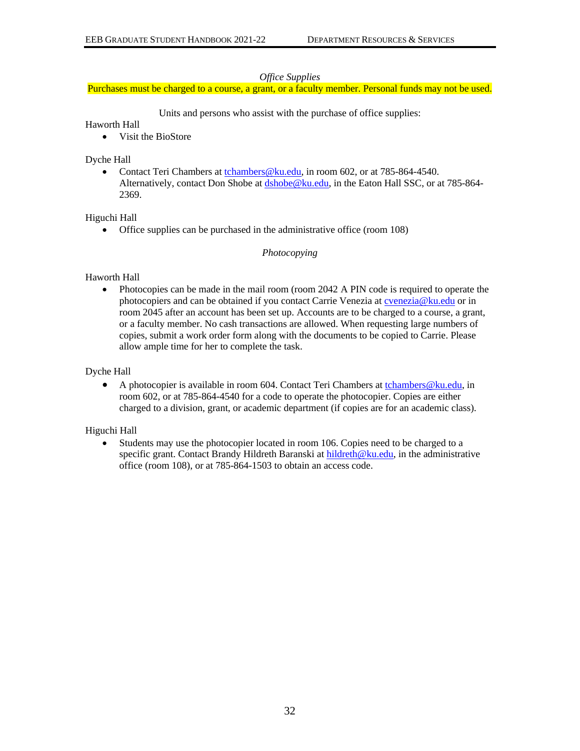*Office Supplies*

Purchases must be charged to a course, a grant, or a faculty member. Personal funds may not be used.

Units and persons who assist with the purchase of office supplies:

Haworth Hall

- Visit the BioStore

Dyche Hall

- Contact Teri Chambers at tchambers@ku.edu, in room 602, or at 785-864-4540. Alternatively, contact Don Shobe at dshobe@ku.edu, in the Eaton Hall SSC, or at 785-864-2369.

Higuchi Hall

- Office supplies can be purchased in the administrative office (room 108)

*Photocopying*

Haworth Hall

- Photocopies can be made in the mail room (room 2042 A PIN code is required to operate the photocopiers and can be obtained if you contact Carrie Venezia at cvenezia@ku.edu or in room 2045 after an account has been set up. Accounts are to be charged to a course, a grant, or a faculty member. No cash transactions are allowed. When requesting large numbers of copies, submit a work order form along with the documents to be copied to Carrie. Please allow ample time for her to complete the task.

Dyche Hall

- A photocopier is available in room 604. Contact Teri Chambers at tchambers@ku.edu, in room 602, or at 785-864-4540 for a code to operate the photocopier. Copies are either charged to a division, grant, or academic department (if copies are for an academic class).

Higuchi Hall

- Students may use the photocopier located in room 106. Copies need to be charged to a specific grant. Contact Brandy Hildreth Baranski at hildreth@ku.edu, in the administrative office (room 108), or at 785-864-1503 to obtain an access code.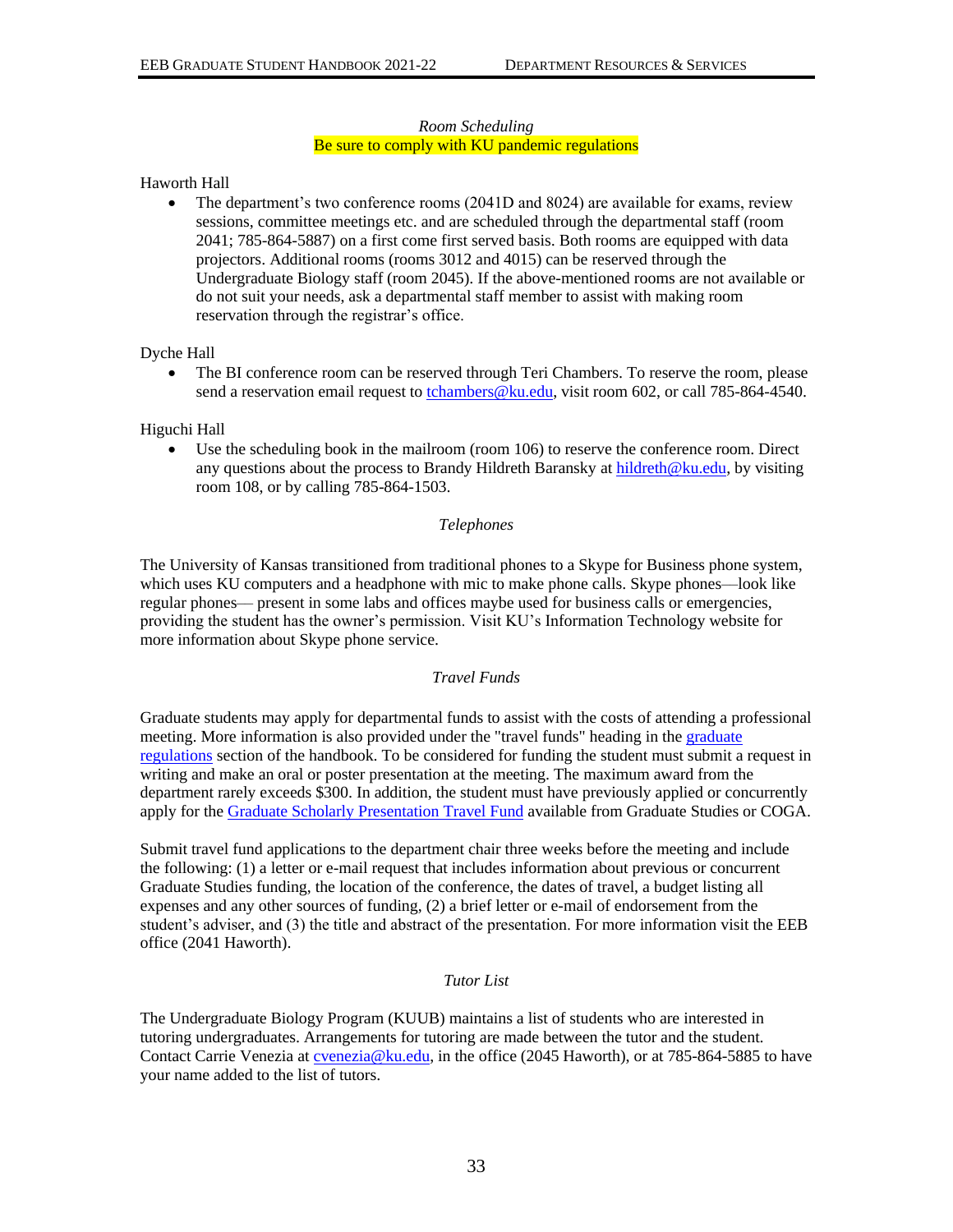### *Room Scheduling*

Be sure to comply with KU pandemic regulations

Haworth Hall

- The department's two conference rooms (2041D and 8024) are available for exams, review sessions, committee meetings etc. and are scheduled through the departmental staff (room 2041; 785-864-5887) on a first come first served basis. Both rooms are equipped with data projectors. Additional rooms (rooms 3012 and 4015) can be reserved through the Undergraduate Biology staff (room 2045). If the above-mentioned rooms are not available or do not suit your needs, ask a departmental staff member to assist with making room reservation through the registrar's office.

Dyche Hall

- The BI conference room can be reserved through Teri Chambers. To reserve the room, please send a reservation email request to tchambers@ku.edu, visit room 602, or call 785-864-4540.

Higuchi Hall

- Use the scheduling book in the mailroom (room 106) to reserve the conference room. Direct any questions about the process to Brandy Hildreth Baransky at hildreth@ku.edu, by visiting room 108, or by calling 785-864-1503.

### *Telephones*

The University of Kansas transitioned from traditional phones to a Skype for Business phone system, which uses KU computers and a headphone with mic to make phone calls. Skype phones—look like regular phones— present in some labs and offices maybe used for business calls or emergencies, providing the student has the owner's permission. Visit KU's Information Technology website for more information about Skype phone service.

### *Travel Funds*

Graduate students may apply for departmental funds to assist with the costs of attending a professional meeting. More information is also provided under the "travel funds" heading in the graduate regulations section of the handbook. To be considered for funding the student must submit a request in writing and make an oral or poster presentation at the meeting. The maximum award from the department rarely exceeds $300. In addition, the student must have previously applied or concurrently apply for the Graduate Scholarly Presentation Travel Fund available from Graduate Studies or COGA.

Submit travel fund applications to the department chair three weeks before the meeting and include the following: (1) a letter or e-mail request that includes information about previous or concurrent Graduate Studies funding, the location of the conference, the dates of travel, a budget listing all expenses and any other sources of funding, (2) a brief letter or e-mail of endorsement from the student's adviser, and (3) the title and abstract of the presentation. For more information visit the EEB office (2041 Haworth).

### *Tutor List*

The Undergraduate Biology Program (KUUB) maintains a list of students who are interested in tutoring undergraduates. Arrangements for tutoring are made between the tutor and the student. Contact Carrie Venezia at cvenezia@ku.edu, in the office (2045 Haworth), or at 785-864-5885 to have your name added to the list of tutors.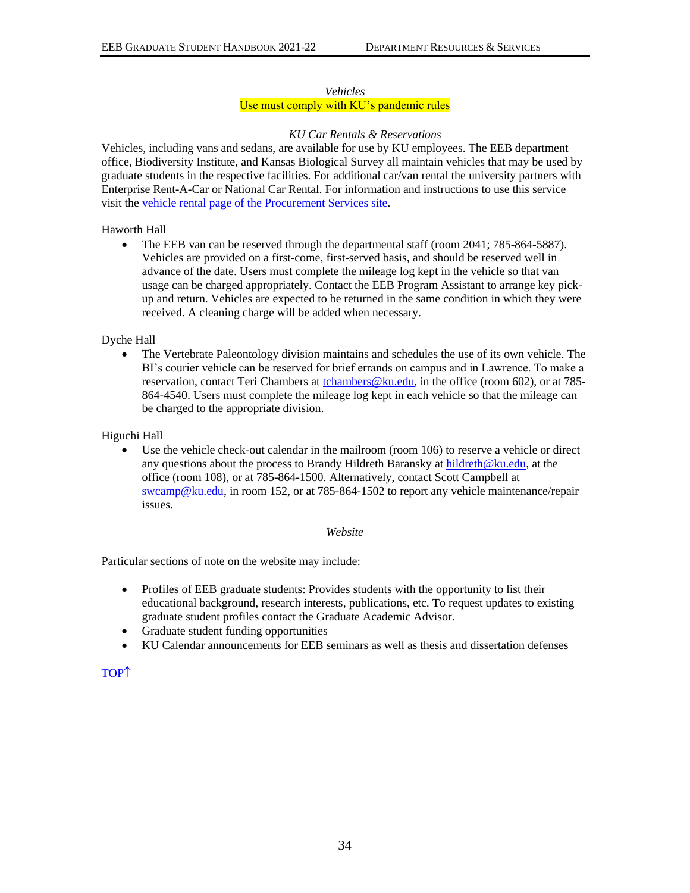*Vehicles*

Use must comply with KU's pandemic rules

*KU Car Rentals & Reservations*

Vehicles, including vans and sedans, are available for use by KU employees. The EEB department office, Biodiversity Institute, and Kansas Biological Survey all maintain vehicles that may be used by graduate students in the respective facilities. For additional car/van rental the university partners with Enterprise Rent-A-Car or National Car Rental. For information and instructions to use this service visit the [vehicle rental page of the Procurement Services site](vehicle rental page of the Procurement Services site).

Haworth Hall

- The EEB van can be reserved through the departmental staff (room 2041; 785-864-5887). Vehicles are provided on a first-come, first-served basis, and should be reserved well in advance of the date. Users must complete the mileage log kept in the vehicle so that van usage can be charged appropriately. Contact the EEB Program Assistant to arrange key pick-up and return. Vehicles are expected to be returned in the same condition in which they were received. A cleaning charge will be added when necessary.

Dyche Hall

- The Vertebrate Paleontology division maintains and schedules the use of its own vehicle. The BI's courier vehicle can be reserved for brief errands on campus and in Lawrence. To make a reservation, contact Teri Chambers at tchambers@ku.edu, in the office (room 602), or at 785-864-4540. Users must complete the mileage log kept in each vehicle so that the mileage can be charged to the appropriate division.

Higuchi Hall

- Use the vehicle check-out calendar in the mailroom (room 106) to reserve a vehicle or direct any questions about the process to Brandy Hildreth Baransky at hildreth@ku.edu, at the office (room 108), or at 785-864-1500. Alternatively, contact Scott Campbell at swcamp@ku.edu, in room 152, or at 785-864-1502 to report any vehicle maintenance/repair issues.

*Website*

Particular sections of note on the website may include:

- Profiles of EEB graduate students: Provides students with the opportunity to list their educational background, research interests, publications, etc. To request updates to existing graduate student profiles contact the Graduate Academic Advisor.
- Graduate student funding opportunities
- KU Calendar announcements for EEB seminars as well as thesis and dissertation defenses

TOP↑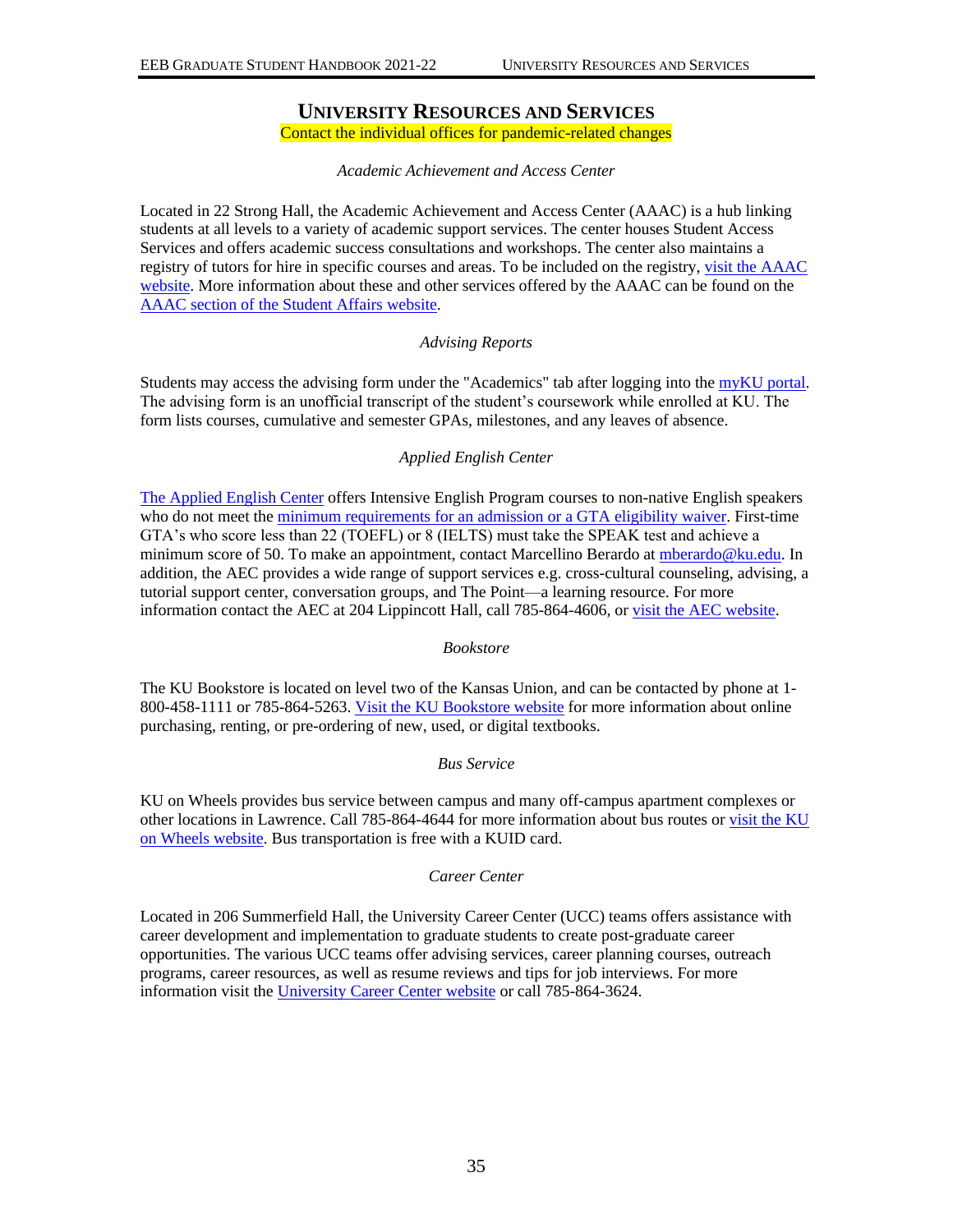## UNIVERSITY RESOURCES AND SERVICES

Contact the individual offices for pandemic-related changes

### *Academic Achievement and Access Center*

Located in 22 Strong Hall, the Academic Achievement and Access Center (AAAC) is a hub linking students at all levels to a variety of academic support services. The center houses Student Access Services and offers academic success consultations and workshops. The center also maintains a registry of tutors for hire in specific courses and areas. To be included on the registry, visit the AAAC website. More information about these and other services offered by the AAAC can be found on the AAAC section of the Student Affairs website.

### *Advising Reports*

Students may access the advising form under the "Academics" tab after logging into the myKU portal. The advising form is an unofficial transcript of the student's coursework while enrolled at KU. The form lists courses, cumulative and semester GPAs, milestones, and any leaves of absence.

### *Applied English Center*

The Applied English Center offers Intensive English Program courses to non-native English speakers who do not meet the minimum requirements for an admission or a GTA eligibility waiver. First-time GTA's who score less than 22 (TOEFL) or 8 (IELTS) must take the SPEAK test and achieve a minimum score of 50. To make an appointment, contact Marcellino Berardo at mberardo@ku.edu. In addition, the AEC provides a wide range of support services e.g. cross-cultural counseling, advising, a tutorial support center, conversation groups, and The Point—a learning resource. For more information contact the AEC at 204 Lippincott Hall, call 785-864-4606, or visit the AEC website.

### *Bookstore*

The KU Bookstore is located on level two of the Kansas Union, and can be contacted by phone at 1-800-458-1111 or 785-864-5263. Visit the KU Bookstore website for more information about online purchasing, renting, or pre-ordering of new, used, or digital textbooks.

### *Bus Service*

KU on Wheels provides bus service between campus and many off-campus apartment complexes or other locations in Lawrence. Call 785-864-4644 for more information about bus routes or visit the KU on Wheels website. Bus transportation is free with a KUID card.

### *Career Center*

Located in 206 Summerfield Hall, the University Career Center (UCC) teams offers assistance with career development and implementation to graduate students to create post-graduate career opportunities. The various UCC teams offer advising services, career planning courses, outreach programs, career resources, as well as resume reviews and tips for job interviews. For more information visit the University Career Center website or call 785-864-3624.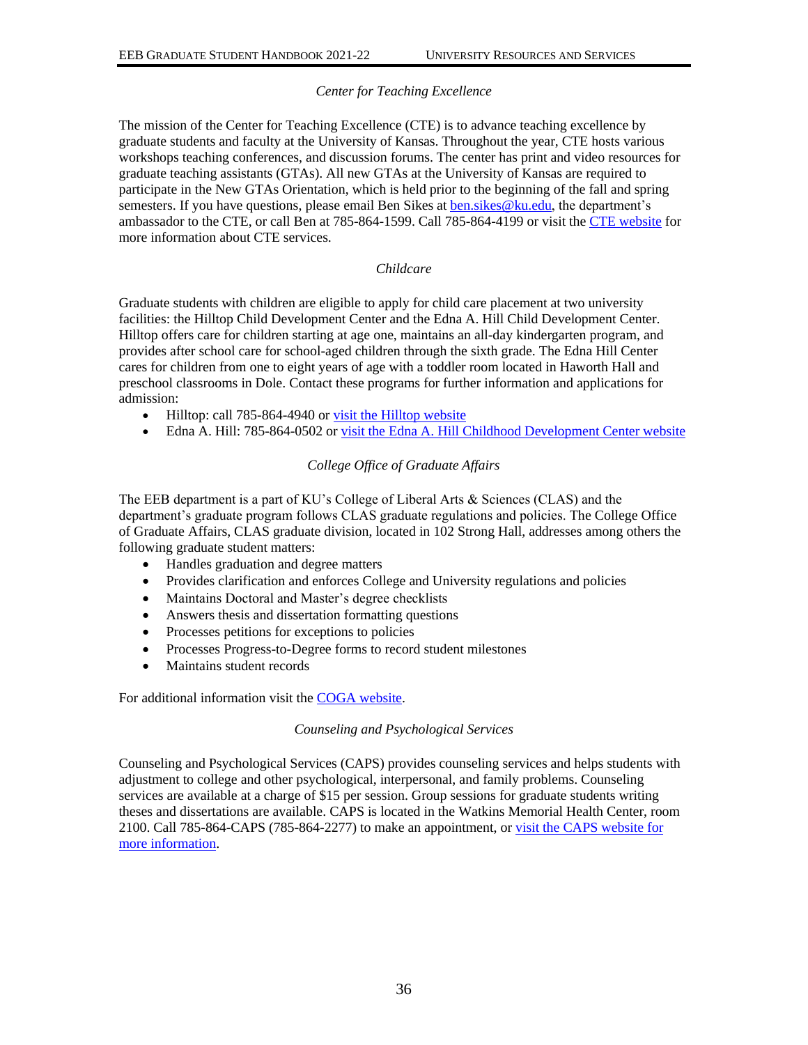### *Center for Teaching Excellence*

The mission of the Center for Teaching Excellence (CTE) is to advance teaching excellence by graduate students and faculty at the University of Kansas. Throughout the year, CTE hosts various workshops teaching conferences, and discussion forums. The center has print and video resources for graduate teaching assistants (GTAs). All new GTAs at the University of Kansas are required to participate in the New GTAs Orientation, which is held prior to the beginning of the fall and spring semesters. If you have questions, please email Ben Sikes at [ben.sikes@ku.edu](mailto:ben.sikes@ku.edu), the department's ambassador to the CTE, or call Ben at 785-864-1599. Call 785-864-4199 or visit the [CTE website](#) for more information about CTE services.

### *Childcare*

Graduate students with children are eligible to apply for child care placement at two university facilities: the Hilltop Child Development Center and the Edna A. Hill Child Development Center. Hilltop offers care for children starting at age one, maintains an all-day kindergarten program, and provides after school care for school-aged children through the sixth grade. The Edna Hill Center cares for children from one to eight years of age with a toddler room located in Haworth Hall and preschool classrooms in Dole. Contact these programs for further information and applications for admission:

- Hilltop: call 785-864-4940 or [visit the Hilltop website](#)
- Edna A. Hill: 785-864-0502 or [visit the Edna A. Hill Childhood Development Center website](#)

### *College Office of Graduate Affairs*

The EEB department is a part of KU's College of Liberal Arts & Sciences (CLAS) and the department's graduate program follows CLAS graduate regulations and policies. The College Office of Graduate Affairs, CLAS graduate division, located in 102 Strong Hall, addresses among others the following graduate student matters:

- Handles graduation and degree matters
- Provides clarification and enforces College and University regulations and policies
- Maintains Doctoral and Master's degree checklists
- Answers thesis and dissertation formatting questions
- Processes petitions for exceptions to policies
- Processes Progress-to-Degree forms to record student milestones
- Maintains student records

For additional information visit the [COGA website](#).

### *Counseling and Psychological Services*

Counseling and Psychological Services (CAPS) provides counseling services and helps students with adjustment to college and other psychological, interpersonal, and family problems. Counseling services are available at a charge of $15 per session. Group sessions for graduate students writing theses and dissertations are available. CAPS is located in the Watkins Memorial Health Center, room 2100. Call 785-864-CAPS (785-864-2277) to make an appointment, or [visit the CAPS website for more information](#).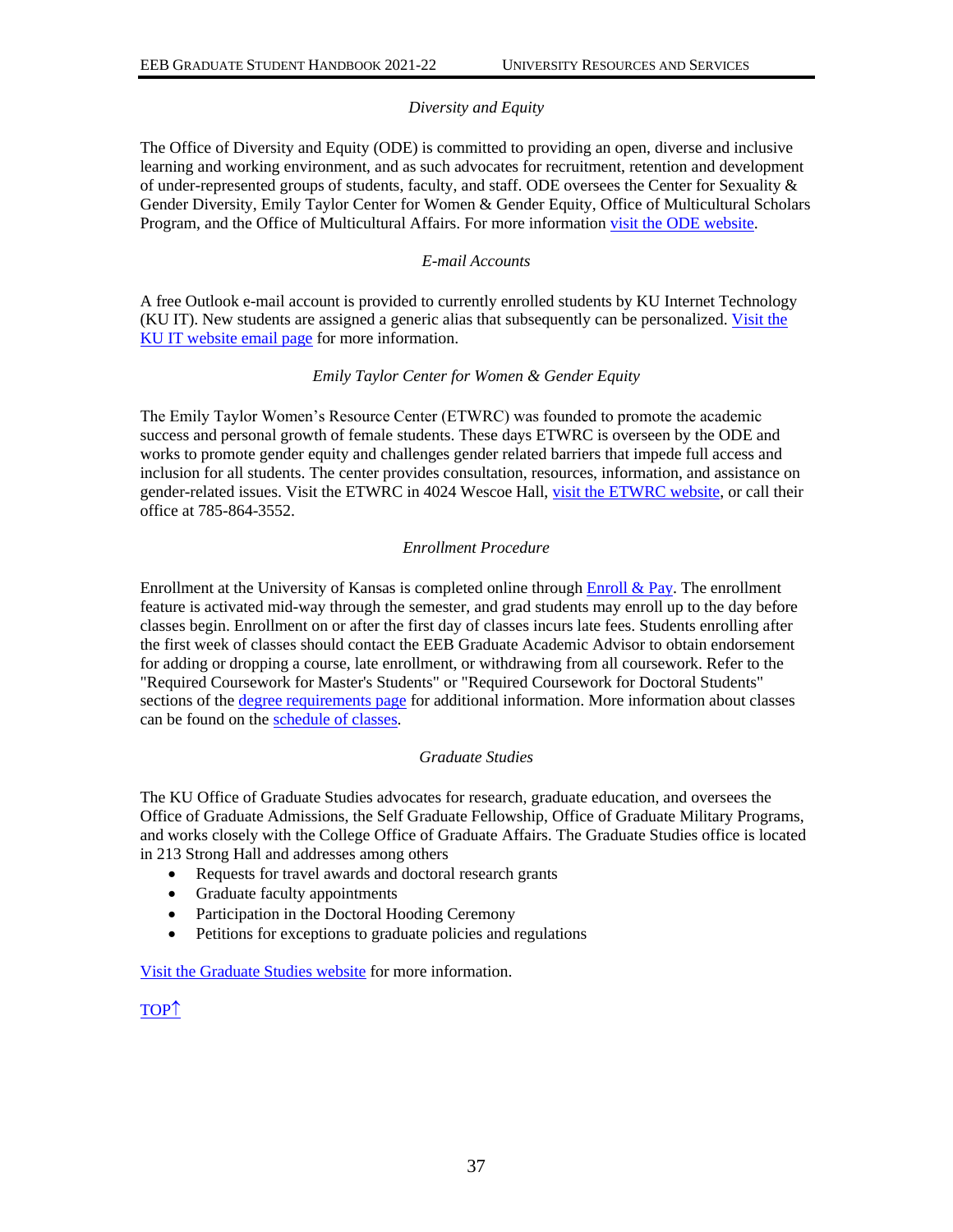### *Diversity and Equity*

The Office of Diversity and Equity (ODE) is committed to providing an open, diverse and inclusive learning and working environment, and as such advocates for recruitment, retention and development of under-represented groups of students, faculty, and staff. ODE oversees the Center for Sexuality & Gender Diversity, Emily Taylor Center for Women & Gender Equity, Office of Multicultural Scholars Program, and the Office of Multicultural Affairs. For more information visit the ODE website.

### *E-mail Accounts*

A free Outlook e-mail account is provided to currently enrolled students by KU Internet Technology (KU IT). New students are assigned a generic alias that subsequently can be personalized. Visit the KU IT website email page for more information.

### *Emily Taylor Center for Women & Gender Equity*

The Emily Taylor Women's Resource Center (ETWRC) was founded to promote the academic success and personal growth of female students. These days ETWRC is overseen by the ODE and works to promote gender equity and challenges gender related barriers that impede full access and inclusion for all students. The center provides consultation, resources, information, and assistance on gender-related issues. Visit the ETWRC in 4024 Wescoe Hall, visit the ETWRC website, or call their office at 785-864-3552.

### *Enrollment Procedure*

Enrollment at the University of Kansas is completed online through Enroll & Pay. The enrollment feature is activated mid-way through the semester, and grad students may enroll up to the day before classes begin. Enrollment on or after the first day of classes incurs late fees. Students enrolling after the first week of classes should contact the EEB Graduate Academic Advisor to obtain endorsement for adding or dropping a course, late enrollment, or withdrawing from all coursework. Refer to the "Required Coursework for Master's Students" or "Required Coursework for Doctoral Students" sections of the degree requirements page for additional information. More information about classes can be found on the schedule of classes.

### *Graduate Studies*

The KU Office of Graduate Studies advocates for research, graduate education, and oversees the Office of Graduate Admissions, the Self Graduate Fellowship, Office of Graduate Military Programs, and works closely with the College Office of Graduate Affairs. The Graduate Studies office is located in 213 Strong Hall and addresses among others

- Requests for travel awards and doctoral research grants
- Graduate faculty appointments
- Participation in the Doctoral Hooding Ceremony
- Petitions for exceptions to graduate policies and regulations

Visit the Graduate Studies website for more information.

TOP↑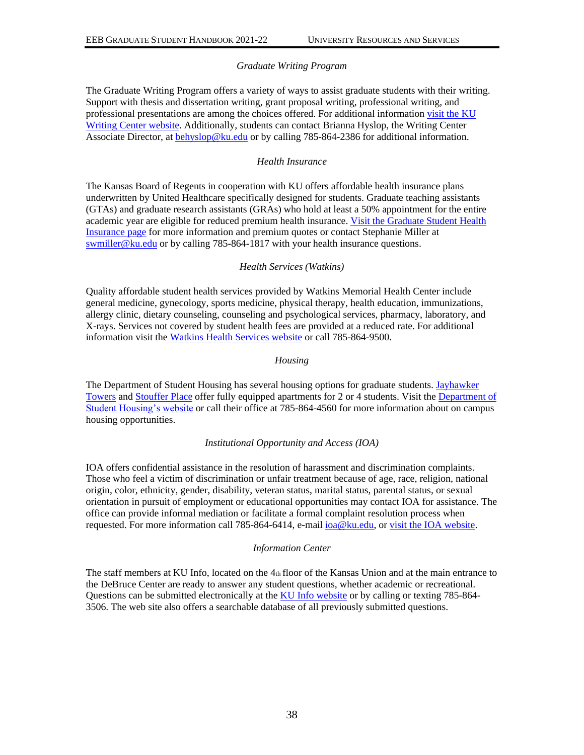*Graduate Writing Program*

The Graduate Writing Program offers a variety of ways to assist graduate students with their writing. Support with thesis and dissertation writing, grant proposal writing, professional writing, and professional presentations are among the choices offered. For additional information visit the KU Writing Center website. Additionally, students can contact Brianna Hyslop, the Writing Center Associate Director, at behyslop@ku.edu or by calling 785-864-2386 for additional information.

*Health Insurance*

The Kansas Board of Regents in cooperation with KU offers affordable health insurance plans underwritten by United Healthcare specifically designed for students. Graduate teaching assistants (GTAs) and graduate research assistants (GRAs) who hold at least a 50% appointment for the entire academic year are eligible for reduced premium health insurance. Visit the Graduate Student Health Insurance page for more information and premium quotes or contact Stephanie Miller at swmiller@ku.edu or by calling 785-864-1817 with your health insurance questions.

*Health Services (Watkins)*

Quality affordable student health services provided by Watkins Memorial Health Center include general medicine, gynecology, sports medicine, physical therapy, health education, immunizations, allergy clinic, dietary counseling, counseling and psychological services, pharmacy, laboratory, and X-rays. Services not covered by student health fees are provided at a reduced rate. For additional information visit the Watkins Health Services website or call 785-864-9500.

*Housing*

The Department of Student Housing has several housing options for graduate students. Jayhawker Towers and Stouffer Place offer fully equipped apartments for 2 or 4 students. Visit the Department of Student Housing's website or call their office at 785-864-4560 for more information about on campus housing opportunities.

*Institutional Opportunity and Access (IOA)*

IOA offers confidential assistance in the resolution of harassment and discrimination complaints. Those who feel a victim of discrimination or unfair treatment because of age, race, religion, national origin, color, ethnicity, gender, disability, veteran status, marital status, parental status, or sexual orientation in pursuit of employment or educational opportunities may contact IOA for assistance. The office can provide informal mediation or facilitate a formal complaint resolution process when requested. For more information call 785-864-6414, e-mail ioa@ku.edu, or visit the IOA website.

*Information Center*

The staff members at KU Info, located on the 4th floor of the Kansas Union and at the main entrance to the DeBruce Center are ready to answer any student questions, whether academic or recreational. Questions can be submitted electronically at the KU Info website or by calling or texting 785-864-3506. The web site also offers a searchable database of all previously submitted questions.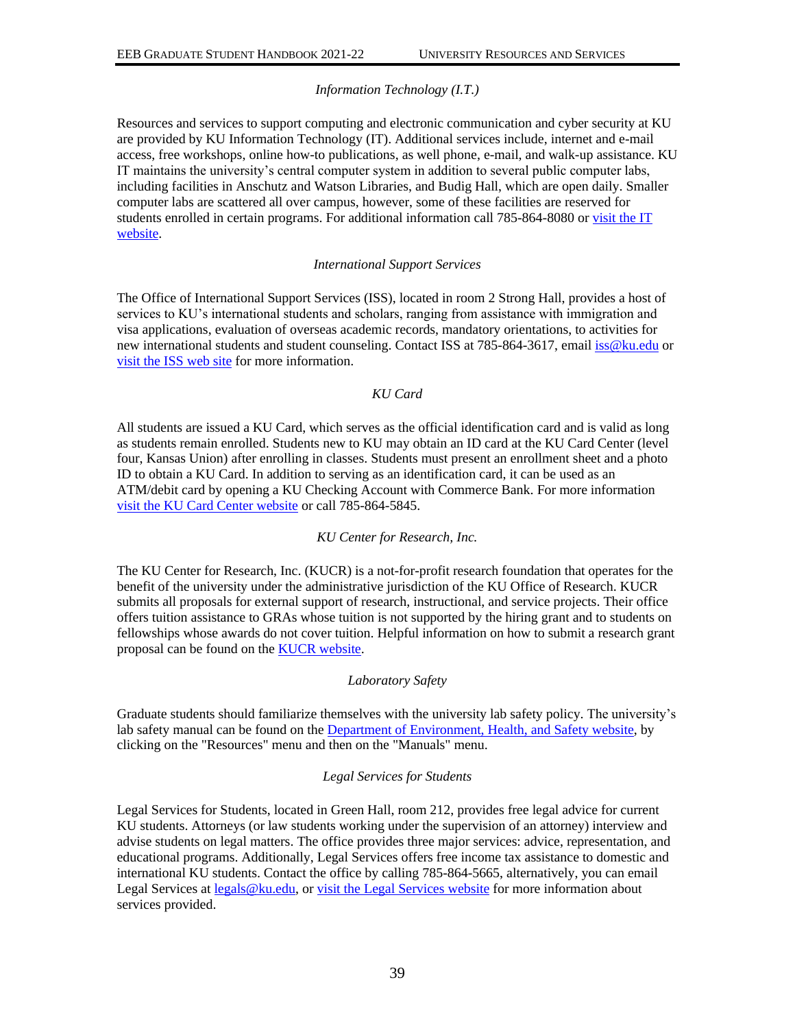### *Information Technology (I.T.)*

Resources and services to support computing and electronic communication and cyber security at KU are provided by KU Information Technology (IT). Additional services include, internet and e-mail access, free workshops, online how-to publications, as well phone, e-mail, and walk-up assistance. KU IT maintains the university's central computer system in addition to several public computer labs, including facilities in Anschutz and Watson Libraries, and Budig Hall, which are open daily. Smaller computer labs are scattered all over campus, however, some of these facilities are reserved for students enrolled in certain programs. For additional information call 785-864-8080 or [visit the IT website](#).

### *International Support Services*

The Office of International Support Services (ISS), located in room 2 Strong Hall, provides a host of services to KU's international students and scholars, ranging from assistance with immigration and visa applications, evaluation of overseas academic records, mandatory orientations, to activities for new international students and student counseling. Contact ISS at 785-864-3617, email [iss@ku.edu](mailto:iss@ku.edu) or [visit the ISS web site](#) for more information.

### *KU Card*

All students are issued a KU Card, which serves as the official identification card and is valid as long as students remain enrolled. Students new to KU may obtain an ID card at the KU Card Center (level four, Kansas Union) after enrolling in classes. Students must present an enrollment sheet and a photo ID to obtain a KU Card. In addition to serving as an identification card, it can be used as an ATM/debit card by opening a KU Checking Account with Commerce Bank. For more information [visit the KU Card Center website](#) or call 785-864-5845.

### *KU Center for Research, Inc.*

The KU Center for Research, Inc. (KUCR) is a not-for-profit research foundation that operates for the benefit of the university under the administrative jurisdiction of the KU Office of Research. KUCR submits all proposals for external support of research, instructional, and service projects. Their office offers tuition assistance to GRAs whose tuition is not supported by the hiring grant and to students on fellowships whose awards do not cover tuition. Helpful information on how to submit a research grant proposal can be found on the [KUCR website](#).

### *Laboratory Safety*

Graduate students should familiarize themselves with the university lab safety policy. The university's lab safety manual can be found on the [Department of Environment, Health, and Safety website](#), by clicking on the "Resources" menu and then on the "Manuals" menu.

### *Legal Services for Students*

Legal Services for Students, located in Green Hall, room 212, provides free legal advice for current KU students. Attorneys (or law students working under the supervision of an attorney) interview and advise students on legal matters. The office provides three major services: advice, representation, and educational programs. Additionally, Legal Services offers free income tax assistance to domestic and international KU students. Contact the office by calling 785-864-5665, alternatively, you can email Legal Services at [legals@ku.edu](mailto:legals@ku.edu), or [visit the Legal Services website](#) for more information about services provided.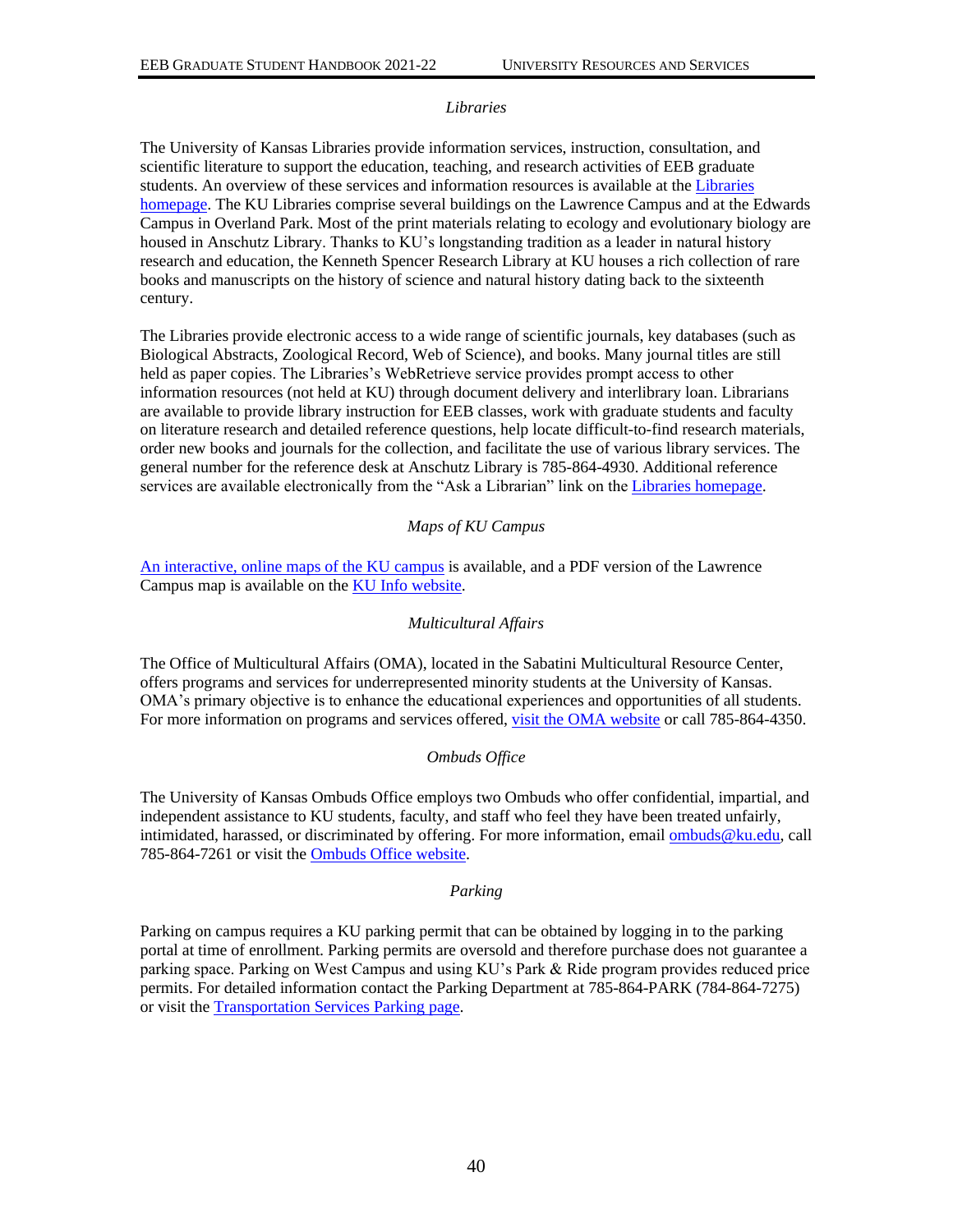### *Libraries*

The University of Kansas Libraries provide information services, instruction, consultation, and scientific literature to support the education, teaching, and research activities of EEB graduate students. An overview of these services and information resources is available at the [Libraries homepage](). The KU Libraries comprise several buildings on the Lawrence Campus and at the Edwards Campus in Overland Park. Most of the print materials relating to ecology and evolutionary biology are housed in Anschutz Library. Thanks to KU's longstanding tradition as a leader in natural history research and education, the Kenneth Spencer Research Library at KU houses a rich collection of rare books and manuscripts on the history of science and natural history dating back to the sixteenth century.

The Libraries provide electronic access to a wide range of scientific journals, key databases (such as Biological Abstracts, Zoological Record, Web of Science), and books. Many journal titles are still held as paper copies. The Libraries's WebRetrieve service provides prompt access to other information resources (not held at KU) through document delivery and interlibrary loan. Librarians are available to provide library instruction for EEB classes, work with graduate students and faculty on literature research and detailed reference questions, help locate difficult-to-find research materials, order new books and journals for the collection, and facilitate the use of various library services. The general number for the reference desk at Anschutz Library is 785-864-4930. Additional reference services are available electronically from the "Ask a Librarian" link on the [Libraries homepage]().

### *Maps of KU Campus*

[An interactive, online maps of the KU campus]() is available, and a PDF version of the Lawrence Campus map is available on the [KU Info website]().

### *Multicultural Affairs*

The Office of Multicultural Affairs (OMA), located in the Sabatini Multicultural Resource Center, offers programs and services for underrepresented minority students at the University of Kansas. OMA's primary objective is to enhance the educational experiences and opportunities of all students. For more information on programs and services offered, [visit the OMA website]() or call 785-864-4350.

### *Ombuds Office*

The University of Kansas Ombuds Office employs two Ombuds who offer confidential, impartial, and independent assistance to KU students, faculty, and staff who feel they have been treated unfairly, intimidated, harassed, or discriminated by offering. For more information, email [ombuds@ku.edu](mailto:ombuds@ku.edu), call 785-864-7261 or visit the [Ombuds Office website]().

### *Parking*

Parking on campus requires a KU parking permit that can be obtained by logging in to the parking portal at time of enrollment. Parking permits are oversold and therefore purchase does not guarantee a parking space. Parking on West Campus and using KU's Park & Ride program provides reduced price permits. For detailed information contact the Parking Department at 785-864-PARK (784-864-7275) or visit the [Transportation Services Parking page]().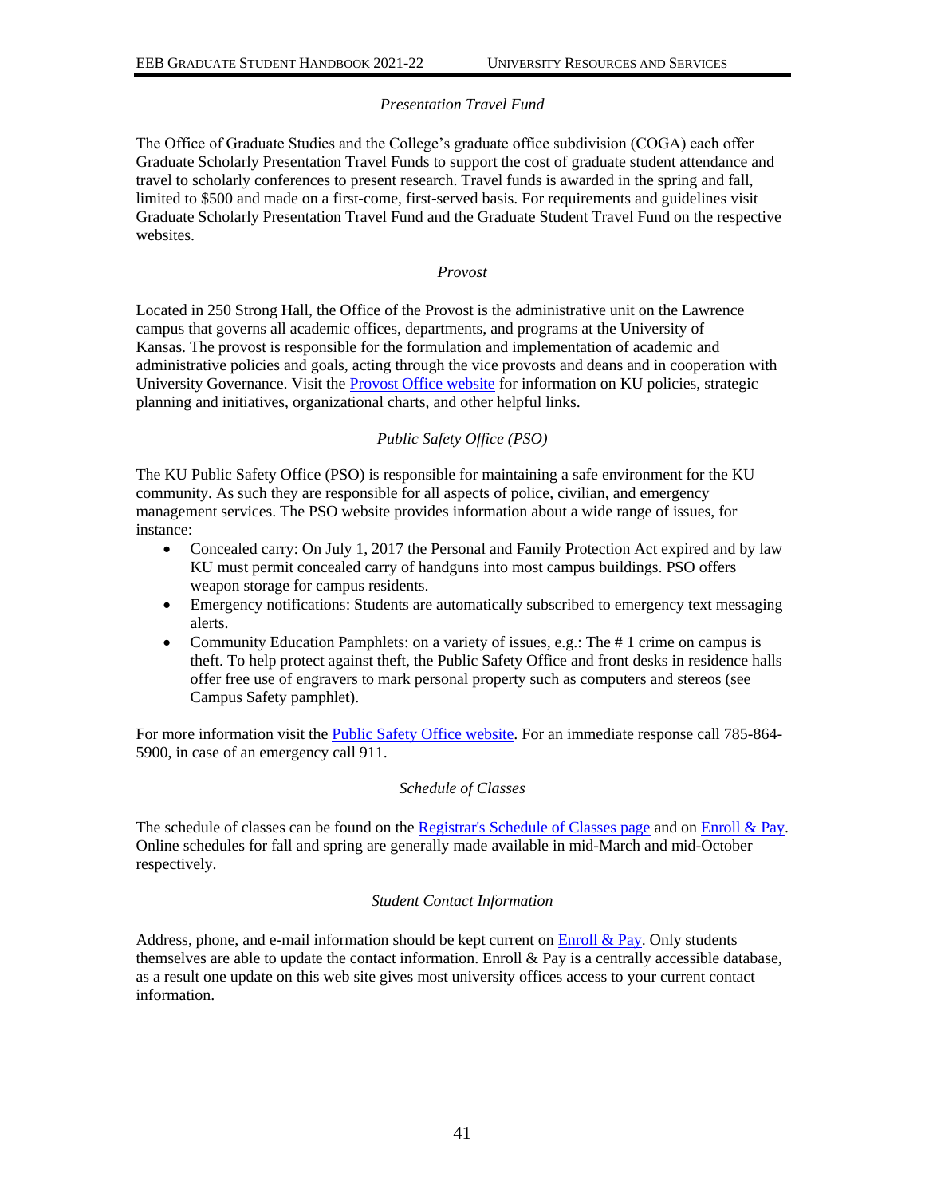### *Presentation Travel Fund*

The Office of Graduate Studies and the College's graduate office subdivision (COGA) each offer Graduate Scholarly Presentation Travel Funds to support the cost of graduate student attendance and travel to scholarly conferences to present research. Travel funds is awarded in the spring and fall, limited to $500 and made on a first-come, first-served basis. For requirements and guidelines visit Graduate Scholarly Presentation Travel Fund and the Graduate Student Travel Fund on the respective websites.

### *Provost*

Located in 250 Strong Hall, the Office of the Provost is the administrative unit on the Lawrence campus that governs all academic offices, departments, and programs at the University of Kansas. The provost is responsible for the formulation and implementation of academic and administrative policies and goals, acting through the vice provosts and deans and in cooperation with University Governance. Visit the Provost Office website for information on KU policies, strategic planning and initiatives, organizational charts, and other helpful links.

### *Public Safety Office (PSO)*

The KU Public Safety Office (PSO) is responsible for maintaining a safe environment for the KU community. As such they are responsible for all aspects of police, civilian, and emergency management services. The PSO website provides information about a wide range of issues, for instance:

- Concealed carry: On July 1, 2017 the Personal and Family Protection Act expired and by law KU must permit concealed carry of handguns into most campus buildings. PSO offers weapon storage for campus residents.
- Emergency notifications: Students are automatically subscribed to emergency text messaging alerts.
- Community Education Pamphlets: on a variety of issues, e.g.: The # 1 crime on campus is theft. To help protect against theft, the Public Safety Office and front desks in residence halls offer free use of engravers to mark personal property such as computers and stereos (see Campus Safety pamphlet).

For more information visit the Public Safety Office website. For an immediate response call 785-864-5900, in case of an emergency call 911.

### *Schedule of Classes*

The schedule of classes can be found on the Registrar's Schedule of Classes page and on Enroll & Pay. Online schedules for fall and spring are generally made available in mid-March and mid-October respectively.

### *Student Contact Information*

Address, phone, and e-mail information should be kept current on Enroll & Pay. Only students themselves are able to update the contact information. Enroll & Pay is a centrally accessible database, as a result one update on this web site gives most university offices access to your current contact information.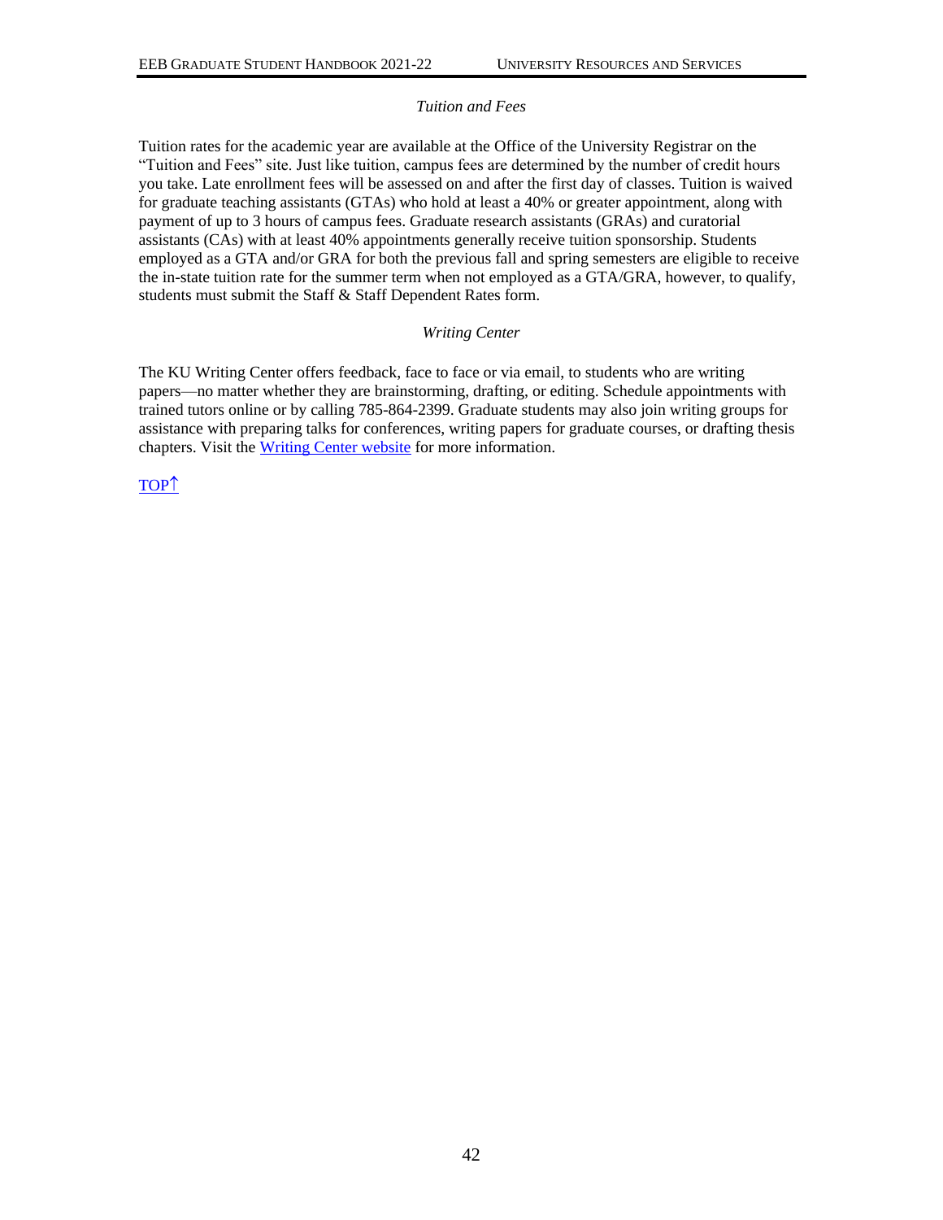### *Tuition and Fees*

Tuition rates for the academic year are available at the Office of the University Registrar on the "Tuition and Fees" site. Just like tuition, campus fees are determined by the number of credit hours you take. Late enrollment fees will be assessed on and after the first day of classes. Tuition is waived for graduate teaching assistants (GTAs) who hold at least a 40% or greater appointment, along with payment of up to 3 hours of campus fees. Graduate research assistants (GRAs) and curatorial assistants (CAs) with at least 40% appointments generally receive tuition sponsorship. Students employed as a GTA and/or GRA for both the previous fall and spring semesters are eligible to receive the in-state tuition rate for the summer term when not employed as a GTA/GRA, however, to qualify, students must submit the Staff & Staff Dependent Rates form.

### *Writing Center*

The KU Writing Center offers feedback, face to face or via email, to students who are writing papers—no matter whether they are brainstorming, drafting, or editing. Schedule appointments with trained tutors online or by calling 785-864-2399. Graduate students may also join writing groups for assistance with preparing talks for conferences, writing papers for graduate courses, or drafting thesis chapters. Visit the Writing Center website for more information.

TOP↑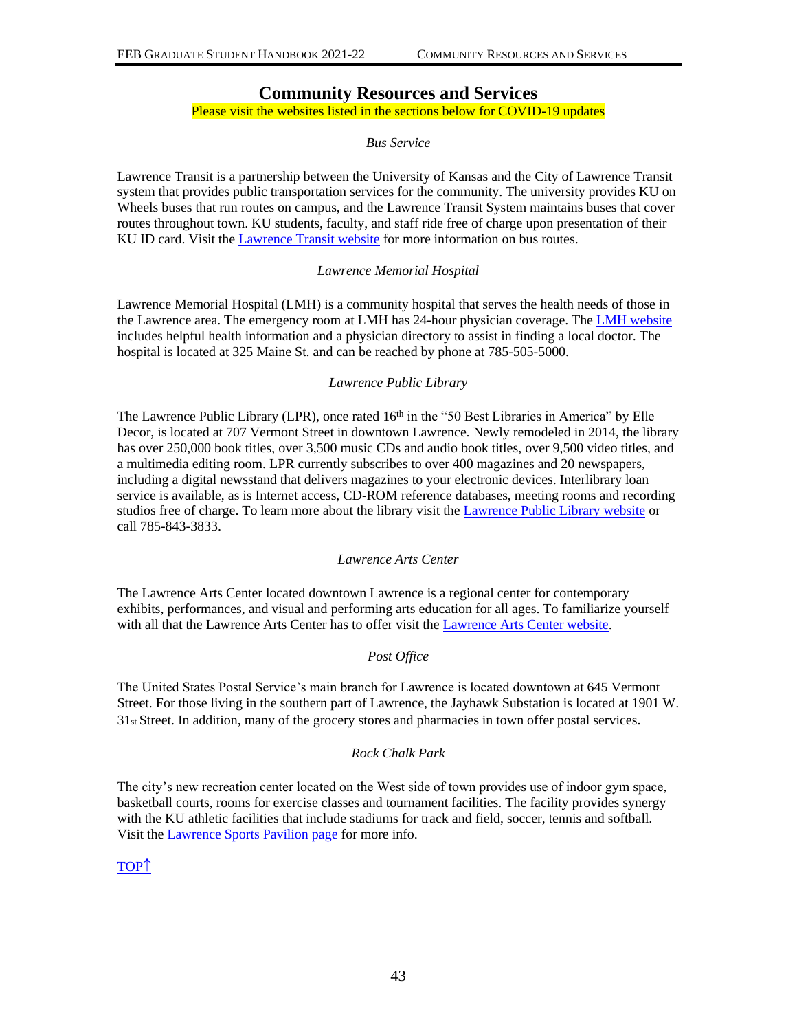# Community Resources and Services

Please visit the websites listed in the sections below for COVID-19 updates

*Bus Service*

Lawrence Transit is a partnership between the University of Kansas and the City of Lawrence Transit system that provides public transportation services for the community. The university provides KU on Wheels buses that run routes on campus, and the Lawrence Transit System maintains buses that cover routes throughout town. KU students, faculty, and staff ride free of charge upon presentation of their KU ID card. Visit the [Lawrence Transit website] for more information on bus routes.

*Lawrence Memorial Hospital*

Lawrence Memorial Hospital (LMH) is a community hospital that serves the health needs of those in the Lawrence area. The emergency room at LMH has 24-hour physician coverage. The [LMH website] includes helpful health information and a physician directory to assist in finding a local doctor. The hospital is located at 325 Maine St. and can be reached by phone at 785-505-5000.

*Lawrence Public Library*

The Lawrence Public Library (LPR), once rated 16th in the "50 Best Libraries in America" by Elle Decor, is located at 707 Vermont Street in downtown Lawrence. Newly remodeled in 2014, the library has over 250,000 book titles, over 3,500 music CDs and audio book titles, over 9,500 video titles, and a multimedia editing room. LPR currently subscribes to over 400 magazines and 20 newspapers, including a digital newsstand that delivers magazines to your electronic devices. Interlibrary loan service is available, as is Internet access, CD-ROM reference databases, meeting rooms and recording studios free of charge. To learn more about the library visit the [Lawrence Public Library website] or call 785-843-3833.

*Lawrence Arts Center*

The Lawrence Arts Center located downtown Lawrence is a regional center for contemporary exhibits, performances, and visual and performing arts education for all ages. To familiarize yourself with all that the Lawrence Arts Center has to offer visit the [Lawrence Arts Center website].

*Post Office*

The United States Postal Service's main branch for Lawrence is located downtown at 645 Vermont Street. For those living in the southern part of Lawrence, the Jayhawk Substation is located at 1901 W. 31st Street. In addition, many of the grocery stores and pharmacies in town offer postal services.

*Rock Chalk Park*

The city's new recreation center located on the West side of town provides use of indoor gym space, basketball courts, rooms for exercise classes and tournament facilities. The facility provides synergy with the KU athletic facilities that include stadiums for track and field, soccer, tennis and softball. Visit the [Lawrence Sports Pavilion page] for more info.

[TOP↑]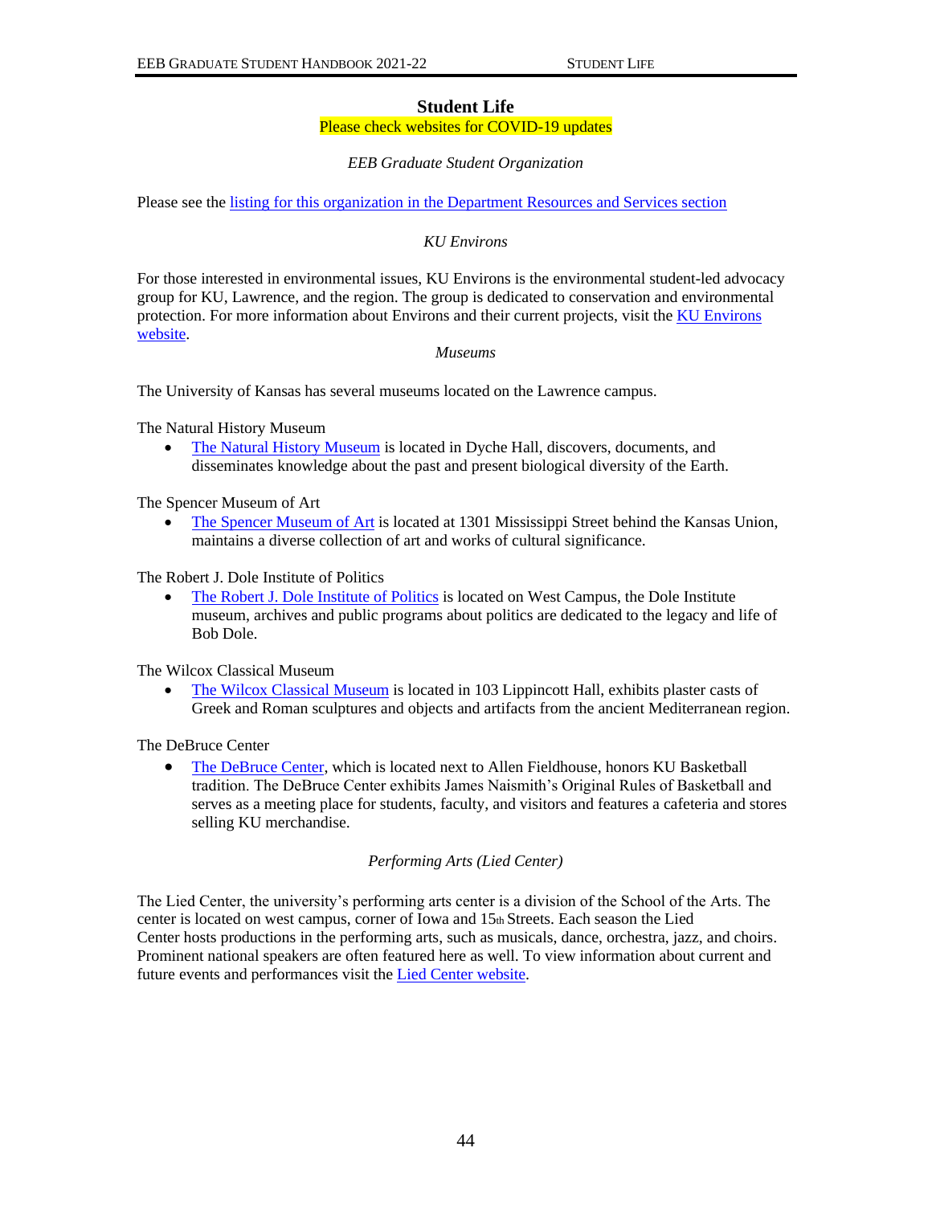# Student Life

Please check websites for COVID-19 updates

*EEB Graduate Student Organization*

Please see the listing for this organization in the Department Resources and Services section

*KU Environs*

For those interested in environmental issues, KU Environs is the environmental student-led advocacy group for KU, Lawrence, and the region. The group is dedicated to conservation and environmental protection. For more information about Environs and their current projects, visit the KU Environs website.

*Museums*

The University of Kansas has several museums located on the Lawrence campus.

The Natural History Museum

- The Natural History Museum is located in Dyche Hall, discovers, documents, and disseminates knowledge about the past and present biological diversity of the Earth.

The Spencer Museum of Art

- The Spencer Museum of Art is located at 1301 Mississippi Street behind the Kansas Union, maintains a diverse collection of art and works of cultural significance.

The Robert J. Dole Institute of Politics

- The Robert J. Dole Institute of Politics is located on West Campus, the Dole Institute museum, archives and public programs about politics are dedicated to the legacy and life of Bob Dole.

The Wilcox Classical Museum

- The Wilcox Classical Museum is located in 103 Lippincott Hall, exhibits plaster casts of Greek and Roman sculptures and objects and artifacts from the ancient Mediterranean region.

The DeBruce Center

- The DeBruce Center, which is located next to Allen Fieldhouse, honors KU Basketball tradition. The DeBruce Center exhibits James Naismith's Original Rules of Basketball and serves as a meeting place for students, faculty, and visitors and features a cafeteria and stores selling KU merchandise.

*Performing Arts (Lied Center)*

The Lied Center, the university's performing arts center is a division of the School of the Arts. The center is located on west campus, corner of Iowa and 15th Streets. Each season the Lied Center hosts productions in the performing arts, such as musicals, dance, orchestra, jazz, and choirs. Prominent national speakers are often featured here as well. To view information about current and future events and performances visit the Lied Center website.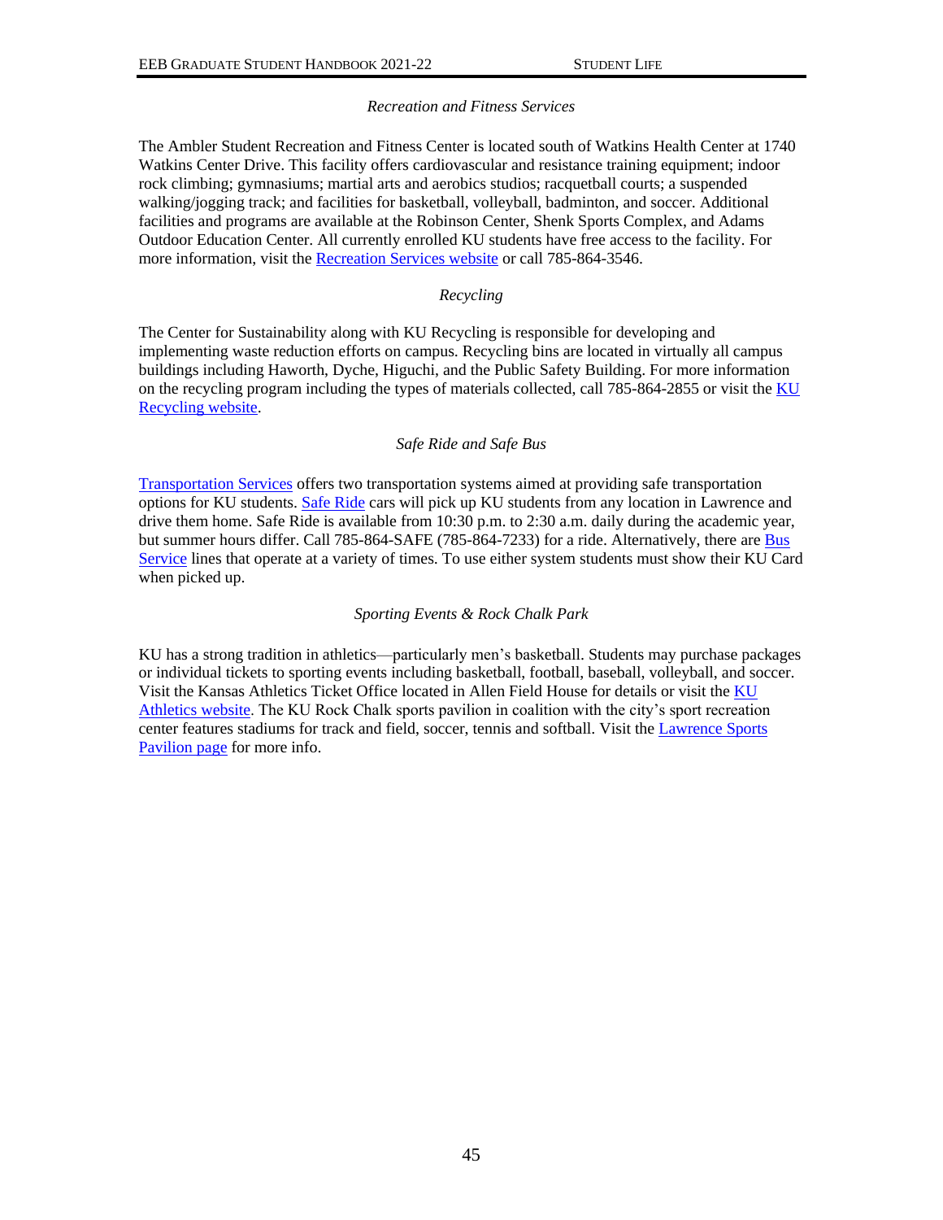### *Recreation and Fitness Services*

The Ambler Student Recreation and Fitness Center is located south of Watkins Health Center at 1740 Watkins Center Drive. This facility offers cardiovascular and resistance training equipment; indoor rock climbing; gymnasiums; martial arts and aerobics studios; racquetball courts; a suspended walking/jogging track; and facilities for basketball, volleyball, badminton, and soccer. Additional facilities and programs are available at the Robinson Center, Shenk Sports Complex, and Adams Outdoor Education Center. All currently enrolled KU students have free access to the facility. For more information, visit the Recreation Services website or call 785-864-3546.

### *Recycling*

The Center for Sustainability along with KU Recycling is responsible for developing and implementing waste reduction efforts on campus. Recycling bins are located in virtually all campus buildings including Haworth, Dyche, Higuchi, and the Public Safety Building. For more information on the recycling program including the types of materials collected, call 785-864-2855 or visit the KU Recycling website.

### *Safe Ride and Safe Bus*

Transportation Services offers two transportation systems aimed at providing safe transportation options for KU students. Safe Ride cars will pick up KU students from any location in Lawrence and drive them home. Safe Ride is available from 10:30 p.m. to 2:30 a.m. daily during the academic year, but summer hours differ. Call 785-864-SAFE (785-864-7233) for a ride. Alternatively, there are Bus Service lines that operate at a variety of times. To use either system students must show their KU Card when picked up.

### *Sporting Events & Rock Chalk Park*

KU has a strong tradition in athletics—particularly men's basketball. Students may purchase packages or individual tickets to sporting events including basketball, football, baseball, volleyball, and soccer. Visit the Kansas Athletics Ticket Office located in Allen Field House for details or visit the KU Athletics website. The KU Rock Chalk sports pavilion in coalition with the city's sport recreation center features stadiums for track and field, soccer, tennis and softball. Visit the Lawrence Sports Pavilion page for more info.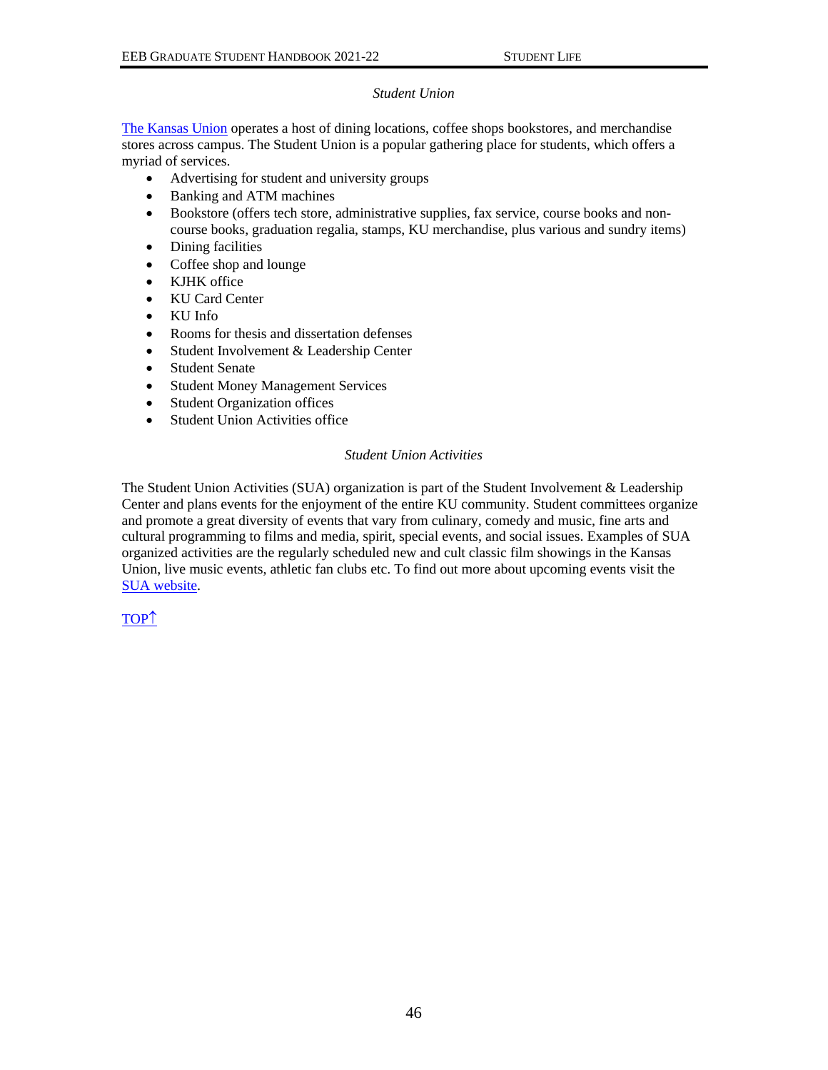### *Student Union*

[The Kansas Union](#) operates a host of dining locations, coffee shops bookstores, and merchandise stores across campus. The Student Union is a popular gathering place for students, which offers a myriad of services.

- Advertising for student and university groups
- Banking and ATM machines
- Bookstore (offers tech store, administrative supplies, fax service, course books and non-course books, graduation regalia, stamps, KU merchandise, plus various and sundry items)
- Dining facilities
- Coffee shop and lounge
- KJHK office
- KU Card Center
- KU Info
- Rooms for thesis and dissertation defenses
- Student Involvement & Leadership Center
- Student Senate
- Student Money Management Services
- Student Organization offices
- Student Union Activities office

### *Student Union Activities*

The Student Union Activities (SUA) organization is part of the Student Involvement & Leadership Center and plans events for the enjoyment of the entire KU community. Student committees organize and promote a great diversity of events that vary from culinary, comedy and music, fine arts and cultural programming to films and media, spirit, special events, and social issues. Examples of SUA organized activities are the regularly scheduled new and cult classic film showings in the Kansas Union, live music events, athletic fan clubs etc. To find out more about upcoming events visit the [SUA website](#).

[TOP↑](#)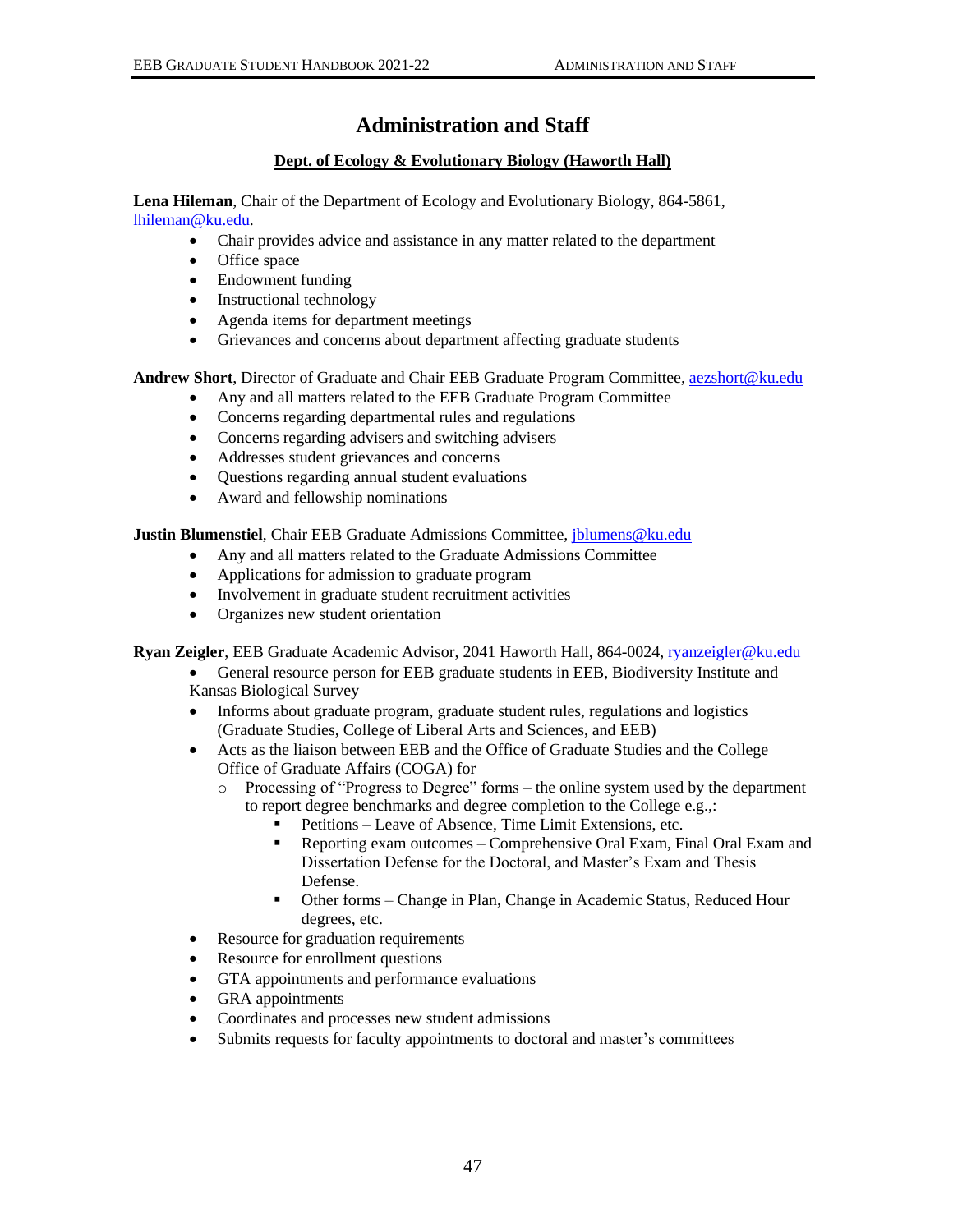# Administration and Staff

**Dept. of Ecology & Evolutionary Biology (Haworth Hall)**

**Lena Hileman**, Chair of the Department of Ecology and Evolutionary Biology, 864-5861, lhileman@ku.edu.

- Chair provides advice and assistance in any matter related to the department
- Office space
- Endowment funding
- Instructional technology
- Agenda items for department meetings
- Grievances and concerns about department affecting graduate students

**Andrew Short**, Director of Graduate and Chair EEB Graduate Program Committee, aezshort@ku.edu

- Any and all matters related to the EEB Graduate Program Committee
- Concerns regarding departmental rules and regulations
- Concerns regarding advisers and switching advisers
- Addresses student grievances and concerns
- Questions regarding annual student evaluations
- Award and fellowship nominations

**Justin Blumenstiel**, Chair EEB Graduate Admissions Committee, jblumens@ku.edu

- Any and all matters related to the Graduate Admissions Committee
- Applications for admission to graduate program
- Involvement in graduate student recruitment activities
- Organizes new student orientation

**Ryan Zeigler**, EEB Graduate Academic Advisor, 2041 Haworth Hall, 864-0024, ryanzeigler@ku.edu

- General resource person for EEB graduate students in EEB, Biodiversity Institute and Kansas Biological Survey
- Informs about graduate program, graduate student rules, regulations and logistics (Graduate Studies, College of Liberal Arts and Sciences, and EEB)
- Acts as the liaison between EEB and the Office of Graduate Studies and the College Office of Graduate Affairs (COGA) for
  - Processing of "Progress to Degree" forms – the online system used by the department to report degree benchmarks and degree completion to the College e.g.,:
    - Petitions – Leave of Absence, Time Limit Extensions, etc.
    - Reporting exam outcomes – Comprehensive Oral Exam, Final Oral Exam and Dissertation Defense for the Doctoral, and Master's Exam and Thesis Defense.
    - Other forms – Change in Plan, Change in Academic Status, Reduced Hour degrees, etc.
- Resource for graduation requirements
- Resource for enrollment questions
- GTA appointments and performance evaluations
- GRA appointments
- Coordinates and processes new student admissions
- Submits requests for faculty appointments to doctoral and master's committees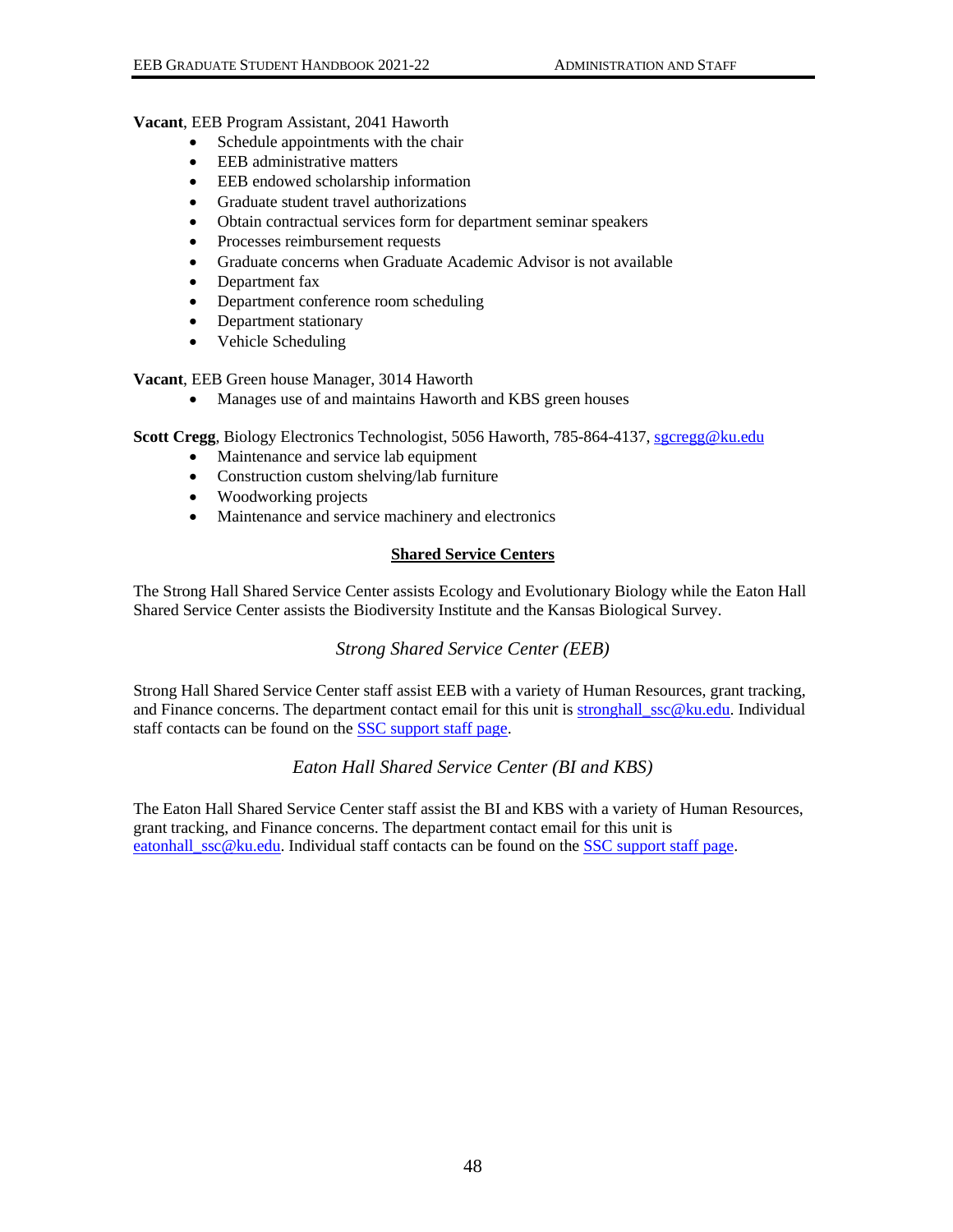**Vacant**, EEB Program Assistant, 2041 Haworth

- Schedule appointments with the chair
- EEB administrative matters
- EEB endowed scholarship information
- Graduate student travel authorizations
- Obtain contractual services form for department seminar speakers
- Processes reimbursement requests
- Graduate concerns when Graduate Academic Advisor is not available
- Department fax
- Department conference room scheduling
- Department stationary
- Vehicle Scheduling

**Vacant**, EEB Green house Manager, 3014 Haworth

- Manages use of and maintains Haworth and KBS green houses

**Scott Cregg**, Biology Electronics Technologist, 5056 Haworth, 785-864-4137, sgcregg@ku.edu

- Maintenance and service lab equipment
- Construction custom shelving/lab furniture
- Woodworking projects
- Maintenance and service machinery and electronics

## Shared Service Centers

The Strong Hall Shared Service Center assists Ecology and Evolutionary Biology while the Eaton Hall Shared Service Center assists the Biodiversity Institute and the Kansas Biological Survey.

### *Strong Shared Service Center (EEB)*

Strong Hall Shared Service Center staff assist EEB with a variety of Human Resources, grant tracking, and Finance concerns. The department contact email for this unit is stronghall_ssc@ku.edu. Individual staff contacts can be found on the SSC support staff page.

### *Eaton Hall Shared Service Center (BI and KBS)*

The Eaton Hall Shared Service Center staff assist the BI and KBS with a variety of Human Resources, grant tracking, and Finance concerns. The department contact email for this unit is eatonhall_ssc@ku.edu. Individual staff contacts can be found on the SSC support staff page.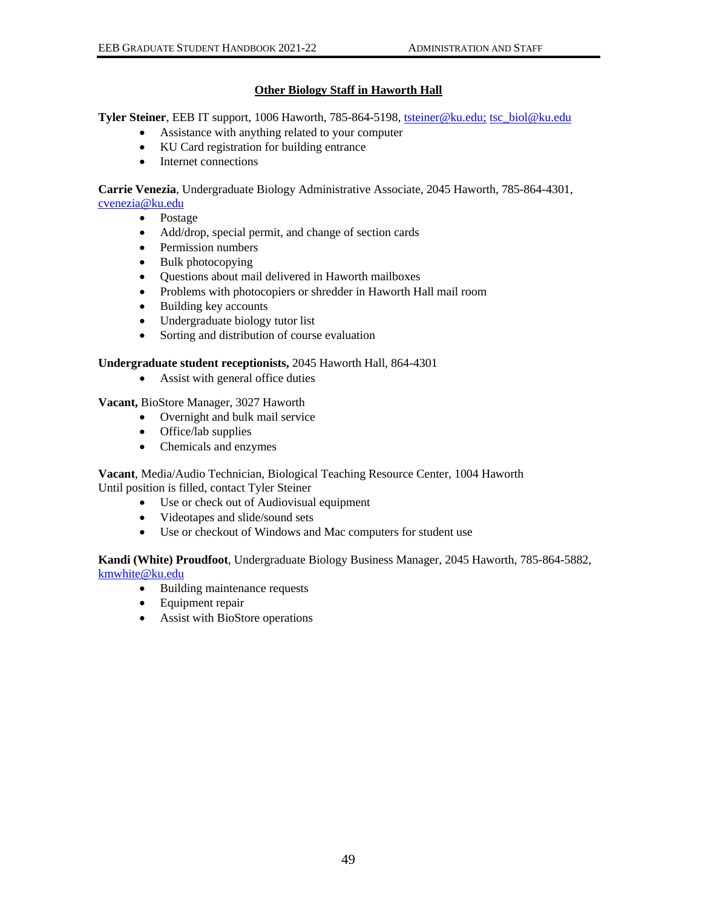## Other Biology Staff in Haworth Hall

**Tyler Steiner**, EEB IT support, 1006 Haworth, 785-864-5198, tsteiner@ku.edu; tsc_biol@ku.edu

- Assistance with anything related to your computer
- KU Card registration for building entrance
- Internet connections

**Carrie Venezia**, Undergraduate Biology Administrative Associate, 2045 Haworth, 785-864-4301, cvenezia@ku.edu

- Postage
- Add/drop, special permit, and change of section cards
- Permission numbers
- Bulk photocopying
- Questions about mail delivered in Haworth mailboxes
- Problems with photocopiers or shredder in Haworth Hall mail room
- Building key accounts
- Undergraduate biology tutor list
- Sorting and distribution of course evaluation

**Undergraduate student receptionists,** 2045 Haworth Hall, 864-4301

- Assist with general office duties

**Vacant,** BioStore Manager, 3027 Haworth

- Overnight and bulk mail service
- Office/lab supplies
- Chemicals and enzymes

**Vacant**, Media/Audio Technician, Biological Teaching Resource Center, 1004 Haworth
Until position is filled, contact Tyler Steiner

- Use or check out of Audiovisual equipment
- Videotapes and slide/sound sets
- Use or checkout of Windows and Mac computers for student use

**Kandi (White) Proudfoot**, Undergraduate Biology Business Manager, 2045 Haworth, 785-864-5882, kmwhite@ku.edu

- Building maintenance requests
- Equipment repair
- Assist with BioStore operations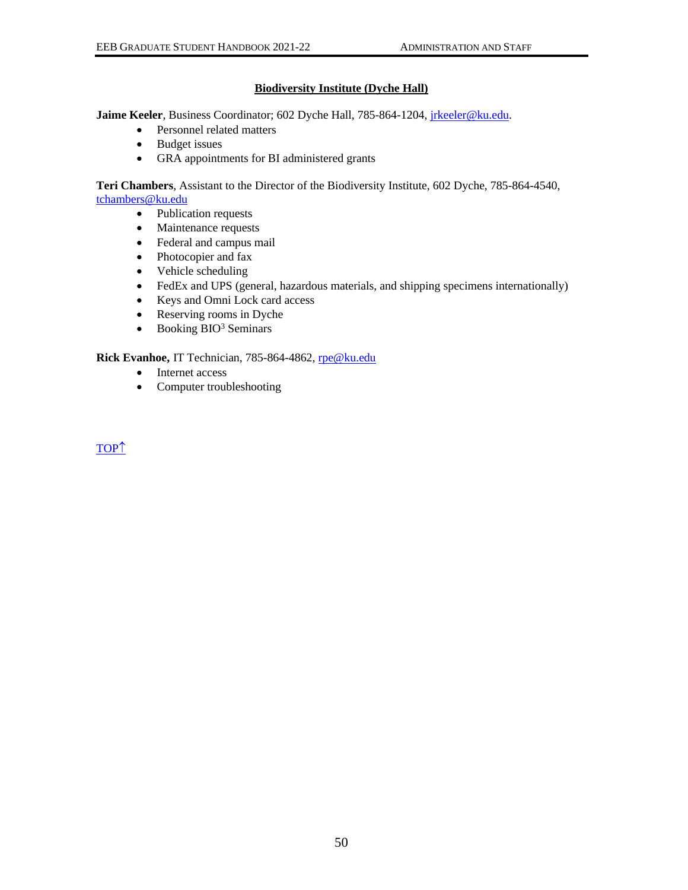## Biodiversity Institute (Dyche Hall)

**Jaime Keeler**, Business Coordinator; 602 Dyche Hall, 785-864-1204, jrkeeler@ku.edu.

- Personnel related matters
- Budget issues
- GRA appointments for BI administered grants

**Teri Chambers**, Assistant to the Director of the Biodiversity Institute, 602 Dyche, 785-864-4540, tchambers@ku.edu

- Publication requests
- Maintenance requests
- Federal and campus mail
- Photocopier and fax
- Vehicle scheduling
- FedEx and UPS (general, hazardous materials, and shipping specimens internationally)
- Keys and Omni Lock card access
- Reserving rooms in Dyche
- Booking $BIO^3$ Seminars

**Rick Evanhoe,** IT Technician, 785-864-4862, rpe@ku.edu

- Internet access
- Computer troubleshooting

TOP↑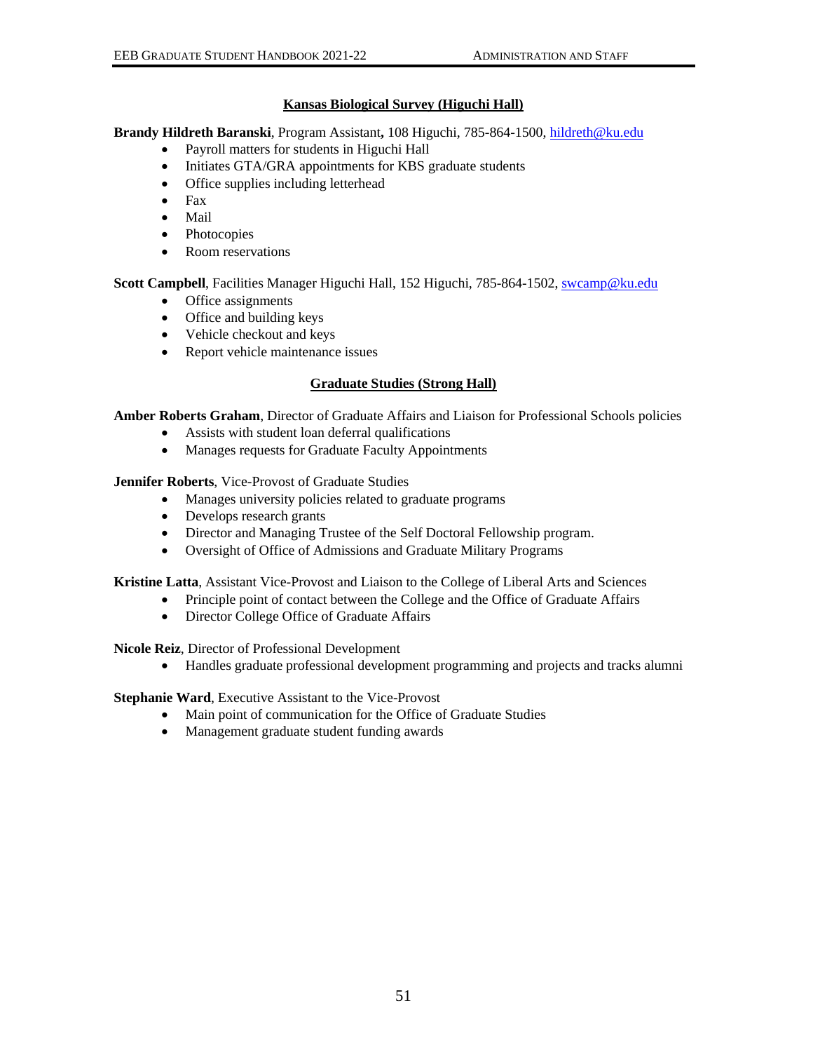## Kansas Biological Survey (Higuchi Hall)

**Brandy Hildreth Baranski**, Program Assistant**,** 108 Higuchi, 785-864-1500, hildreth@ku.edu

- Payroll matters for students in Higuchi Hall
- Initiates GTA/GRA appointments for KBS graduate students
- Office supplies including letterhead
- Fax
- Mail
- Photocopies
- Room reservations

**Scott Campbell**, Facilities Manager Higuchi Hall, 152 Higuchi, 785-864-1502, swcamp@ku.edu

- Office assignments
- Office and building keys
- Vehicle checkout and keys
- Report vehicle maintenance issues

## Graduate Studies (Strong Hall)

**Amber Roberts Graham**, Director of Graduate Affairs and Liaison for Professional Schools policies

- Assists with student loan deferral qualifications
- Manages requests for Graduate Faculty Appointments

**Jennifer Roberts**, Vice-Provost of Graduate Studies

- Manages university policies related to graduate programs
- Develops research grants
- Director and Managing Trustee of the Self Doctoral Fellowship program.
- Oversight of Office of Admissions and Graduate Military Programs

**Kristine Latta**, Assistant Vice-Provost and Liaison to the College of Liberal Arts and Sciences

- Principle point of contact between the College and the Office of Graduate Affairs
- Director College Office of Graduate Affairs

**Nicole Reiz**, Director of Professional Development

- Handles graduate professional development programming and projects and tracks alumni

**Stephanie Ward**, Executive Assistant to the Vice-Provost

- Main point of communication for the Office of Graduate Studies
- Management graduate student funding awards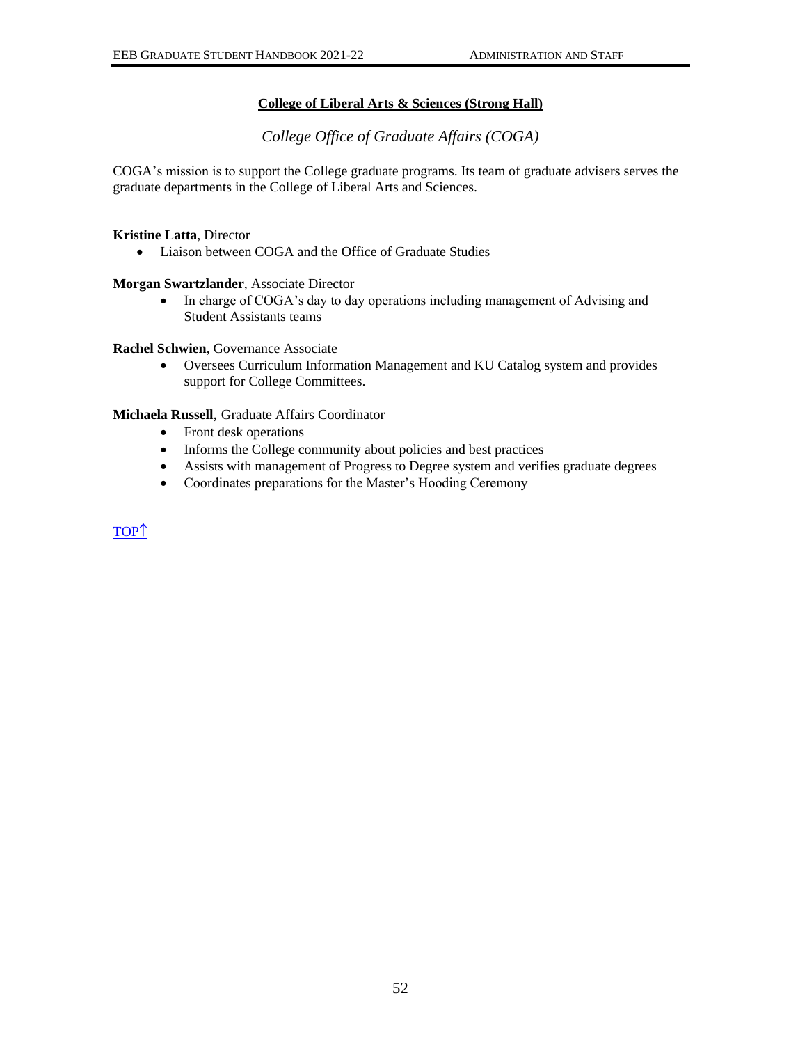## College of Liberal Arts & Sciences (Strong Hall)

### *College Office of Graduate Affairs (COGA)*

COGA's mission is to support the College graduate programs. Its team of graduate advisers serves the graduate departments in the College of Liberal Arts and Sciences.

**Kristine Latta**, Director

- Liaison between COGA and the Office of Graduate Studies

**Morgan Swartzlander**, Associate Director

- In charge of COGA's day to day operations including management of Advising and Student Assistants teams

**Rachel Schwien**, Governance Associate

- Oversees Curriculum Information Management and KU Catalog system and provides support for College Committees.

**Michaela Russell**, Graduate Affairs Coordinator

- Front desk operations
- Informs the College community about policies and best practices
- Assists with management of Progress to Degree system and verifies graduate degrees
- Coordinates preparations for the Master's Hooding Ceremony

TOP↑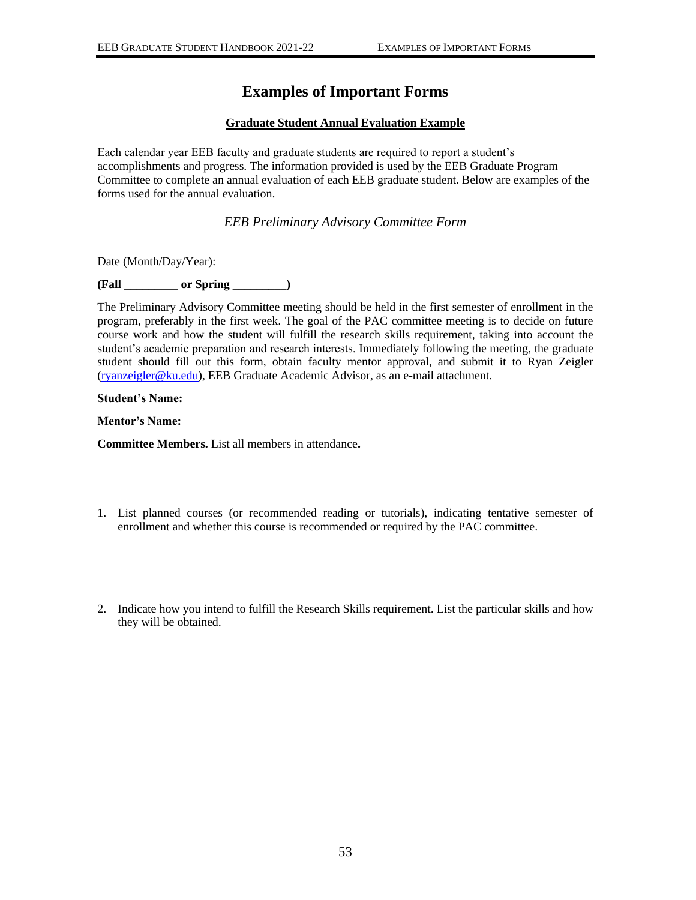# Examples of Important Forms

## Graduate Student Annual Evaluation Example

Each calendar year EEB faculty and graduate students are required to report a student's accomplishments and progress. The information provided is used by the EEB Graduate Program Committee to complete an annual evaluation of each EEB graduate student. Below are examples of the forms used for the annual evaluation.

### *EEB Preliminary Advisory Committee Form*

Date (Month/Day/Year):

**(Fall _________ or Spring _________)**

The Preliminary Advisory Committee meeting should be held in the first semester of enrollment in the program, preferably in the first week. The goal of the PAC committee meeting is to decide on future course work and how the student will fulfill the research skills requirement, taking into account the student's academic preparation and research interests. Immediately following the meeting, the graduate student should fill out this form, obtain faculty mentor approval, and submit it to Ryan Zeigler (ryanzeigler@ku.edu), EEB Graduate Academic Advisor, as an e-mail attachment.

**Student's Name:**

**Mentor's Name:**

**Committee Members.** List all members in attendance**.**

1. List planned courses (or recommended reading or tutorials), indicating tentative semester of enrollment and whether this course is recommended or required by the PAC committee.

2. Indicate how you intend to fulfill the Research Skills requirement. List the particular skills and how they will be obtained.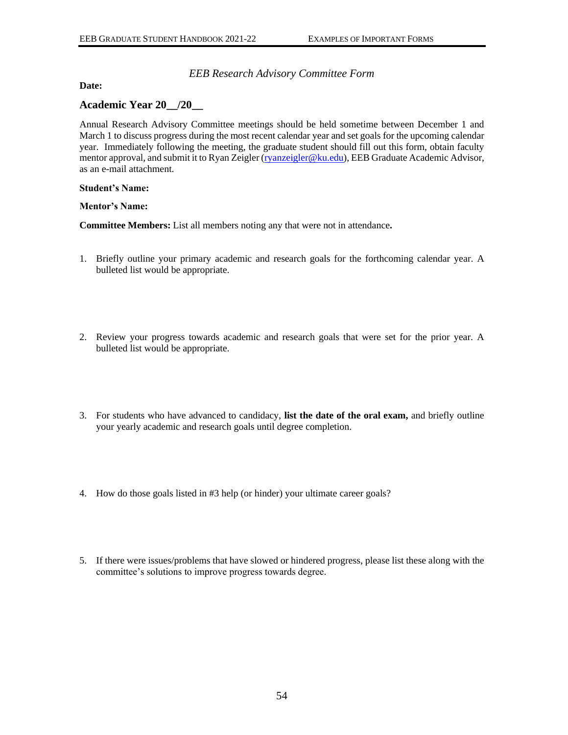*EEB Research Advisory Committee Form*

**Date:**

## Academic Year 20__/20__

Annual Research Advisory Committee meetings should be held sometime between December 1 and March 1 to discuss progress during the most recent calendar year and set goals for the upcoming calendar year. Immediately following the meeting, the graduate student should fill out this form, obtain faculty mentor approval, and submit it to Ryan Zeigler (ryanzeigler@ku.edu), EEB Graduate Academic Advisor, as an e-mail attachment.

**Student's Name:**

**Mentor's Name:**

**Committee Members:** List all members noting any that were not in attendance**.**

1. Briefly outline your primary academic and research goals for the forthcoming calendar year. A bulleted list would be appropriate.

2. Review your progress towards academic and research goals that were set for the prior year. A bulleted list would be appropriate.

3. For students who have advanced to candidacy, **list the date of the oral exam,** and briefly outline your yearly academic and research goals until degree completion.

4. How do those goals listed in #3 help (or hinder) your ultimate career goals?

5. If there were issues/problems that have slowed or hindered progress, please list these along with the committee's solutions to improve progress towards degree.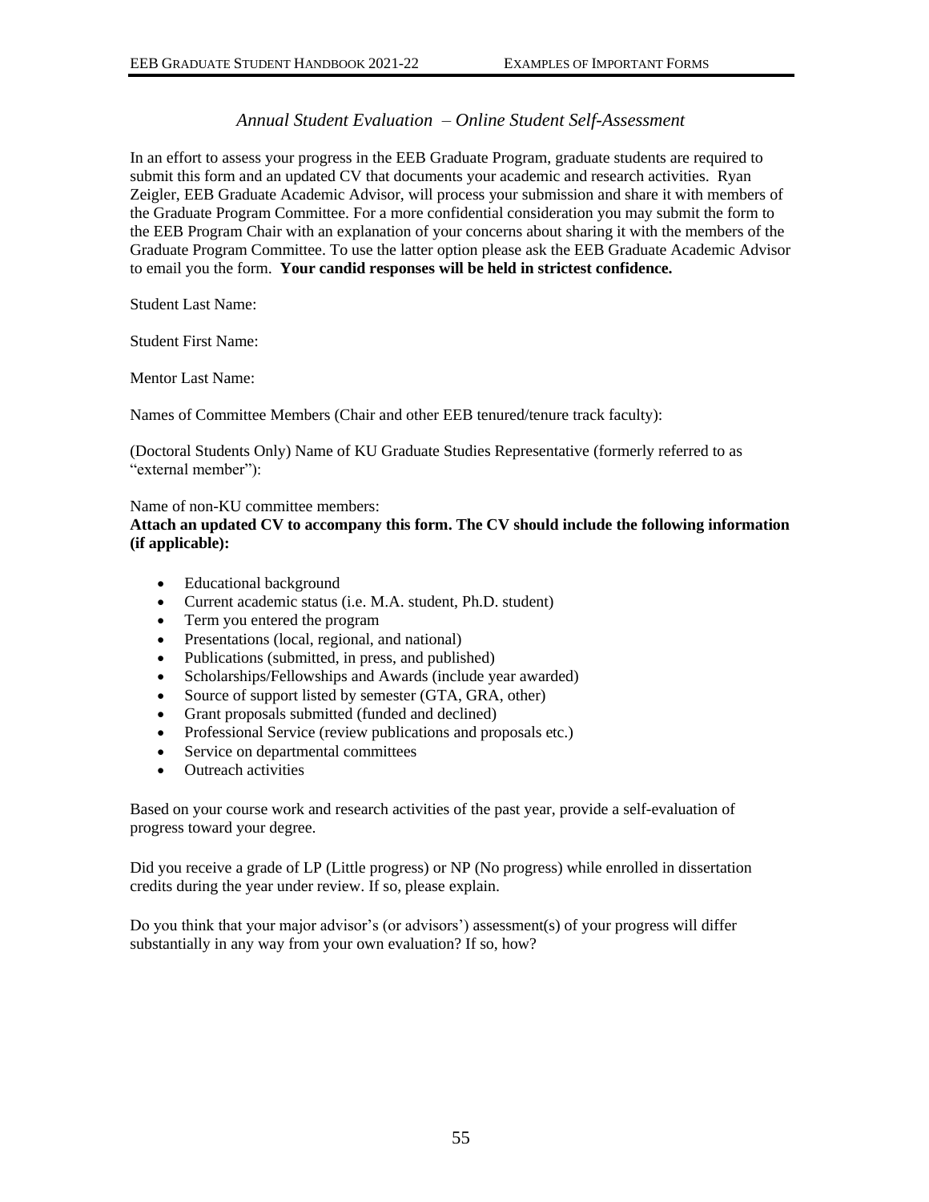*Annual Student Evaluation – Online Student Self-Assessment*

In an effort to assess your progress in the EEB Graduate Program, graduate students are required to submit this form and an updated CV that documents your academic and research activities. Ryan Zeigler, EEB Graduate Academic Advisor, will process your submission and share it with members of the Graduate Program Committee. For a more confidential consideration you may submit the form to the EEB Program Chair with an explanation of your concerns about sharing it with the members of the Graduate Program Committee. To use the latter option please ask the EEB Graduate Academic Advisor to email you the form. **Your candid responses will be held in strictest confidence.**

Student Last Name:

Student First Name:

Mentor Last Name:

Names of Committee Members (Chair and other EEB tenured/tenure track faculty):

(Doctoral Students Only) Name of KU Graduate Studies Representative (formerly referred to as "external member"):

Name of non-KU committee members:

**Attach an updated CV to accompany this form. The CV should include the following information (if applicable):**

- Educational background
- Current academic status (i.e. M.A. student, Ph.D. student)
- Term you entered the program
- Presentations (local, regional, and national)
- Publications (submitted, in press, and published)
- Scholarships/Fellowships and Awards (include year awarded)
- Source of support listed by semester (GTA, GRA, other)
- Grant proposals submitted (funded and declined)
- Professional Service (review publications and proposals etc.)
- Service on departmental committees
- Outreach activities

Based on your course work and research activities of the past year, provide a self-evaluation of progress toward your degree.

Did you receive a grade of LP (Little progress) or NP (No progress) while enrolled in dissertation credits during the year under review. If so, please explain.

Do you think that your major advisor's (or advisors') assessment(s) of your progress will differ substantially in any way from your own evaluation? If so, how?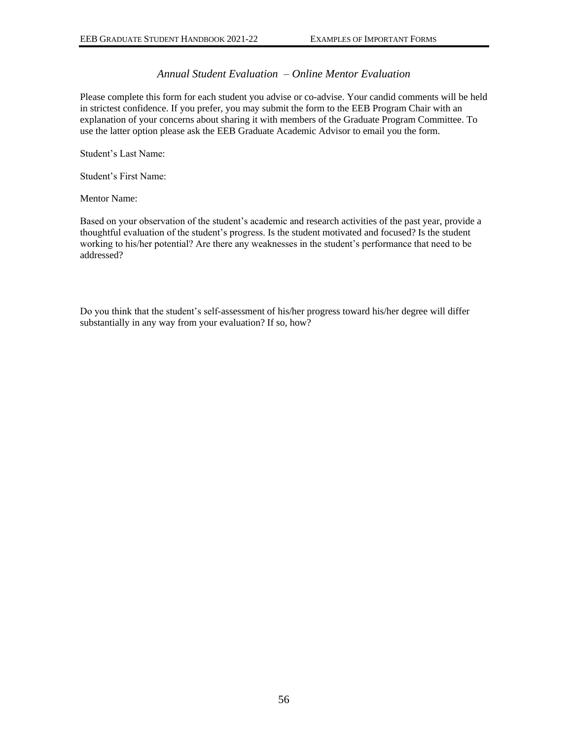## *Annual Student Evaluation – Online Mentor Evaluation*

Please complete this form for each student you advise or co-advise. Your candid comments will be held in strictest confidence. If you prefer, you may submit the form to the EEB Program Chair with an explanation of your concerns about sharing it with members of the Graduate Program Committee. To use the latter option please ask the EEB Graduate Academic Advisor to email you the form.

Student's Last Name:

Student's First Name:

Mentor Name:

Based on your observation of the student's academic and research activities of the past year, provide a thoughtful evaluation of the student's progress. Is the student motivated and focused? Is the student working to his/her potential? Are there any weaknesses in the student's performance that need to be addressed?

Do you think that the student's self-assessment of his/her progress toward his/her degree will differ substantially in any way from your evaluation? If so, how?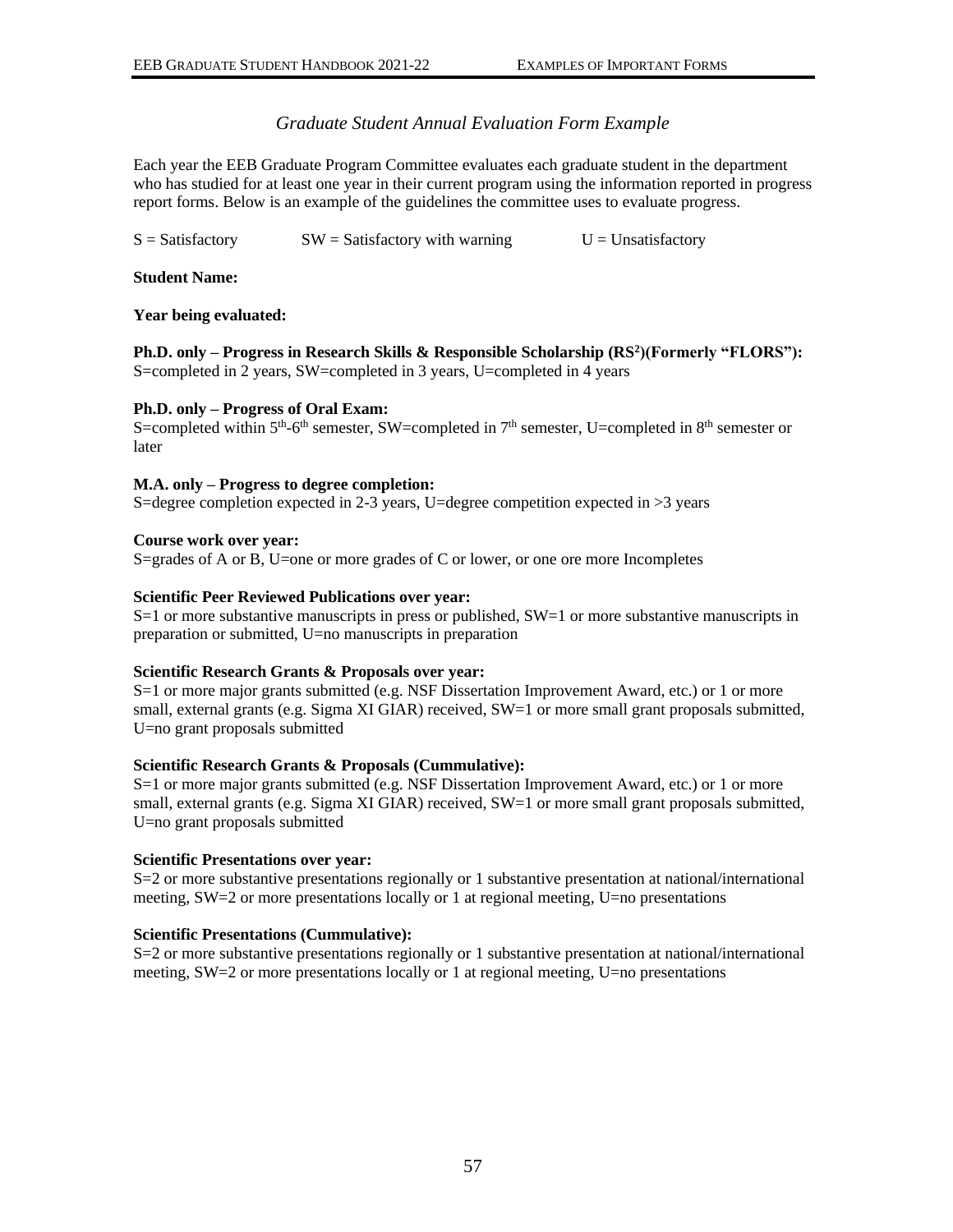## *Graduate Student Annual Evaluation Form Example*

Each year the EEB Graduate Program Committee evaluates each graduate student in the department who has studied for at least one year in their current program using the information reported in progress report forms. Below is an example of the guidelines the committee uses to evaluate progress.

S = Satisfactory    SW = Satisfactory with warning    U = Unsatisfactory

**Student Name:**

**Year being evaluated:**

**Ph.D. only – Progress in Research Skills & Responsible Scholarship ($RS^2$)(Formerly "FLORS"):**
S=completed in 2 years, SW=completed in 3 years, U=completed in 4 years

**Ph.D. only – Progress of Oral Exam:**
S=completed within $5^{th}$-$6^{th}$ semester, SW=completed in $7^{th}$ semester, U=completed in $8^{th}$ semester or later

**M.A. only – Progress to degree completion:**
S=degree completion expected in 2-3 years, U=degree competition expected in >3 years

**Course work over year:**
S=grades of A or B, U=one or more grades of C or lower, or one ore more Incompletes

**Scientific Peer Reviewed Publications over year:**
S=1 or more substantive manuscripts in press or published, SW=1 or more substantive manuscripts in preparation or submitted, U=no manuscripts in preparation

**Scientific Research Grants & Proposals over year:**
S=1 or more major grants submitted (e.g. NSF Dissertation Improvement Award, etc.) or 1 or more small, external grants (e.g. Sigma XI GIAR) received, SW=1 or more small grant proposals submitted, U=no grant proposals submitted

**Scientific Research Grants & Proposals (Cummulative):**
S=1 or more major grants submitted (e.g. NSF Dissertation Improvement Award, etc.) or 1 or more small, external grants (e.g. Sigma XI GIAR) received, SW=1 or more small grant proposals submitted, U=no grant proposals submitted

**Scientific Presentations over year:**
S=2 or more substantive presentations regionally or 1 substantive presentation at national/international meeting, SW=2 or more presentations locally or 1 at regional meeting, U=no presentations

**Scientific Presentations (Cummulative):**
S=2 or more substantive presentations regionally or 1 substantive presentation at national/international meeting, SW=2 or more presentations locally or 1 at regional meeting, U=no presentations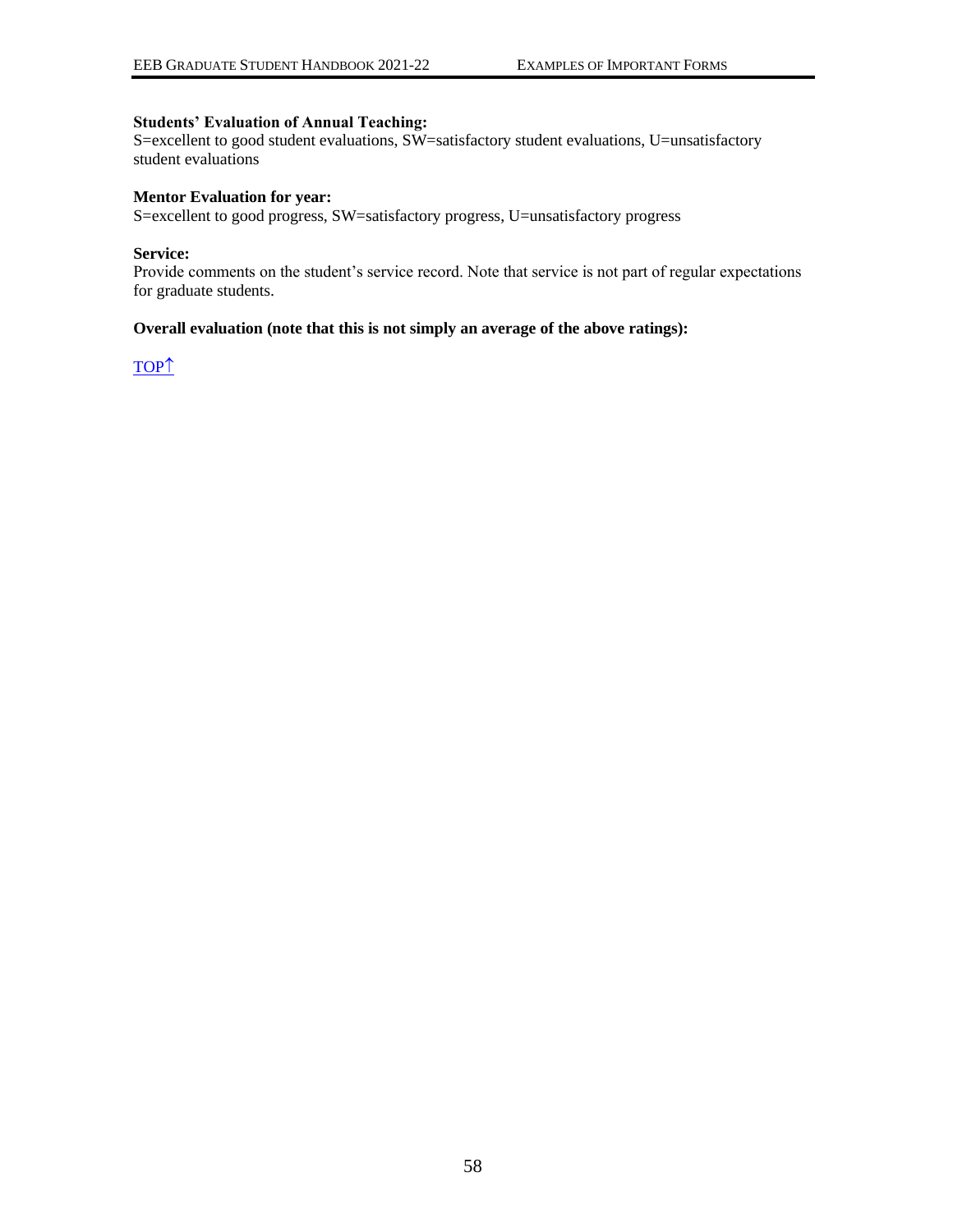**Students' Evaluation of Annual Teaching:**
S=excellent to good student evaluations, SW=satisfactory student evaluations, U=unsatisfactory student evaluations

**Mentor Evaluation for year:**
S=excellent to good progress, SW=satisfactory progress, U=unsatisfactory progress

**Service:**
Provide comments on the student's service record. Note that service is not part of regular expectations for graduate students.

**Overall evaluation (note that this is not simply an average of the above ratings):**

TOP↑